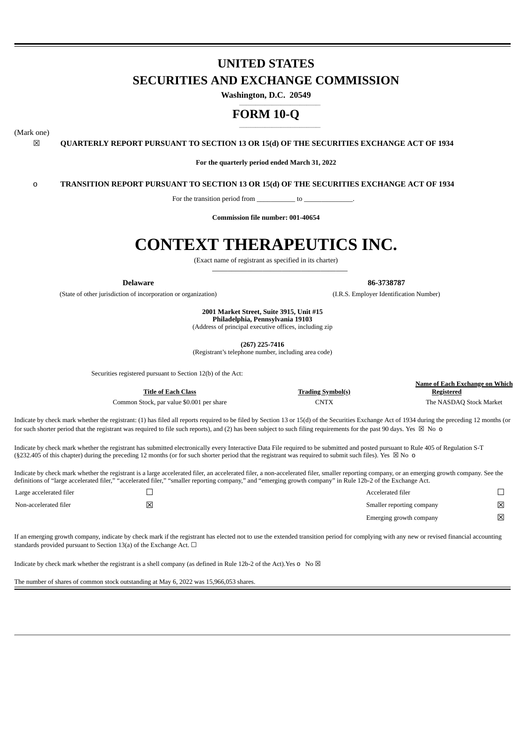# UNITED STATES
# SECURITIES AND EXCHANGE COMMISSION

**Washington, D.C. 20549**

## FORM 10-Q

(Mark one)

☒ **QUARTERLY REPORT PURSUANT TO SECTION 13 OR 15(d) OF THE SECURITIES EXCHANGE ACT OF 1934**

**For the quarterly period ended March 31, 2022**

o **TRANSITION REPORT PURSUANT TO SECTION 13 OR 15(d) OF THE SECURITIES EXCHANGE ACT OF 1934**

For the transition period from ___________ to ______________.

**Commission file number: 001-40654**

# CONTEXT THERAPEUTICS INC.

(Exact name of registrant as specified in its charter)

| **Delaware** | **86-3738787** |
|---|---|
| (State of other jurisdiction of incorporation or organization) | (I.R.S. Employer Identification Number) |

**2001 Market Street, Suite 3915, Unit #15**
**Philadelphia, Pennsylvania 19103**
(Address of principal executive offices, including zip

**(267) 225-7416**
(Registrant's telephone number, including area code)

Securities registered pursuant to Section 12(b) of the Act:

| Title of Each Class | Trading Symbol(s) | Name of Each Exchange on Which Registered |
|---|---|---|
| Common Stock, par value $0.001 per share | CNTX | The NASDAQ Stock Market |

Indicate by check mark whether the registrant: (1) has filed all reports required to be filed by Section 13 or 15(d) of the Securities Exchange Act of 1934 during the preceding 12 months (or for such shorter period that the registrant was required to file such reports), and (2) has been subject to such filing requirements for the past 90 days. Yes ☒ No o

Indicate by check mark whether the registrant has submitted electronically every Interactive Data File required to be submitted and posted pursuant to Rule 405 of Regulation S-T (§232.405 of this chapter) during the preceding 12 months (or for such shorter period that the registrant was required to submit such files). Yes ☒ No o

Indicate by check mark whether the registrant is a large accelerated filer, an accelerated filer, a non-accelerated filer, smaller reporting company, or an emerging growth company. See the definitions of "large accelerated filer," "accelerated filer," "smaller reporting company," and "emerging growth company" in Rule 12b-2 of the Exchange Act.

| | | | |
|---|---|---|---|
| Large accelerated filer | ☐ | Accelerated filer | ☐ |
| Non-accelerated filer | ☒ | Smaller reporting company | ☒ |
| | | Emerging growth company | ☒ |

If an emerging growth company, indicate by check mark if the registrant has elected not to use the extended transition period for complying with any new or revised financial accounting standards provided pursuant to Section 13(a) of the Exchange Act. ☐

Indicate by check mark whether the registrant is a shell company (as defined in Rule 12b-2 of the Act).Yes o No ☒

The number of shares of common stock outstanding at May 6, 2022 was 15,966,053 shares.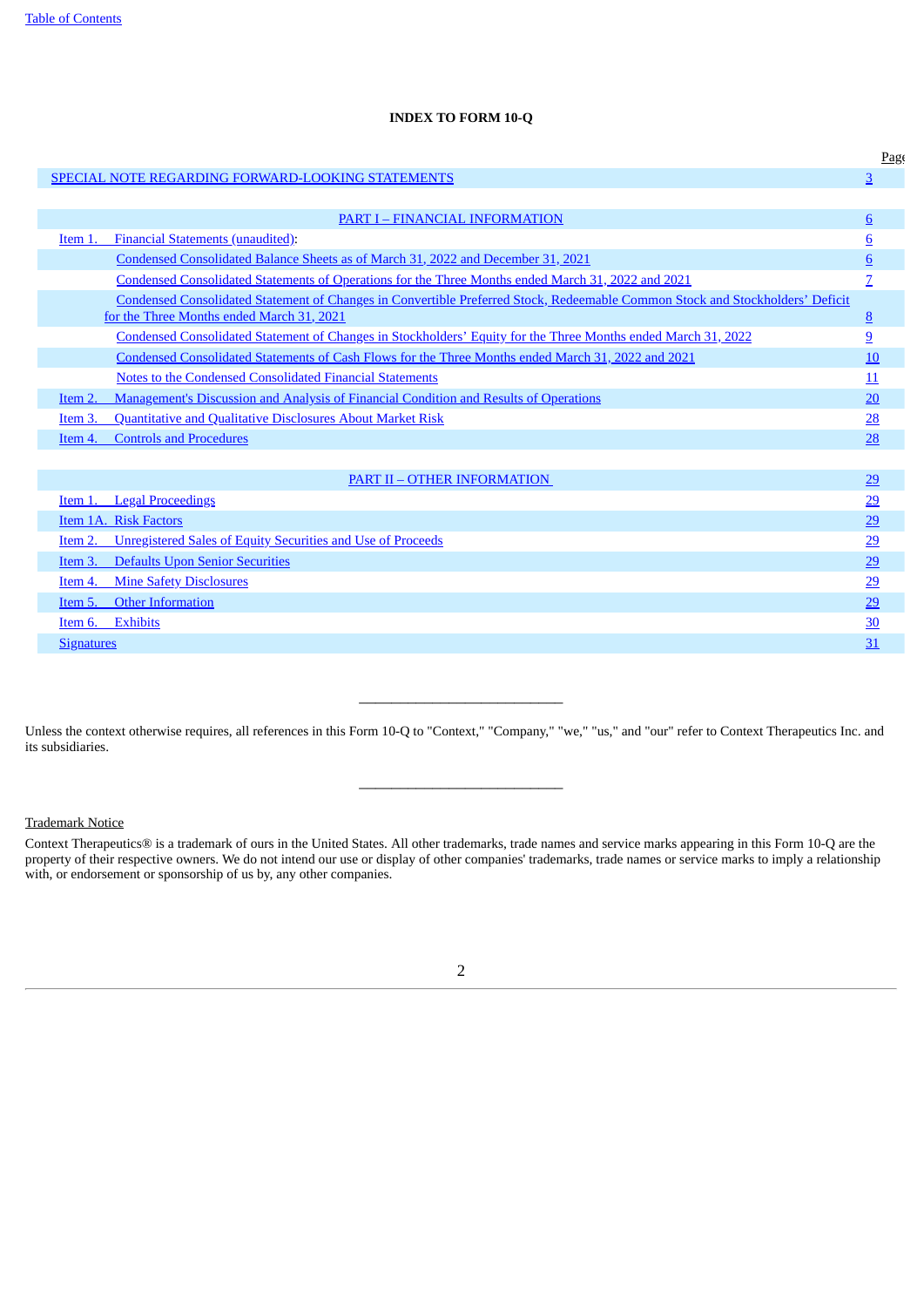**INDEX TO FORM 10-Q**

| | Page |
|---|---|
| SPECIAL NOTE REGARDING FORWARD-LOOKING STATEMENTS | 3 |
| | |
| PART I – FINANCIAL INFORMATION | 6 |
| Item 1. Financial Statements (unaudited): | 6 |
| Condensed Consolidated Balance Sheets as of March 31, 2022 and December 31, 2021 | 6 |
| Condensed Consolidated Statements of Operations for the Three Months ended March 31, 2022 and 2021 | 7 |
| Condensed Consolidated Statement of Changes in Convertible Preferred Stock, Redeemable Common Stock and Stockholders' Deficit for the Three Months ended March 31, 2021 | 8 |
| Condensed Consolidated Statement of Changes in Stockholders' Equity for the Three Months ended March 31, 2022 | 9 |
| Condensed Consolidated Statements of Cash Flows for the Three Months ended March 31, 2022 and 2021 | 10 |
| Notes to the Condensed Consolidated Financial Statements | 11 |
| Item 2. Management's Discussion and Analysis of Financial Condition and Results of Operations | 20 |
| Item 3. Quantitative and Qualitative Disclosures About Market Risk | 28 |
| Item 4. Controls and Procedures | 28 |
| | |
| PART II – OTHER INFORMATION | 29 |
| Item 1. Legal Proceedings | 29 |
| Item 1A. Risk Factors | 29 |
| Item 2. Unregistered Sales of Equity Securities and Use of Proceeds | 29 |
| Item 3. Defaults Upon Senior Securities | 29 |
| Item 4. Mine Safety Disclosures | 29 |
| Item 5. Other Information | 29 |
| Item 6. Exhibits | 30 |
| Signatures | 31 |

---

Unless the context otherwise requires, all references in this Form 10-Q to "Context," "Company," "we," "us," and "our" refer to Context Therapeutics Inc. and its subsidiaries.

---

Trademark Notice

Context Therapeutics® is a trademark of ours in the United States. All other trademarks, trade names and service marks appearing in this Form 10-Q are the property of their respective owners. We do not intend our use or display of other companies' trademarks, trade names or service marks to imply a relationship with, or endorsement or sponsorship of us by, any other companies.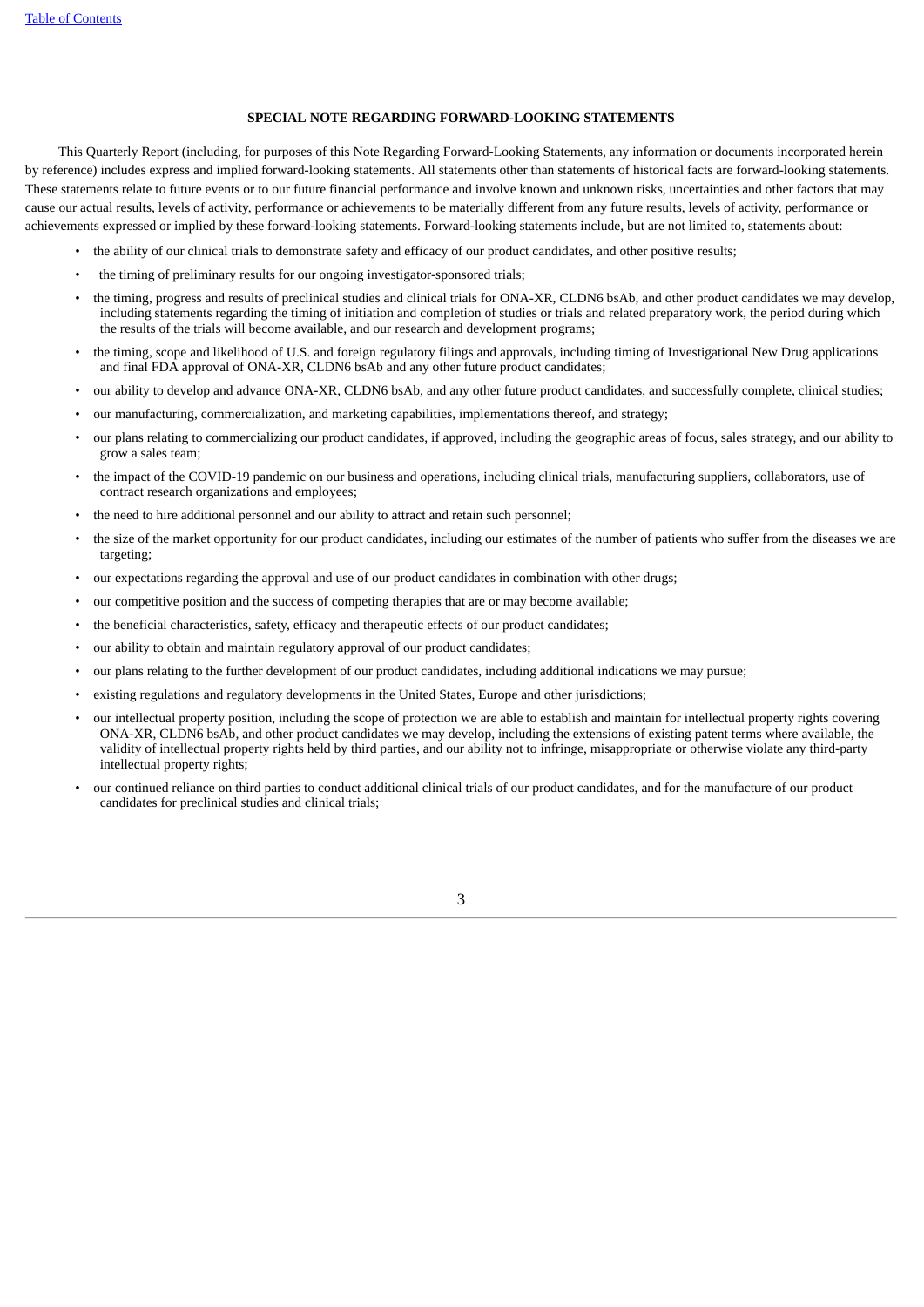### SPECIAL NOTE REGARDING FORWARD-LOOKING STATEMENTS

This Quarterly Report (including, for purposes of this Note Regarding Forward-Looking Statements, any information or documents incorporated herein by reference) includes express and implied forward-looking statements. All statements other than statements of historical facts are forward-looking statements. These statements relate to future events or to our future financial performance and involve known and unknown risks, uncertainties and other factors that may cause our actual results, levels of activity, performance or achievements to be materially different from any future results, levels of activity, performance or achievements expressed or implied by these forward-looking statements. Forward-looking statements include, but are not limited to, statements about:

- the ability of our clinical trials to demonstrate safety and efficacy of our product candidates, and other positive results;
- the timing of preliminary results for our ongoing investigator-sponsored trials;
- the timing, progress and results of preclinical studies and clinical trials for ONA-XR, CLDN6 bsAb, and other product candidates we may develop, including statements regarding the timing of initiation and completion of studies or trials and related preparatory work, the period during which the results of the trials will become available, and our research and development programs;
- the timing, scope and likelihood of U.S. and foreign regulatory filings and approvals, including timing of Investigational New Drug applications and final FDA approval of ONA-XR, CLDN6 bsAb and any other future product candidates;
- our ability to develop and advance ONA-XR, CLDN6 bsAb, and any other future product candidates, and successfully complete, clinical studies;
- our manufacturing, commercialization, and marketing capabilities, implementations thereof, and strategy;
- our plans relating to commercializing our product candidates, if approved, including the geographic areas of focus, sales strategy, and our ability to grow a sales team;
- the impact of the COVID-19 pandemic on our business and operations, including clinical trials, manufacturing suppliers, collaborators, use of contract research organizations and employees;
- the need to hire additional personnel and our ability to attract and retain such personnel;
- the size of the market opportunity for our product candidates, including our estimates of the number of patients who suffer from the diseases we are targeting;
- our expectations regarding the approval and use of our product candidates in combination with other drugs;
- our competitive position and the success of competing therapies that are or may become available;
- the beneficial characteristics, safety, efficacy and therapeutic effects of our product candidates;
- our ability to obtain and maintain regulatory approval of our product candidates;
- our plans relating to the further development of our product candidates, including additional indications we may pursue;
- existing regulations and regulatory developments in the United States, Europe and other jurisdictions;
- our intellectual property position, including the scope of protection we are able to establish and maintain for intellectual property rights covering ONA-XR, CLDN6 bsAb, and other product candidates we may develop, including the extensions of existing patent terms where available, the validity of intellectual property rights held by third parties, and our ability not to infringe, misappropriate or otherwise violate any third-party intellectual property rights;
- our continued reliance on third parties to conduct additional clinical trials of our product candidates, and for the manufacture of our product candidates for preclinical studies and clinical trials;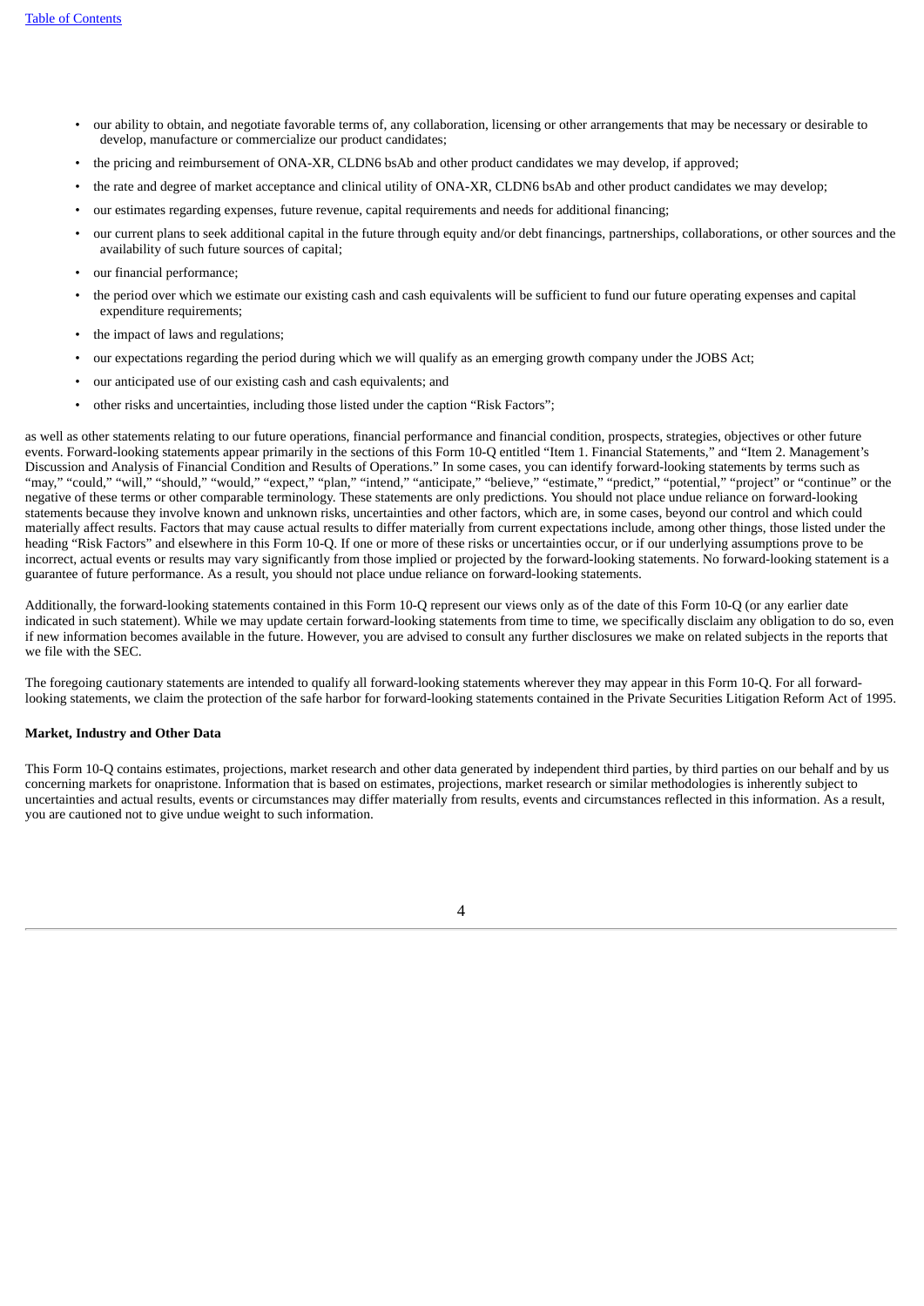- our ability to obtain, and negotiate favorable terms of, any collaboration, licensing or other arrangements that may be necessary or desirable to develop, manufacture or commercialize our product candidates;
- the pricing and reimbursement of ONA-XR, CLDN6 bsAb and other product candidates we may develop, if approved;
- the rate and degree of market acceptance and clinical utility of ONA-XR, CLDN6 bsAb and other product candidates we may develop;
- our estimates regarding expenses, future revenue, capital requirements and needs for additional financing;
- our current plans to seek additional capital in the future through equity and/or debt financings, partnerships, collaborations, or other sources and the availability of such future sources of capital;
- our financial performance;
- the period over which we estimate our existing cash and cash equivalents will be sufficient to fund our future operating expenses and capital expenditure requirements;
- the impact of laws and regulations;
- our expectations regarding the period during which we will qualify as an emerging growth company under the JOBS Act;
- our anticipated use of our existing cash and cash equivalents; and
- other risks and uncertainties, including those listed under the caption "Risk Factors";

as well as other statements relating to our future operations, financial performance and financial condition, prospects, strategies, objectives or other future events. Forward-looking statements appear primarily in the sections of this Form 10-Q entitled "Item 1. Financial Statements," and "Item 2. Management's Discussion and Analysis of Financial Condition and Results of Operations." In some cases, you can identify forward-looking statements by terms such as "may," "could," "will," "should," "would," "expect," "plan," "intend," "anticipate," "believe," "estimate," "predict," "potential," "project" or "continue" or the negative of these terms or other comparable terminology. These statements are only predictions. You should not place undue reliance on forward-looking statements because they involve known and unknown risks, uncertainties and other factors, which are, in some cases, beyond our control and which could materially affect results. Factors that may cause actual results to differ materially from current expectations include, among other things, those listed under the heading "Risk Factors" and elsewhere in this Form 10-Q. If one or more of these risks or uncertainties occur, or if our underlying assumptions prove to be incorrect, actual events or results may vary significantly from those implied or projected by the forward-looking statements. No forward-looking statement is a guarantee of future performance. As a result, you should not place undue reliance on forward-looking statements.

Additionally, the forward-looking statements contained in this Form 10-Q represent our views only as of the date of this Form 10-Q (or any earlier date indicated in such statement). While we may update certain forward-looking statements from time to time, we specifically disclaim any obligation to do so, even if new information becomes available in the future. However, you are advised to consult any further disclosures we make on related subjects in the reports that we file with the SEC.

The foregoing cautionary statements are intended to qualify all forward-looking statements wherever they may appear in this Form 10-Q. For all forward-looking statements, we claim the protection of the safe harbor for forward-looking statements contained in the Private Securities Litigation Reform Act of 1995.

**Market, Industry and Other Data**

This Form 10-Q contains estimates, projections, market research and other data generated by independent third parties, by third parties on our behalf and by us concerning markets for onapristone. Information that is based on estimates, projections, market research or similar methodologies is inherently subject to uncertainties and actual results, events or circumstances may differ materially from results, events and circumstances reflected in this information. As a result, you are cautioned not to give undue weight to such information.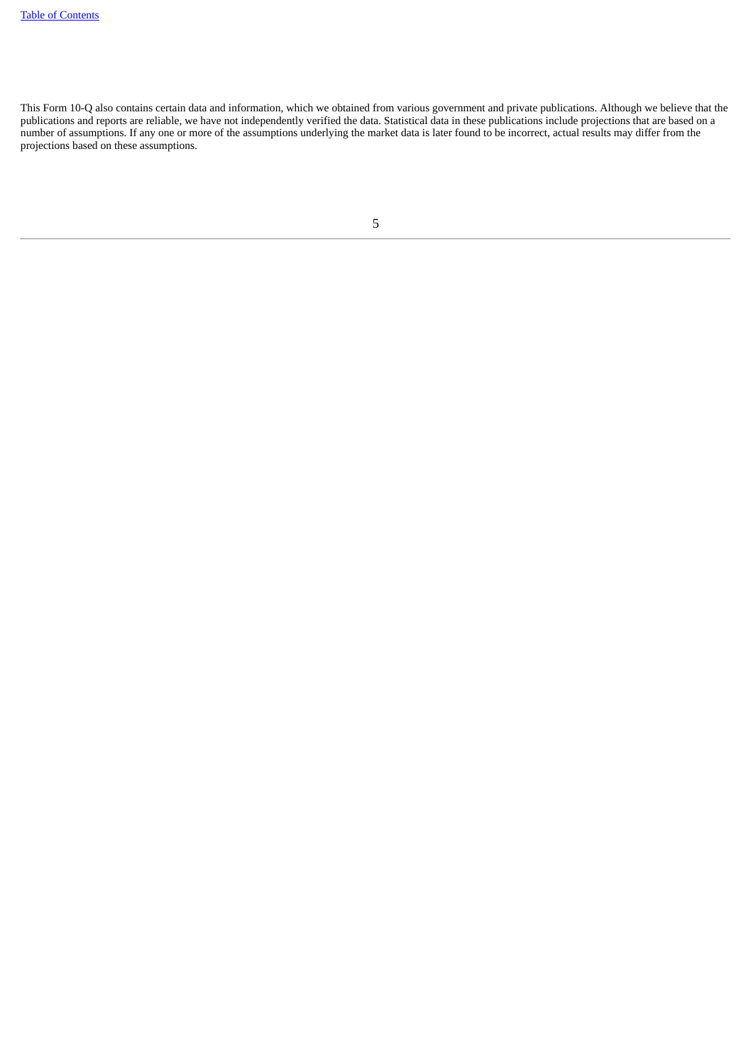This Form 10-Q also contains certain data and information, which we obtained from various government and private publications. Although we believe that the publications and reports are reliable, we have not independently verified the data. Statistical data in these publications include projections that are based on a number of assumptions. If any one or more of the assumptions underlying the market data is later found to be incorrect, actual results may differ from the projections based on these assumptions.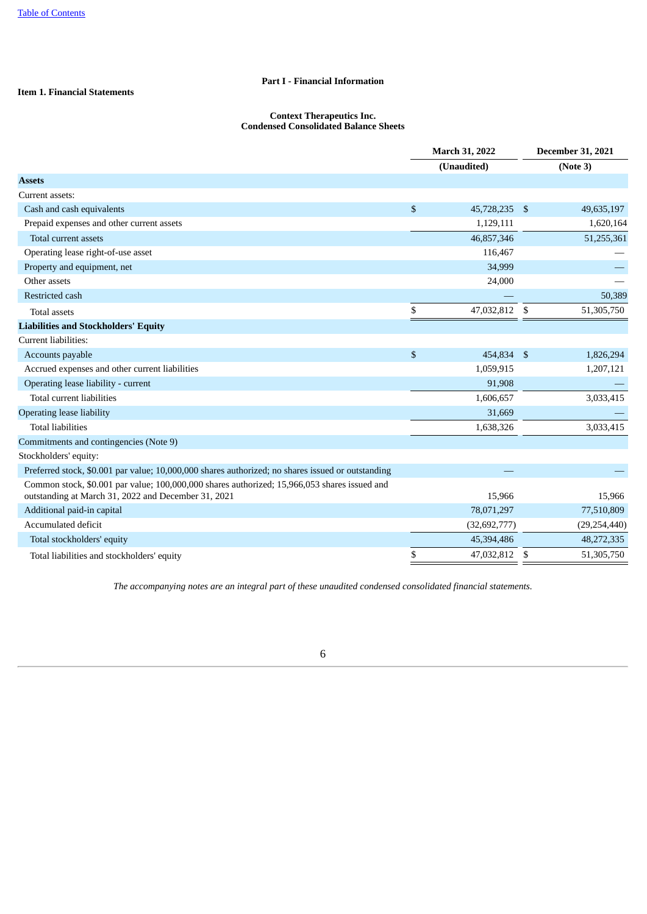Table of Contents

# Part I - Financial Information

## Item 1. Financial Statements

### Context Therapeutics Inc.
### Condensed Consolidated Balance Sheets

| | March 31, 2022 | December 31, 2021 |
|---|---|---|
| | (Unaudited) | (Note 3) |
| **Assets** | | |
| Current assets: | | |
| Cash and cash equivalents | $ 45,728,235 | $ 49,635,197 |
| Prepaid expenses and other current assets | 1,129,111 | 1,620,164 |
| Total current assets | 46,857,346 | 51,255,361 |
| Operating lease right-of-use asset | 116,467 | — |
| Property and equipment, net | 34,999 | — |
| Other assets | 24,000 | — |
| Restricted cash | — | 50,389 |
| Total assets | $ 47,032,812 | $ 51,305,750 |
| **Liabilities and Stockholders' Equity** | | |
| Current liabilities: | | |
| Accounts payable | $ 454,834 | $ 1,826,294 |
| Accrued expenses and other current liabilities | 1,059,915 | 1,207,121 |
| Operating lease liability - current | 91,908 | — |
| Total current liabilities | 1,606,657 | 3,033,415 |
| Operating lease liability | 31,669 | — |
| Total liabilities | 1,638,326 | 3,033,415 |
| Commitments and contingencies (Note 9) | | |
| Stockholders' equity: | | |
| Preferred stock, $0.001 par value; 10,000,000 shares authorized; no shares issued or outstanding | — | — |
| Common stock, $0.001 par value; 100,000,000 shares authorized; 15,966,053 shares issued and outstanding at March 31, 2022 and December 31, 2021 | 15,966 | 15,966 |
| Additional paid-in capital | 78,071,297 | 77,510,809 |
| Accumulated deficit | (32,692,777) | (29,254,440) |
| Total stockholders' equity | 45,394,486 | 48,272,335 |
| Total liabilities and stockholders' equity | $ 47,032,812 | $ 51,305,750 |

*The accompanying notes are an integral part of these unaudited condensed consolidated financial statements.*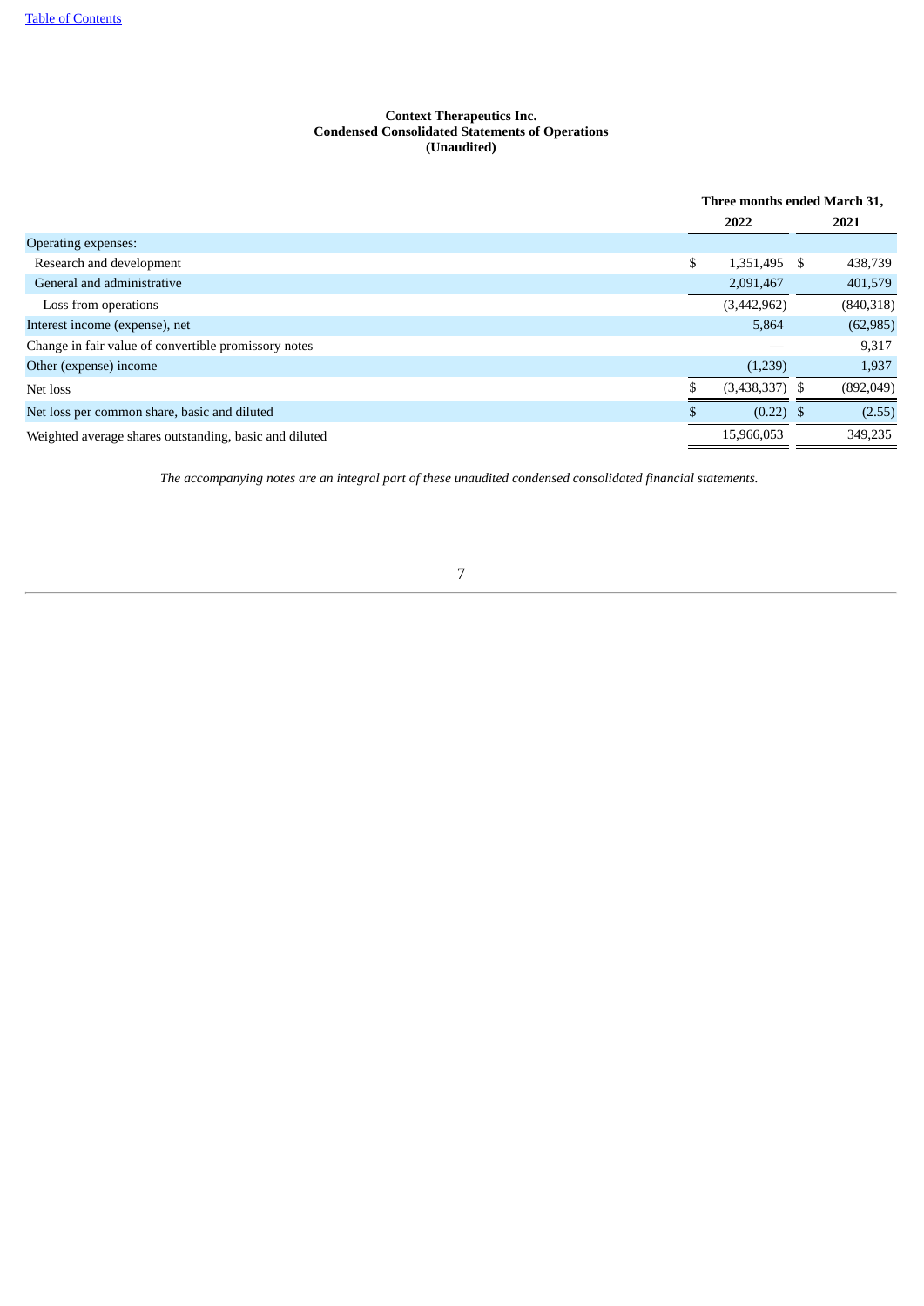**Context Therapeutics Inc.**
**Condensed Consolidated Statements of Operations**
**(Unaudited)**

| | Three months ended March 31, | |
|---|---|---|
| | **2022** | **2021** |
| Operating expenses: | | |
| Research and development | $ 1,351,495 | $ 438,739 |
| General and administrative | 2,091,467 | 401,579 |
| Loss from operations | (3,442,962) | (840,318) |
| Interest income (expense), net | 5,864 | (62,985) |
| Change in fair value of convertible promissory notes | — | 9,317 |
| Other (expense) income | (1,239) | 1,937 |
| Net loss | $ (3,438,337) | $ (892,049) |
| Net loss per common share, basic and diluted | $ (0.22) | $ (2.55) |
| Weighted average shares outstanding, basic and diluted | 15,966,053 | 349,235 |

*The accompanying notes are an integral part of these unaudited condensed consolidated financial statements.*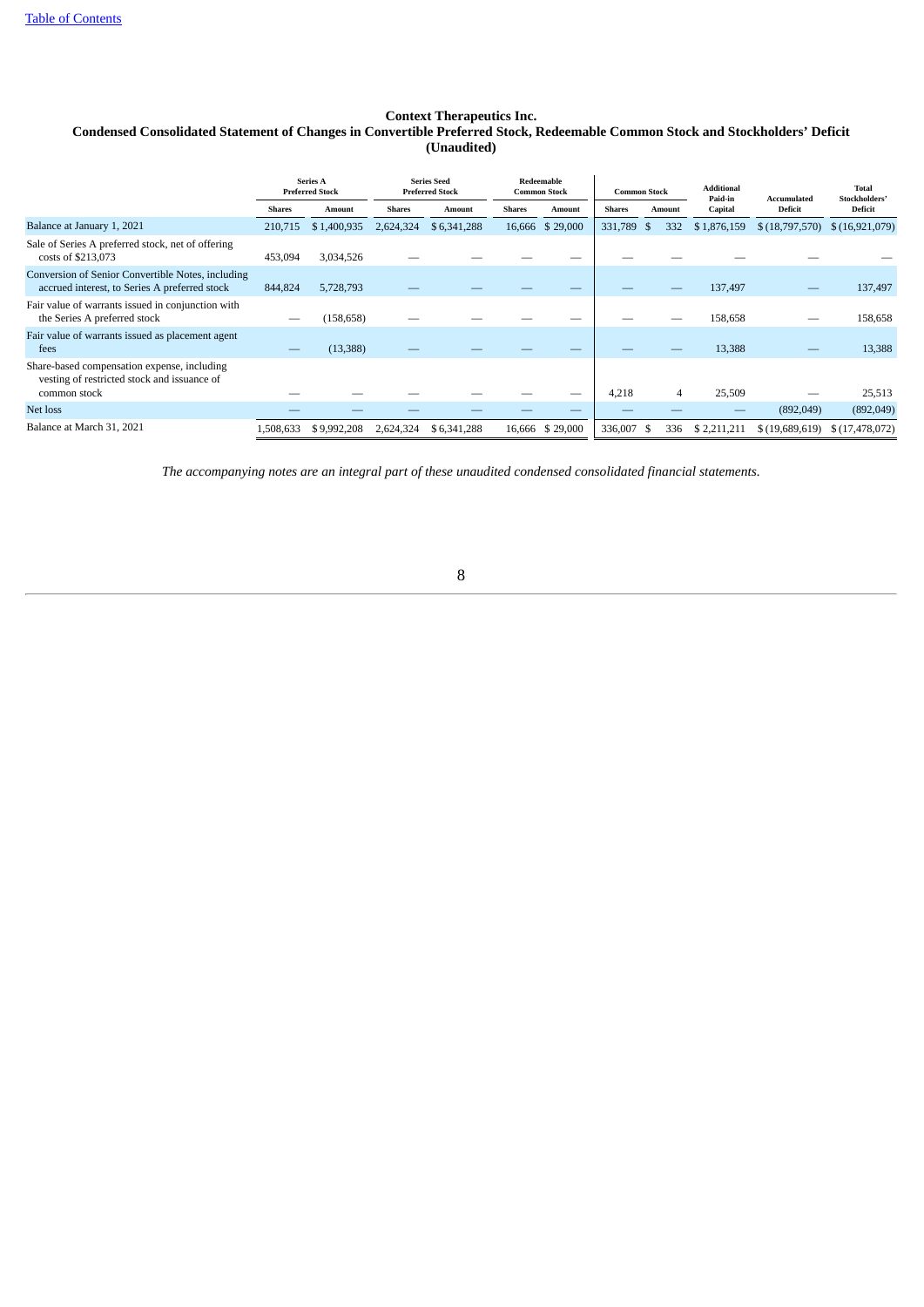**Context Therapeutics Inc.**

**Condensed Consolidated Statement of Changes in Convertible Preferred Stock, Redeemable Common Stock and Stockholders' Deficit**

**(Unaudited)**

| | Series A Preferred Stock | | Series Seed Preferred Stock | | Redeemable Common Stock | | Common Stock | | Additional Paid-in Capital | Accumulated Deficit | Total Stockholders' Deficit |
|---|---|---|---|---|---|---|---|---|---|---|---|
| | Shares | Amount | Shares | Amount | Shares | Amount | Shares | Amount | | | |
| Balance at January 1, 2021 | 210,715 | $ 1,400,935 | 2,624,324 | $ 6,341,288 | 16,666 | $ 29,000 | 331,789 | $ 332 | $ 1,876,159 | $ (18,797,570) | $ (16,921,079) |
| Sale of Series A preferred stock, net of offering costs of $213,073 | 453,094 | 3,034,526 | — | — | — | — | — | — | — | — | — |
| Conversion of Senior Convertible Notes, including accrued interest, to Series A preferred stock | 844,824 | 5,728,793 | — | — | — | — | — | — | 137,497 | — | 137,497 |
| Fair value of warrants issued in conjunction with the Series A preferred stock | — | (158,658) | — | — | — | — | — | — | 158,658 | — | 158,658 |
| Fair value of warrants issued as placement agent fees | — | (13,388) | — | — | — | — | — | — | 13,388 | — | 13,388 |
| Share-based compensation expense, including vesting of restricted stock and issuance of common stock | — | — | — | — | — | — | 4,218 | 4 | 25,509 | — | 25,513 |
| Net loss | — | — | — | — | — | — | — | — | — | (892,049) | (892,049) |
| Balance at March 31, 2021 | 1,508,633 | $ 9,992,208 | 2,624,324 | $ 6,341,288 | 16,666 | $ 29,000 | 336,007 | $ 336 | $ 2,211,211 | $ (19,689,619) | $ (17,478,072) |

*The accompanying notes are an integral part of these unaudited condensed consolidated financial statements.*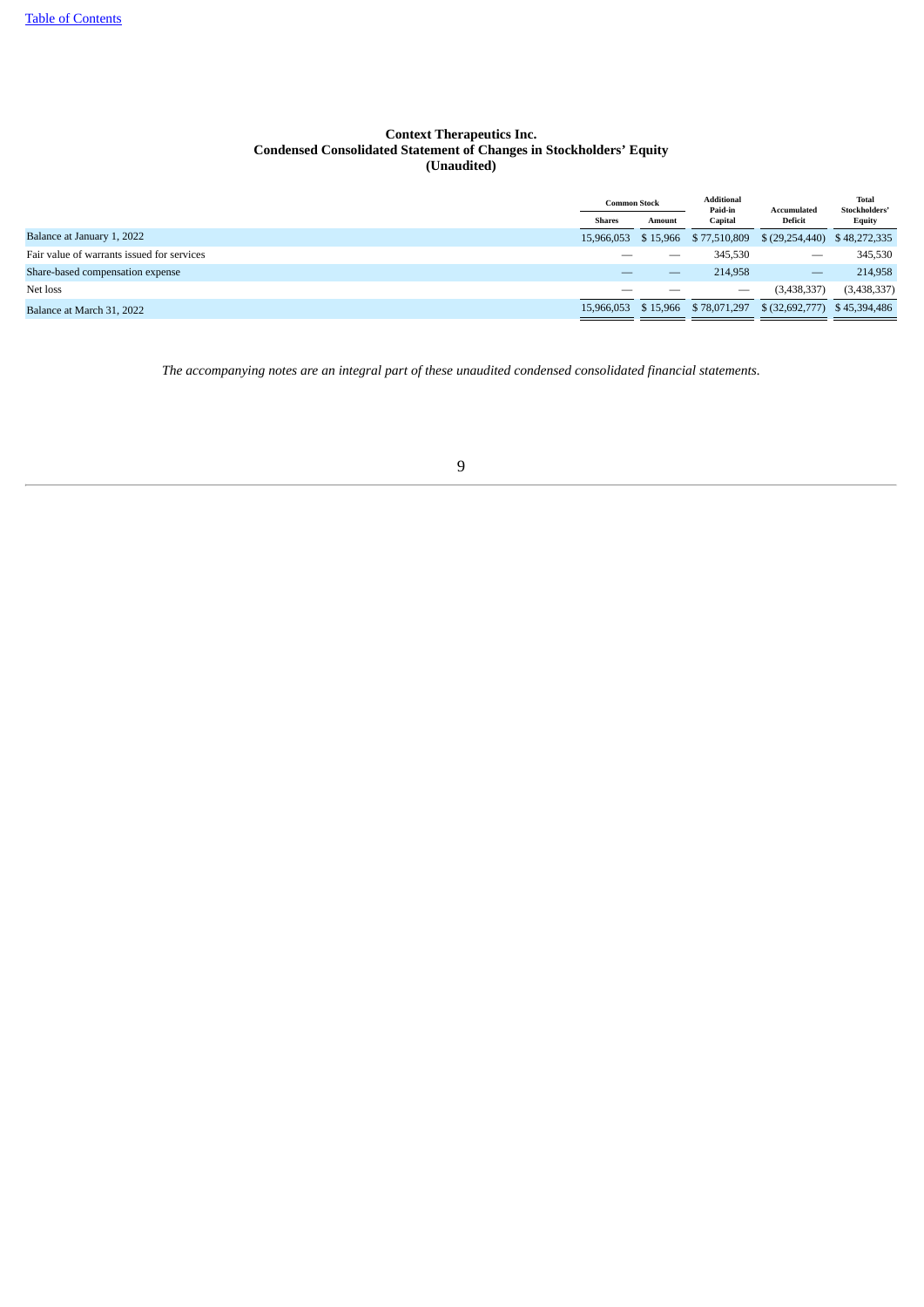**Context Therapeutics Inc.**
**Condensed Consolidated Statement of Changes in Stockholders' Equity**
**(Unaudited)**

| | Common Stock | | Additional Paid-in Capital | Accumulated Deficit | Total Stockholders' Equity |
|---|---|---|---|---|---|
| | Shares | Amount | | | |
| Balance at January 1, 2022 | 15,966,053 | $ 15,966 | $ 77,510,809 | $ (29,254,440) | $ 48,272,335 |
| Fair value of warrants issued for services | — | — | 345,530 | — | 345,530 |
| Share-based compensation expense | — | — | 214,958 | — | 214,958 |
| Net loss | — | — | — | (3,438,337) | (3,438,337) |
| Balance at March 31, 2022 | 15,966,053 | $ 15,966 | $ 78,071,297 | $ (32,692,777) | $ 45,394,486 |

*The accompanying notes are an integral part of these unaudited condensed consolidated financial statements.*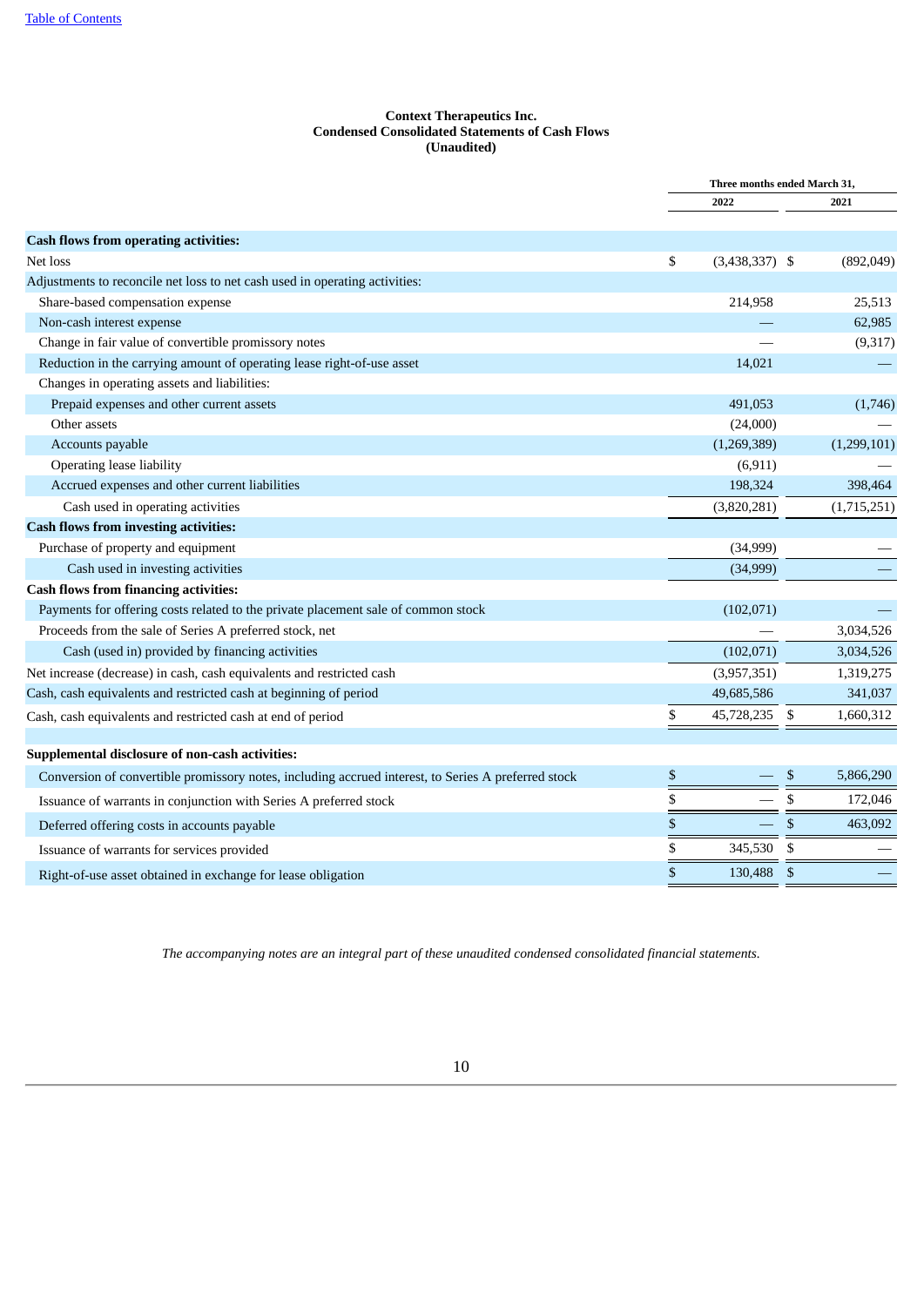**Context Therapeutics Inc.**
**Condensed Consolidated Statements of Cash Flows**
**(Unaudited)**

| | Three months ended March 31, | |
|---|---|---|
| | 2022 | 2021 |
| **Cash flows from operating activities:** | | |
| Net loss | $ (3,438,337) | $ (892,049) |
| Adjustments to reconcile net loss to net cash used in operating activities: | | |
| Share-based compensation expense | 214,958 | 25,513 |
| Non-cash interest expense | — | 62,985 |
| Change in fair value of convertible promissory notes | — | (9,317) |
| Reduction in the carrying amount of operating lease right-of-use asset | 14,021 | — |
| Changes in operating assets and liabilities: | | |
| Prepaid expenses and other current assets | 491,053 | (1,746) |
| Other assets | (24,000) | — |
| Accounts payable | (1,269,389) | (1,299,101) |
| Operating lease liability | (6,911) | — |
| Accrued expenses and other current liabilities | 198,324 | 398,464 |
| Cash used in operating activities | (3,820,281) | (1,715,251) |
| **Cash flows from investing activities:** | | |
| Purchase of property and equipment | (34,999) | — |
| Cash used in investing activities | (34,999) | — |
| **Cash flows from financing activities:** | | |
| Payments for offering costs related to the private placement sale of common stock | (102,071) | — |
| Proceeds from the sale of Series A preferred stock, net | — | 3,034,526 |
| Cash (used in) provided by financing activities | (102,071) | 3,034,526 |
| Net increase (decrease) in cash, cash equivalents and restricted cash | (3,957,351) | 1,319,275 |
| Cash, cash equivalents and restricted cash at beginning of period | 49,685,586 | 341,037 |
| Cash, cash equivalents and restricted cash at end of period | $ 45,728,235 | $ 1,660,312 |
| | | |
| **Supplemental disclosure of non-cash activities:** | | |
| Conversion of convertible promissory notes, including accrued interest, to Series A preferred stock | $ — | $ 5,866,290 |
| Issuance of warrants in conjunction with Series A preferred stock | $ — | $ 172,046 |
| Deferred offering costs in accounts payable | $ — | $ 463,092 |
| Issuance of warrants for services provided | $ 345,530 | $ — |
| Right-of-use asset obtained in exchange for lease obligation | $ 130,488 | $ — |

*The accompanying notes are an integral part of these unaudited condensed consolidated financial statements.*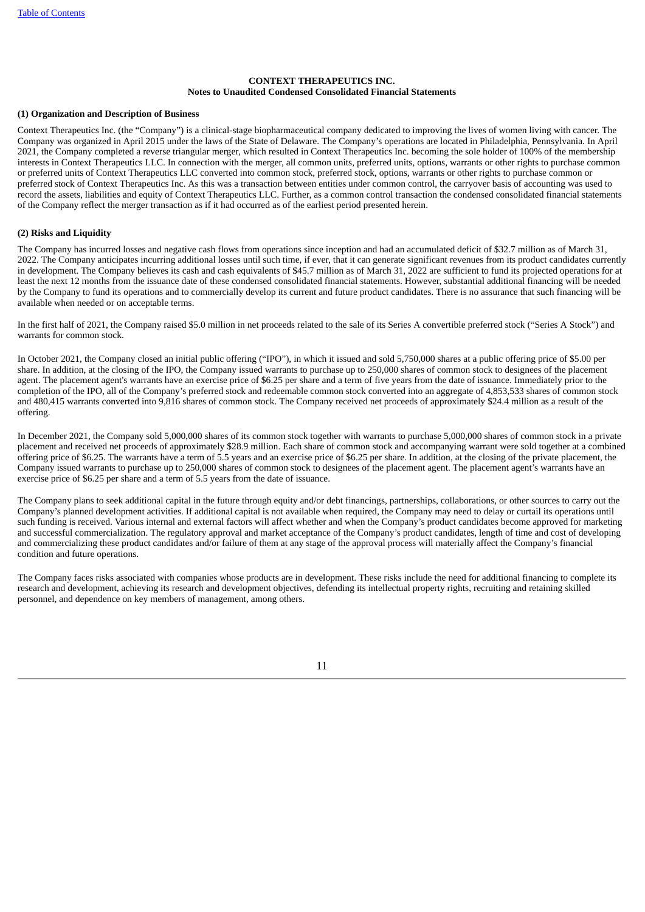**CONTEXT THERAPEUTICS INC.**
**Notes to Unaudited Condensed Consolidated Financial Statements**

**(1) Organization and Description of Business**

Context Therapeutics Inc. (the "Company") is a clinical-stage biopharmaceutical company dedicated to improving the lives of women living with cancer. The Company was organized in April 2015 under the laws of the State of Delaware. The Company's operations are located in Philadelphia, Pennsylvania. In April 2021, the Company completed a reverse triangular merger, which resulted in Context Therapeutics Inc. becoming the sole holder of 100% of the membership interests in Context Therapeutics LLC. In connection with the merger, all common units, preferred units, options, warrants or other rights to purchase common or preferred units of Context Therapeutics LLC converted into common stock, preferred stock, options, warrants or other rights to purchase common or preferred stock of Context Therapeutics Inc. As this was a transaction between entities under common control, the carryover basis of accounting was used to record the assets, liabilities and equity of Context Therapeutics LLC. Further, as a common control transaction the condensed consolidated financial statements of the Company reflect the merger transaction as if it had occurred as of the earliest period presented herein.

**(2) Risks and Liquidity**

The Company has incurred losses and negative cash flows from operations since inception and had an accumulated deficit of $32.7 million as of March 31, 2022. The Company anticipates incurring additional losses until such time, if ever, that it can generate significant revenues from its product candidates currently in development. The Company believes its cash and cash equivalents of $45.7 million as of March 31, 2022 are sufficient to fund its projected operations for at least the next 12 months from the issuance date of these condensed consolidated financial statements. However, substantial additional financing will be needed by the Company to fund its operations and to commercially develop its current and future product candidates. There is no assurance that such financing will be available when needed or on acceptable terms.

In the first half of 2021, the Company raised $5.0 million in net proceeds related to the sale of its Series A convertible preferred stock ("Series A Stock") and warrants for common stock.

In October 2021, the Company closed an initial public offering ("IPO"), in which it issued and sold 5,750,000 shares at a public offering price of $5.00 per share. In addition, at the closing of the IPO, the Company issued warrants to purchase up to 250,000 shares of common stock to designees of the placement agent. The placement agent's warrants have an exercise price of $6.25 per share and a term of five years from the date of issuance. Immediately prior to the completion of the IPO, all of the Company's preferred stock and redeemable common stock converted into an aggregate of 4,853,533 shares of common stock and 480,415 warrants converted into 9,816 shares of common stock. The Company received net proceeds of approximately $24.4 million as a result of the offering.

In December 2021, the Company sold 5,000,000 shares of its common stock together with warrants to purchase 5,000,000 shares of common stock in a private placement and received net proceeds of approximately $28.9 million. Each share of common stock and accompanying warrant were sold together at a combined offering price of $6.25. The warrants have a term of 5.5 years and an exercise price of $6.25 per share. In addition, at the closing of the private placement, the Company issued warrants to purchase up to 250,000 shares of common stock to designees of the placement agent. The placement agent's warrants have an exercise price of $6.25 per share and a term of 5.5 years from the date of issuance.

The Company plans to seek additional capital in the future through equity and/or debt financings, partnerships, collaborations, or other sources to carry out the Company's planned development activities. If additional capital is not available when required, the Company may need to delay or curtail its operations until such funding is received. Various internal and external factors will affect whether and when the Company's product candidates become approved for marketing and successful commercialization. The regulatory approval and market acceptance of the Company's product candidates, length of time and cost of developing and commercializing these product candidates and/or failure of them at any stage of the approval process will materially affect the Company's financial condition and future operations.

The Company faces risks associated with companies whose products are in development. These risks include the need for additional financing to complete its research and development, achieving its research and development objectives, defending its intellectual property rights, recruiting and retaining skilled personnel, and dependence on key members of management, among others.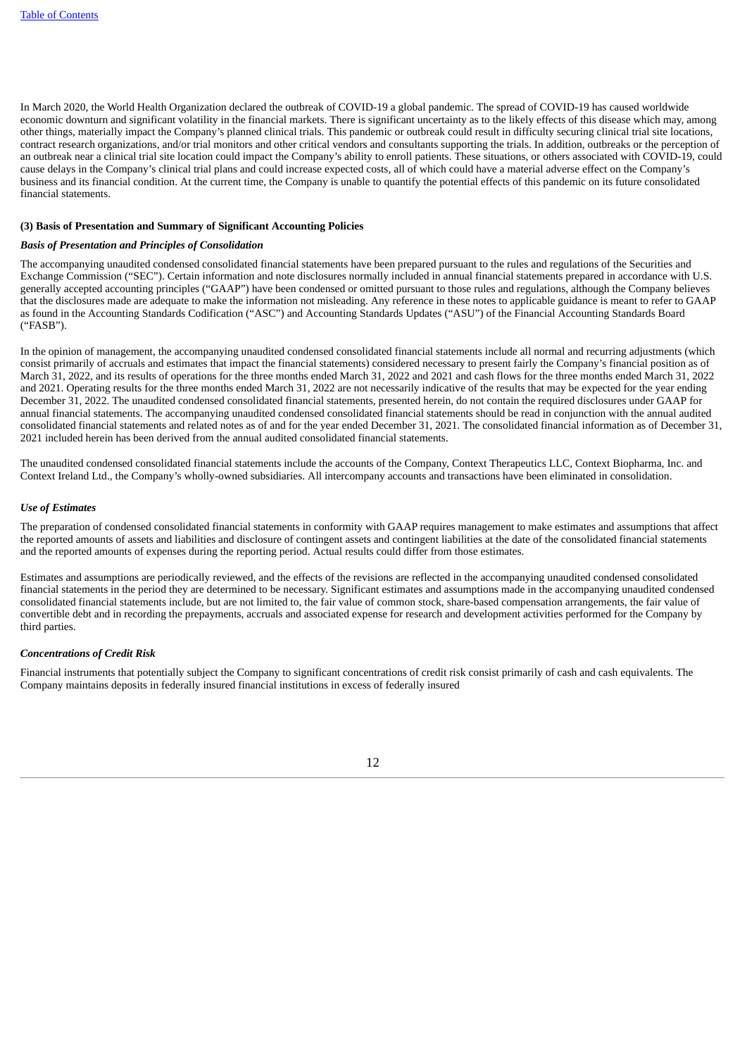In March 2020, the World Health Organization declared the outbreak of COVID-19 a global pandemic. The spread of COVID-19 has caused worldwide economic downturn and significant volatility in the financial markets. There is significant uncertainty as to the likely effects of this disease which may, among other things, materially impact the Company's planned clinical trials. This pandemic or outbreak could result in difficulty securing clinical trial site locations, contract research organizations, and/or trial monitors and other critical vendors and consultants supporting the trials. In addition, outbreaks or the perception of an outbreak near a clinical trial site location could impact the Company's ability to enroll patients. These situations, or others associated with COVID-19, could cause delays in the Company's clinical trial plans and could increase expected costs, all of which could have a material adverse effect on the Company's business and its financial condition. At the current time, the Company is unable to quantify the potential effects of this pandemic on its future consolidated financial statements.

**(3) Basis of Presentation and Summary of Significant Accounting Policies**

***Basis of Presentation and Principles of Consolidation***

The accompanying unaudited condensed consolidated financial statements have been prepared pursuant to the rules and regulations of the Securities and Exchange Commission ("SEC"). Certain information and note disclosures normally included in annual financial statements prepared in accordance with U.S. generally accepted accounting principles ("GAAP") have been condensed or omitted pursuant to those rules and regulations, although the Company believes that the disclosures made are adequate to make the information not misleading. Any reference in these notes to applicable guidance is meant to refer to GAAP as found in the Accounting Standards Codification ("ASC") and Accounting Standards Updates ("ASU") of the Financial Accounting Standards Board ("FASB").

In the opinion of management, the accompanying unaudited condensed consolidated financial statements include all normal and recurring adjustments (which consist primarily of accruals and estimates that impact the financial statements) considered necessary to present fairly the Company's financial position as of March 31, 2022, and its results of operations for the three months ended March 31, 2022 and 2021 and cash flows for the three months ended March 31, 2022 and 2021. Operating results for the three months ended March 31, 2022 are not necessarily indicative of the results that may be expected for the year ending December 31, 2022. The unaudited condensed consolidated financial statements, presented herein, do not contain the required disclosures under GAAP for annual financial statements. The accompanying unaudited condensed consolidated financial statements should be read in conjunction with the annual audited consolidated financial statements and related notes as of and for the year ended December 31, 2021. The consolidated financial information as of December 31, 2021 included herein has been derived from the annual audited consolidated financial statements.

The unaudited condensed consolidated financial statements include the accounts of the Company, Context Therapeutics LLC, Context Biopharma, Inc. and Context Ireland Ltd., the Company's wholly-owned subsidiaries. All intercompany accounts and transactions have been eliminated in consolidation.

***Use of Estimates***

The preparation of condensed consolidated financial statements in conformity with GAAP requires management to make estimates and assumptions that affect the reported amounts of assets and liabilities and disclosure of contingent assets and contingent liabilities at the date of the consolidated financial statements and the reported amounts of expenses during the reporting period. Actual results could differ from those estimates.

Estimates and assumptions are periodically reviewed, and the effects of the revisions are reflected in the accompanying unaudited condensed consolidated financial statements in the period they are determined to be necessary. Significant estimates and assumptions made in the accompanying unaudited condensed consolidated financial statements include, but are not limited to, the fair value of common stock, share-based compensation arrangements, the fair value of convertible debt and in recording the prepayments, accruals and associated expense for research and development activities performed for the Company by third parties.

***Concentrations of Credit Risk***

Financial instruments that potentially subject the Company to significant concentrations of credit risk consist primarily of cash and cash equivalents. The Company maintains deposits in federally insured financial institutions in excess of federally insured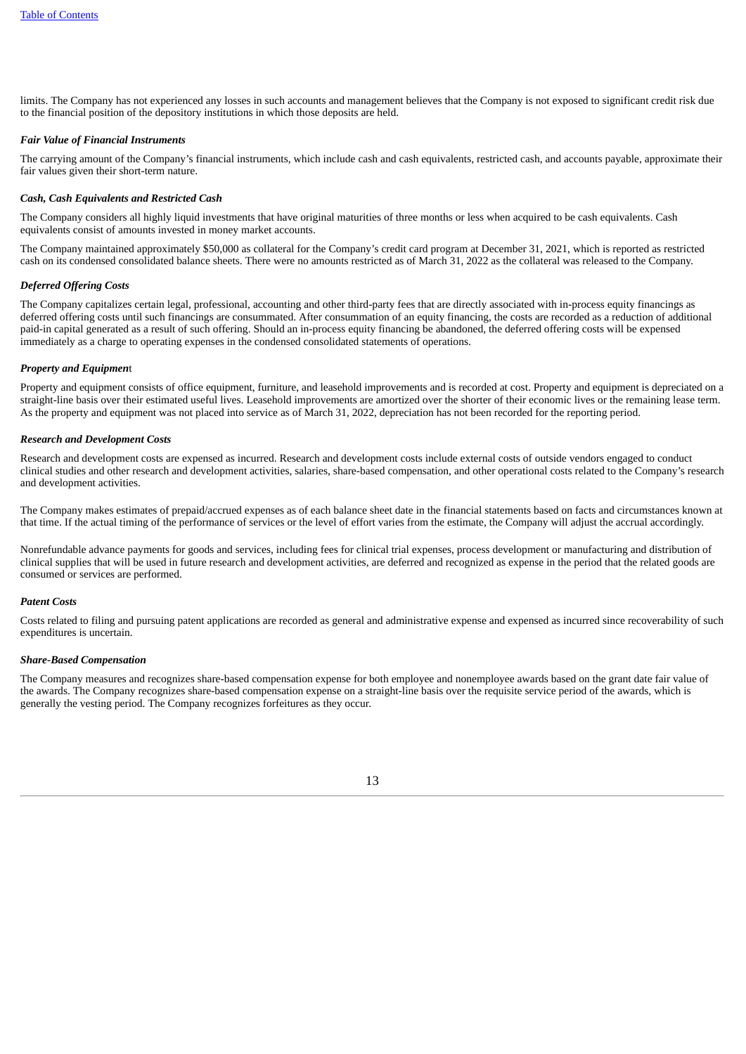limits. The Company has not experienced any losses in such accounts and management believes that the Company is not exposed to significant credit risk due to the financial position of the depository institutions in which those deposits are held.

***Fair Value of Financial Instruments***

The carrying amount of the Company's financial instruments, which include cash and cash equivalents, restricted cash, and accounts payable, approximate their fair values given their short-term nature.

***Cash, Cash Equivalents and Restricted Cash***

The Company considers all highly liquid investments that have original maturities of three months or less when acquired to be cash equivalents. Cash equivalents consist of amounts invested in money market accounts.

The Company maintained approximately $50,000 as collateral for the Company's credit card program at December 31, 2021, which is reported as restricted cash on its condensed consolidated balance sheets. There were no amounts restricted as of March 31, 2022 as the collateral was released to the Company.

***Deferred Offering Costs***

The Company capitalizes certain legal, professional, accounting and other third-party fees that are directly associated with in-process equity financings as deferred offering costs until such financings are consummated. After consummation of an equity financing, the costs are recorded as a reduction of additional paid-in capital generated as a result of such offering. Should an in-process equity financing be abandoned, the deferred offering costs will be expensed immediately as a charge to operating expenses in the condensed consolidated statements of operations.

***Property and Equipment***

Property and equipment consists of office equipment, furniture, and leasehold improvements and is recorded at cost. Property and equipment is depreciated on a straight-line basis over their estimated useful lives. Leasehold improvements are amortized over the shorter of their economic lives or the remaining lease term. As the property and equipment was not placed into service as of March 31, 2022, depreciation has not been recorded for the reporting period.

***Research and Development Costs***

Research and development costs are expensed as incurred. Research and development costs include external costs of outside vendors engaged to conduct clinical studies and other research and development activities, salaries, share-based compensation, and other operational costs related to the Company's research and development activities.

The Company makes estimates of prepaid/accrued expenses as of each balance sheet date in the financial statements based on facts and circumstances known at that time. If the actual timing of the performance of services or the level of effort varies from the estimate, the Company will adjust the accrual accordingly.

Nonrefundable advance payments for goods and services, including fees for clinical trial expenses, process development or manufacturing and distribution of clinical supplies that will be used in future research and development activities, are deferred and recognized as expense in the period that the related goods are consumed or services are performed.

***Patent Costs***

Costs related to filing and pursuing patent applications are recorded as general and administrative expense and expensed as incurred since recoverability of such expenditures is uncertain.

***Share-Based Compensation***

The Company measures and recognizes share-based compensation expense for both employee and nonemployee awards based on the grant date fair value of the awards. The Company recognizes share-based compensation expense on a straight-line basis over the requisite service period of the awards, which is generally the vesting period. The Company recognizes forfeitures as they occur.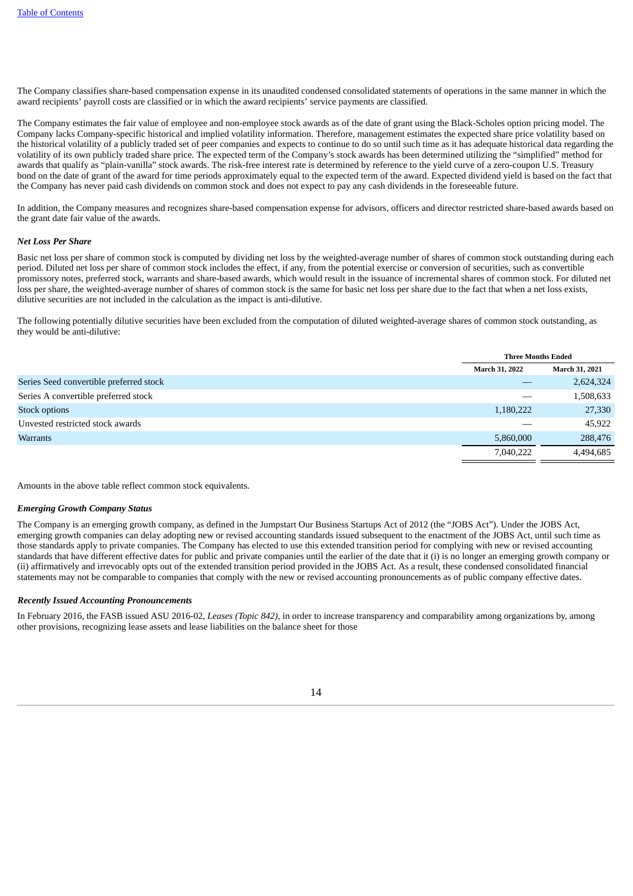The Company classifies share-based compensation expense in its unaudited condensed consolidated statements of operations in the same manner in which the award recipients' payroll costs are classified or in which the award recipients' service payments are classified.

The Company estimates the fair value of employee and non-employee stock awards as of the date of grant using the Black-Scholes option pricing model. The Company lacks Company-specific historical and implied volatility information. Therefore, management estimates the expected share price volatility based on the historical volatility of a publicly traded set of peer companies and expects to continue to do so until such time as it has adequate historical data regarding the volatility of its own publicly traded share price. The expected term of the Company's stock awards has been determined utilizing the "simplified" method for awards that qualify as "plain-vanilla" stock awards. The risk-free interest rate is determined by reference to the yield curve of a zero-coupon U.S. Treasury bond on the date of grant of the award for time periods approximately equal to the expected term of the award. Expected dividend yield is based on the fact that the Company has never paid cash dividends on common stock and does not expect to pay any cash dividends in the foreseeable future.

In addition, the Company measures and recognizes share-based compensation expense for advisors, officers and director restricted share-based awards based on the grant date fair value of the awards.

***Net Loss Per Share***

Basic net loss per share of common stock is computed by dividing net loss by the weighted-average number of shares of common stock outstanding during each period. Diluted net loss per share of common stock includes the effect, if any, from the potential exercise or conversion of securities, such as convertible promissory notes, preferred stock, warrants and share-based awards, which would result in the issuance of incremental shares of common stock. For diluted net loss per share, the weighted-average number of shares of common stock is the same for basic net loss per share due to the fact that when a net loss exists, dilutive securities are not included in the calculation as the impact is anti-dilutive.

The following potentially dilutive securities have been excluded from the computation of diluted weighted-average shares of common stock outstanding, as they would be anti-dilutive:

| | Three Months Ended | |
|---|---|---|
| | March 31, 2022 | March 31, 2021 |
| Series Seed convertible preferred stock | — | 2,624,324 |
| Series A convertible preferred stock | — | 1,508,633 |
| Stock options | 1,180,222 | 27,330 |
| Unvested restricted stock awards | — | 45,922 |
| Warrants | 5,860,000 | 288,476 |
| | 7,040,222 | 4,494,685 |

Amounts in the above table reflect common stock equivalents.

***Emerging Growth Company Status***

The Company is an emerging growth company, as defined in the Jumpstart Our Business Startups Act of 2012 (the "JOBS Act"). Under the JOBS Act, emerging growth companies can delay adopting new or revised accounting standards issued subsequent to the enactment of the JOBS Act, until such time as those standards apply to private companies. The Company has elected to use this extended transition period for complying with new or revised accounting standards that have different effective dates for public and private companies until the earlier of the date that it (i) is no longer an emerging growth company or (ii) affirmatively and irrevocably opts out of the extended transition period provided in the JOBS Act. As a result, these condensed consolidated financial statements may not be comparable to companies that comply with the new or revised accounting pronouncements as of public company effective dates.

***Recently Issued Accounting Pronouncements***

In February 2016, the FASB issued ASU 2016-02, *Leases (Topic 842)*, in order to increase transparency and comparability among organizations by, among other provisions, recognizing lease assets and lease liabilities on the balance sheet for those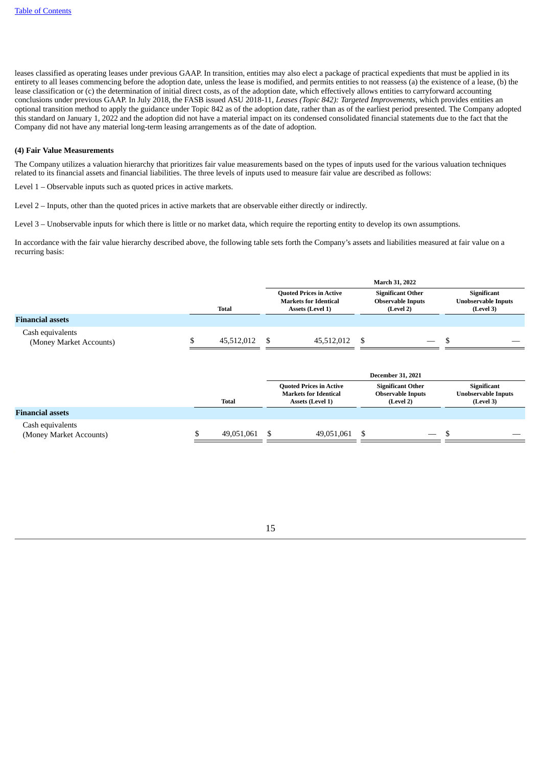leases classified as operating leases under previous GAAP. In transition, entities may also elect a package of practical expedients that must be applied in its entirety to all leases commencing before the adoption date, unless the lease is modified, and permits entities to not reassess (a) the existence of a lease, (b) the lease classification or (c) the determination of initial direct costs, as of the adoption date, which effectively allows entities to carryforward accounting conclusions under previous GAAP. In July 2018, the FASB issued ASU 2018-11, *Leases (Topic 842): Targeted Improvements*, which provides entities an optional transition method to apply the guidance under Topic 842 as of the adoption date, rather than as of the earliest period presented. The Company adopted this standard on January 1, 2022 and the adoption did not have a material impact on its condensed consolidated financial statements due to the fact that the Company did not have any material long-term leasing arrangements as of the date of adoption.

**(4) Fair Value Measurements**

The Company utilizes a valuation hierarchy that prioritizes fair value measurements based on the types of inputs used for the various valuation techniques related to its financial assets and financial liabilities. The three levels of inputs used to measure fair value are described as follows:

Level 1 – Observable inputs such as quoted prices in active markets.

Level 2 – Inputs, other than the quoted prices in active markets that are observable either directly or indirectly.

Level 3 – Unobservable inputs for which there is little or no market data, which require the reporting entity to develop its own assumptions.

In accordance with the fair value hierarchy described above, the following table sets forth the Company's assets and liabilities measured at fair value on a recurring basis:

| | | March 31, 2022 | | |
|---|---|---|---|---|
| | Total | Quoted Prices in Active Markets for Identical Assets (Level 1) | Significant Other Observable Inputs (Level 2) | Significant Unobservable Inputs (Level 3) |
| **Financial assets** | | | | |
| Cash equivalents (Money Market Accounts) | $ 45,512,012 | $ 45,512,012 | $ — | $ — |

| | | December 31, 2021 | | |
|---|---|---|---|---|
| | Total | Quoted Prices in Active Markets for Identical Assets (Level 1) | Significant Other Observable Inputs (Level 2) | Significant Unobservable Inputs (Level 3) |
| **Financial assets** | | | | |
| Cash equivalents (Money Market Accounts) | $ 49,051,061 | $ 49,051,061 | $ — | $ — |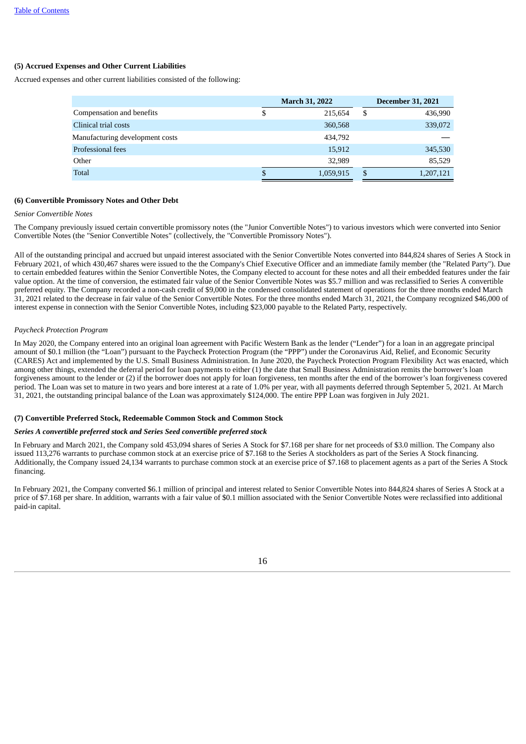### (5) Accrued Expenses and Other Current Liabilities

Accrued expenses and other current liabilities consisted of the following:

| | March 31, 2022 | December 31, 2021 |
|---|---|---|
| Compensation and benefits | $ 215,654 | $ 436,990 |
| Clinical trial costs | 360,568 | 339,072 |
| Manufacturing development costs | 434,792 | — |
| Professional fees | 15,912 | 345,530 |
| Other | 32,989 | 85,529 |
| Total | $ 1,059,915 | $ 1,207,121 |

### (6) Convertible Promissory Notes and Other Debt

*Senior Convertible Notes*

The Company previously issued certain convertible promissory notes (the "Junior Convertible Notes") to various investors which were converted into Senior Convertible Notes (the "Senior Convertible Notes" (collectively, the "Convertible Promissory Notes").

All of the outstanding principal and accrued but unpaid interest associated with the Senior Convertible Notes converted into 844,824 shares of Series A Stock in February 2021, of which 430,467 shares were issued to the the Company's Chief Executive Officer and an immediate family member (the "Related Party"). Due to certain embedded features within the Senior Convertible Notes, the Company elected to account for these notes and all their embedded features under the fair value option. At the time of conversion, the estimated fair value of the Senior Convertible Notes was $5.7 million and was reclassified to Series A convertible preferred equity. The Company recorded a non-cash credit of $9,000 in the condensed consolidated statement of operations for the three months ended March 31, 2021 related to the decrease in fair value of the Senior Convertible Notes. For the three months ended March 31, 2021, the Company recognized $46,000 of interest expense in connection with the Senior Convertible Notes, including $23,000 payable to the Related Party, respectively.

*Paycheck Protection Program*

In May 2020, the Company entered into an original loan agreement with Pacific Western Bank as the lender ("Lender") for a loan in an aggregate principal amount of $0.1 million (the "Loan") pursuant to the Paycheck Protection Program (the "PPP") under the Coronavirus Aid, Relief, and Economic Security (CARES) Act and implemented by the U.S. Small Business Administration. In June 2020, the Paycheck Protection Program Flexibility Act was enacted, which among other things, extended the deferral period for loan payments to either (1) the date that Small Business Administration remits the borrower's loan forgiveness amount to the lender or (2) if the borrower does not apply for loan forgiveness, ten months after the end of the borrower's loan forgiveness covered period. The Loan was set to mature in two years and bore interest at a rate of 1.0% per year, with all payments deferred through September 5, 2021. At March 31, 2021, the outstanding principal balance of the Loan was approximately $124,000. The entire PPP Loan was forgiven in July 2021.

### (7) Convertible Preferred Stock, Redeemable Common Stock and Common Stock

***Series A convertible preferred stock and Series Seed convertible preferred stock***

In February and March 2021, the Company sold 453,094 shares of Series A Stock for $7.168 per share for net proceeds of $3.0 million. The Company also issued 113,276 warrants to purchase common stock at an exercise price of $7.168 to the Series A stockholders as part of the Series A Stock financing. Additionally, the Company issued 24,134 warrants to purchase common stock at an exercise price of $7.168 to placement agents as a part of the Series A Stock financing.

In February 2021, the Company converted $6.1 million of principal and interest related to Senior Convertible Notes into 844,824 shares of Series A Stock at a price of $7.168 per share. In addition, warrants with a fair value of $0.1 million associated with the Senior Convertible Notes were reclassified into additional paid-in capital.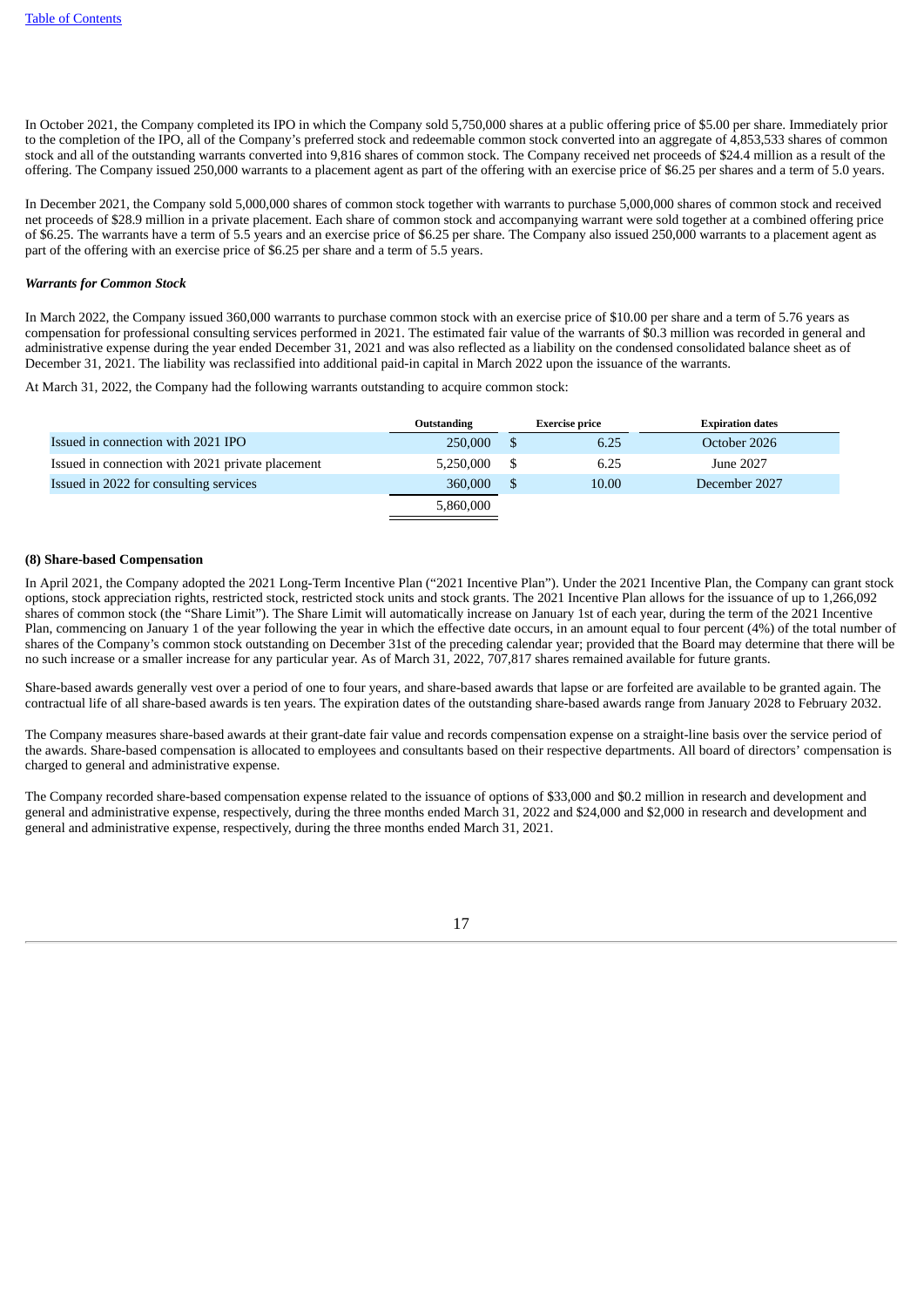In October 2021, the Company completed its IPO in which the Company sold 5,750,000 shares at a public offering price of $5.00 per share. Immediately prior to the completion of the IPO, all of the Company's preferred stock and redeemable common stock converted into an aggregate of 4,853,533 shares of common stock and all of the outstanding warrants converted into 9,816 shares of common stock. The Company received net proceeds of $24.4 million as a result of the offering. The Company issued 250,000 warrants to a placement agent as part of the offering with an exercise price of $6.25 per shares and a term of 5.0 years.

In December 2021, the Company sold 5,000,000 shares of common stock together with warrants to purchase 5,000,000 shares of common stock and received net proceeds of $28.9 million in a private placement. Each share of common stock and accompanying warrant were sold together at a combined offering price of $6.25. The warrants have a term of 5.5 years and an exercise price of $6.25 per share. The Company also issued 250,000 warrants to a placement agent as part of the offering with an exercise price of $6.25 per share and a term of 5.5 years.

***Warrants for Common Stock***

In March 2022, the Company issued 360,000 warrants to purchase common stock with an exercise price of $10.00 per share and a term of 5.76 years as compensation for professional consulting services performed in 2021. The estimated fair value of the warrants of $0.3 million was recorded in general and administrative expense during the year ended December 31, 2021 and was also reflected as a liability on the condensed consolidated balance sheet as of December 31, 2021. The liability was reclassified into additional paid-in capital in March 2022 upon the issuance of the warrants.

At March 31, 2022, the Company had the following warrants outstanding to acquire common stock:

| | Outstanding | Exercise price | Expiration dates |
|---|---|---|---|
| Issued in connection with 2021 IPO | 250,000 | $ 6.25 | October 2026 |
| Issued in connection with 2021 private placement | 5,250,000 | $ 6.25 | June 2027 |
| Issued in 2022 for consulting services | 360,000 | $ 10.00 | December 2027 |
| | 5,860,000 | | |

**(8) Share-based Compensation**

In April 2021, the Company adopted the 2021 Long-Term Incentive Plan ("2021 Incentive Plan"). Under the 2021 Incentive Plan, the Company can grant stock options, stock appreciation rights, restricted stock, restricted stock units and stock grants. The 2021 Incentive Plan allows for the issuance of up to 1,266,092 shares of common stock (the "Share Limit"). The Share Limit will automatically increase on January 1st of each year, during the term of the 2021 Incentive Plan, commencing on January 1 of the year following the year in which the effective date occurs, in an amount equal to four percent (4%) of the total number of shares of the Company's common stock outstanding on December 31st of the preceding calendar year; provided that the Board may determine that there will be no such increase or a smaller increase for any particular year. As of March 31, 2022, 707,817 shares remained available for future grants.

Share-based awards generally vest over a period of one to four years, and share-based awards that lapse or are forfeited are available to be granted again. The contractual life of all share-based awards is ten years. The expiration dates of the outstanding share-based awards range from January 2028 to February 2032.

The Company measures share-based awards at their grant-date fair value and records compensation expense on a straight-line basis over the service period of the awards. Share-based compensation is allocated to employees and consultants based on their respective departments. All board of directors' compensation is charged to general and administrative expense.

The Company recorded share-based compensation expense related to the issuance of options of $33,000 and $0.2 million in research and development and general and administrative expense, respectively, during the three months ended March 31, 2022 and $24,000 and $2,000 in research and development and general and administrative expense, respectively, during the three months ended March 31, 2021.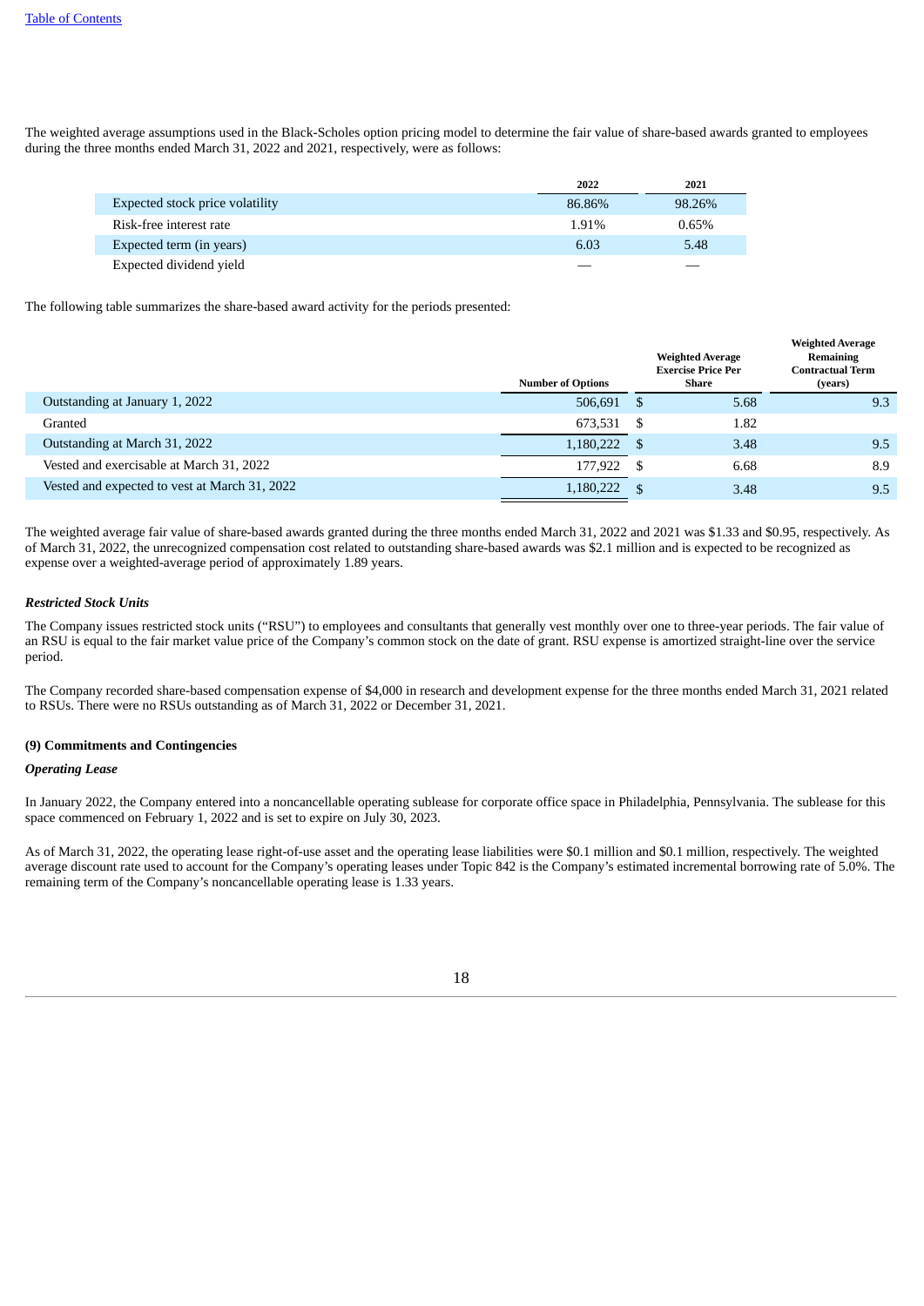The weighted average assumptions used in the Black-Scholes option pricing model to determine the fair value of share-based awards granted to employees during the three months ended March 31, 2022 and 2021, respectively, were as follows:

| | 2022 | 2021 |
|---|---|---|
| Expected stock price volatility | 86.86% | 98.26% |
| Risk-free interest rate | 1.91% | 0.65% |
| Expected term (in years) | 6.03 | 5.48 |
| Expected dividend yield | — | — |

The following table summarizes the share-based award activity for the periods presented:

| | Number of Options | Weighted Average Exercise Price Per Share | Weighted Average Remaining Contractual Term (years) |
|---|---|---|---|
| Outstanding at January 1, 2022 | 506,691 | $ 5.68 | 9.3 |
| Granted | 673,531 | $ 1.82 | |
| Outstanding at March 31, 2022 | 1,180,222 | $ 3.48 | 9.5 |
| Vested and exercisable at March 31, 2022 | 177,922 | $ 6.68 | 8.9 |
| Vested and expected to vest at March 31, 2022 | 1,180,222 | $ 3.48 | 9.5 |

The weighted average fair value of share-based awards granted during the three months ended March 31, 2022 and 2021 was $1.33 and $0.95, respectively. As of March 31, 2022, the unrecognized compensation cost related to outstanding share-based awards was $2.1 million and is expected to be recognized as expense over a weighted-average period of approximately 1.89 years.

***Restricted Stock Units***

The Company issues restricted stock units ("RSU") to employees and consultants that generally vest monthly over one to three-year periods. The fair value of an RSU is equal to the fair market value price of the Company's common stock on the date of grant. RSU expense is amortized straight-line over the service period.

The Company recorded share-based compensation expense of $4,000 in research and development expense for the three months ended March 31, 2021 related to RSUs. There were no RSUs outstanding as of March 31, 2022 or December 31, 2021.

**(9) Commitments and Contingencies**

***Operating Lease***

In January 2022, the Company entered into a noncancellable operating sublease for corporate office space in Philadelphia, Pennsylvania. The sublease for this space commenced on February 1, 2022 and is set to expire on July 30, 2023.

As of March 31, 2022, the operating lease right-of-use asset and the operating lease liabilities were $0.1 million and $0.1 million, respectively. The weighted average discount rate used to account for the Company's operating leases under Topic 842 is the Company's estimated incremental borrowing rate of 5.0%. The remaining term of the Company's noncancellable operating lease is 1.33 years.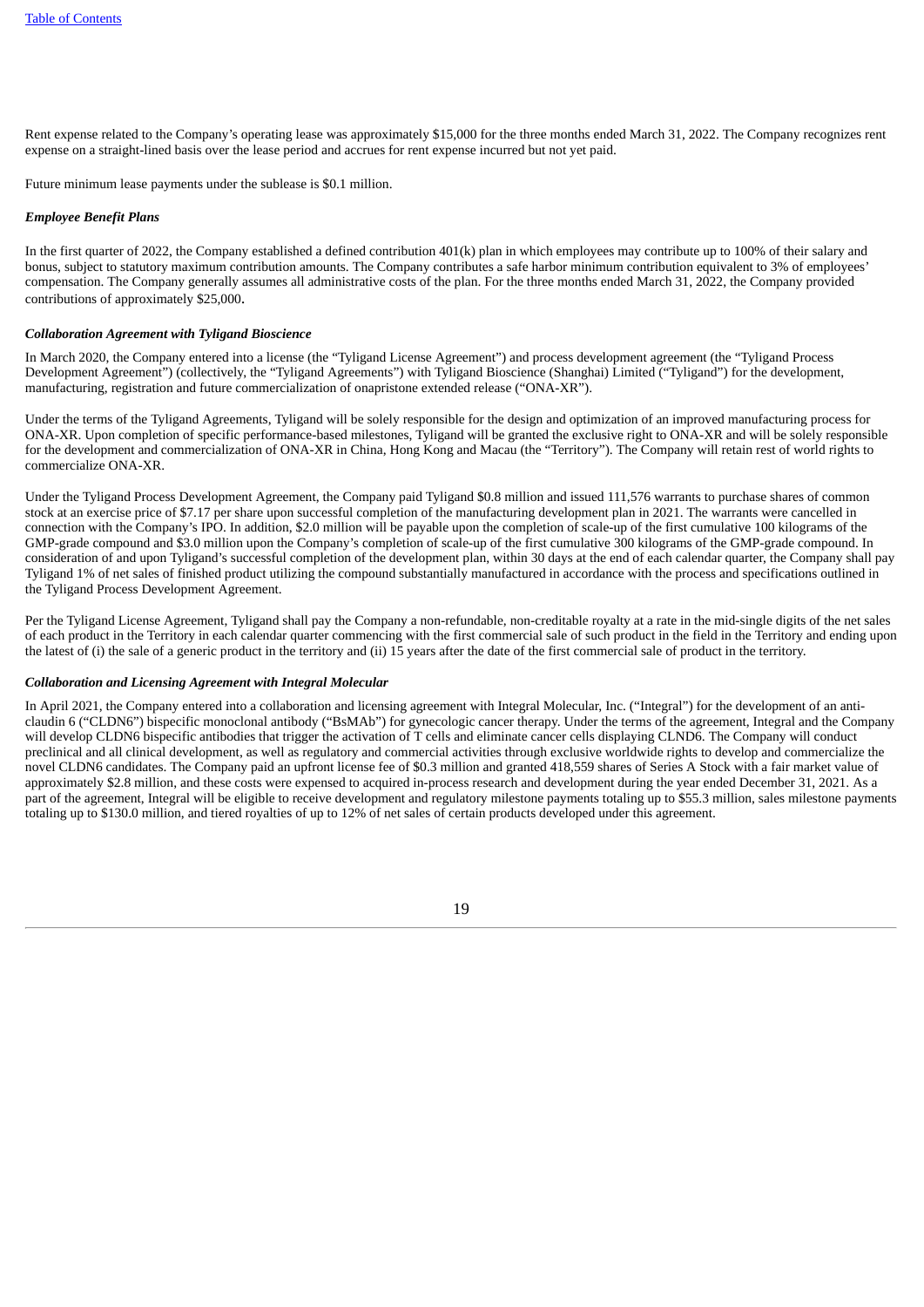Rent expense related to the Company's operating lease was approximately $15,000 for the three months ended March 31, 2022. The Company recognizes rent expense on a straight-lined basis over the lease period and accrues for rent expense incurred but not yet paid.

Future minimum lease payments under the sublease is $0.1 million.

***Employee Benefit Plans***

In the first quarter of 2022, the Company established a defined contribution 401(k) plan in which employees may contribute up to 100% of their salary and bonus, subject to statutory maximum contribution amounts. The Company contributes a safe harbor minimum contribution equivalent to 3% of employees' compensation. The Company generally assumes all administrative costs of the plan. For the three months ended March 31, 2022, the Company provided contributions of approximately $25,000.

***Collaboration Agreement with Tyligand Bioscience***

In March 2020, the Company entered into a license (the "Tyligand License Agreement") and process development agreement (the "Tyligand Process Development Agreement") (collectively, the "Tyligand Agreements") with Tyligand Bioscience (Shanghai) Limited ("Tyligand") for the development, manufacturing, registration and future commercialization of onapristone extended release ("ONA-XR").

Under the terms of the Tyligand Agreements, Tyligand will be solely responsible for the design and optimization of an improved manufacturing process for ONA-XR. Upon completion of specific performance-based milestones, Tyligand will be granted the exclusive right to ONA-XR and will be solely responsible for the development and commercialization of ONA-XR in China, Hong Kong and Macau (the "Territory"). The Company will retain rest of world rights to commercialize ONA-XR.

Under the Tyligand Process Development Agreement, the Company paid Tyligand $0.8 million and issued 111,576 warrants to purchase shares of common stock at an exercise price of $7.17 per share upon successful completion of the manufacturing development plan in 2021. The warrants were cancelled in connection with the Company's IPO. In addition, $2.0 million will be payable upon the completion of scale-up of the first cumulative 100 kilograms of the GMP-grade compound and $3.0 million upon the Company's completion of scale-up of the first cumulative 300 kilograms of the GMP-grade compound. In consideration of and upon Tyligand's successful completion of the development plan, within 30 days at the end of each calendar quarter, the Company shall pay Tyligand 1% of net sales of finished product utilizing the compound substantially manufactured in accordance with the process and specifications outlined in the Tyligand Process Development Agreement.

Per the Tyligand License Agreement, Tyligand shall pay the Company a non-refundable, non-creditable royalty at a rate in the mid-single digits of the net sales of each product in the Territory in each calendar quarter commencing with the first commercial sale of such product in the field in the Territory and ending upon the latest of (i) the sale of a generic product in the territory and (ii) 15 years after the date of the first commercial sale of product in the territory.

***Collaboration and Licensing Agreement with Integral Molecular***

In April 2021, the Company entered into a collaboration and licensing agreement with Integral Molecular, Inc. ("Integral") for the development of an anti-claudin 6 ("CLDN6") bispecific monoclonal antibody ("BsMAb") for gynecologic cancer therapy. Under the terms of the agreement, Integral and the Company will develop CLDN6 bispecific antibodies that trigger the activation of T cells and eliminate cancer cells displaying CLND6. The Company will conduct preclinical and all clinical development, as well as regulatory and commercial activities through exclusive worldwide rights to develop and commercialize the novel CLDN6 candidates. The Company paid an upfront license fee of $0.3 million and granted 418,559 shares of Series A Stock with a fair market value of approximately $2.8 million, and these costs were expensed to acquired in-process research and development during the year ended December 31, 2021. As a part of the agreement, Integral will be eligible to receive development and regulatory milestone payments totaling up to $55.3 million, sales milestone payments totaling up to $130.0 million, and tiered royalties of up to 12% of net sales of certain products developed under this agreement.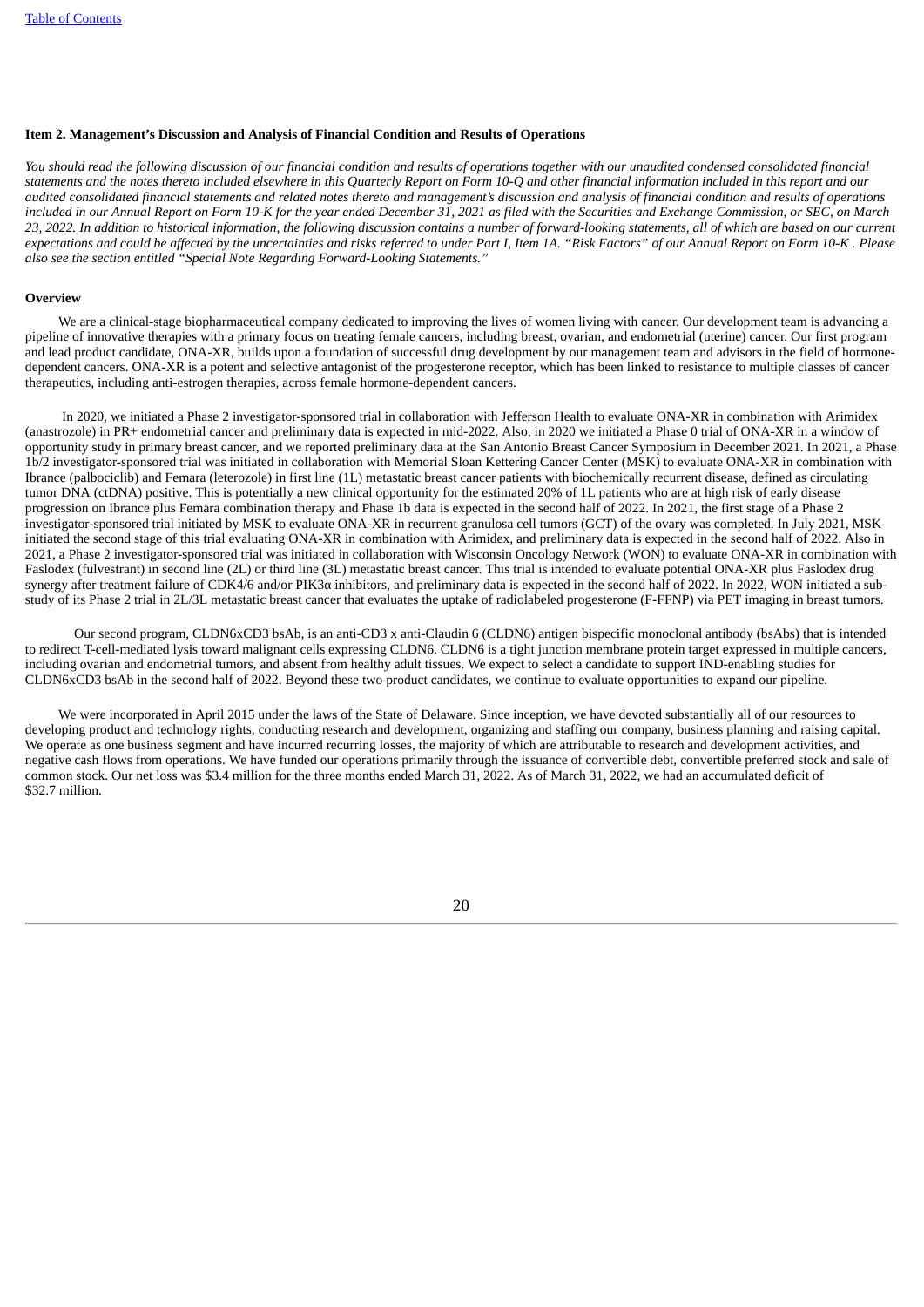**Item 2. Management's Discussion and Analysis of Financial Condition and Results of Operations**

*You should read the following discussion of our financial condition and results of operations together with our unaudited condensed consolidated financial statements and the notes thereto included elsewhere in this Quarterly Report on Form 10-Q and other financial information included in this report and our audited consolidated financial statements and related notes thereto and management's discussion and analysis of financial condition and results of operations included in our Annual Report on Form 10-K for the year ended December 31, 2021 as filed with the Securities and Exchange Commission, or SEC, on March 23, 2022. In addition to historical information, the following discussion contains a number of forward-looking statements, all of which are based on our current expectations and could be affected by the uncertainties and risks referred to under Part I, Item 1A. "Risk Factors" of our Annual Report on Form 10-K . Please also see the section entitled "Special Note Regarding Forward-Looking Statements."*

**Overview**

We are a clinical-stage biopharmaceutical company dedicated to improving the lives of women living with cancer. Our development team is advancing a pipeline of innovative therapies with a primary focus on treating female cancers, including breast, ovarian, and endometrial (uterine) cancer. Our first program and lead product candidate, ONA-XR, builds upon a foundation of successful drug development by our management team and advisors in the field of hormone-dependent cancers. ONA-XR is a potent and selective antagonist of the progesterone receptor, which has been linked to resistance to multiple classes of cancer therapeutics, including anti-estrogen therapies, across female hormone-dependent cancers.

In 2020, we initiated a Phase 2 investigator-sponsored trial in collaboration with Jefferson Health to evaluate ONA-XR in combination with Arimidex (anastrozole) in PR+ endometrial cancer and preliminary data is expected in mid-2022. Also, in 2020 we initiated a Phase 0 trial of ONA-XR in a window of opportunity study in primary breast cancer, and we reported preliminary data at the San Antonio Breast Cancer Symposium in December 2021. In 2021, a Phase 1b/2 investigator-sponsored trial was initiated in collaboration with Memorial Sloan Kettering Cancer Center (MSK) to evaluate ONA-XR in combination with Ibrance (palbociclib) and Femara (leterozole) in first line (1L) metastatic breast cancer patients with biochemically recurrent disease, defined as circulating tumor DNA (ctDNA) positive. This is potentially a new clinical opportunity for the estimated 20% of 1L patients who are at high risk of early disease progression on Ibrance plus Femara combination therapy and Phase 1b data is expected in the second half of 2022. In 2021, the first stage of a Phase 2 investigator-sponsored trial initiated by MSK to evaluate ONA-XR in recurrent granulosa cell tumors (GCT) of the ovary was completed. In July 2021, MSK initiated the second stage of this trial evaluating ONA-XR in combination with Arimidex, and preliminary data is expected in the second half of 2022. Also in 2021, a Phase 2 investigator-sponsored trial was initiated in collaboration with Wisconsin Oncology Network (WON) to evaluate ONA-XR in combination with Faslodex (fulvestrant) in second line (2L) or third line (3L) metastatic breast cancer. This trial is intended to evaluate potential ONA-XR plus Faslodex drug synergy after treatment failure of CDK4/6 and/or PIK3α inhibitors, and preliminary data is expected in the second half of 2022. In 2022, WON initiated a sub-study of its Phase 2 trial in 2L/3L metastatic breast cancer that evaluates the uptake of radiolabeled progesterone (F-FFNP) via PET imaging in breast tumors.

Our second program, CLDN6xCD3 bsAb, is an anti-CD3 x anti-Claudin 6 (CLDN6) antigen bispecific monoclonal antibody (bsAbs) that is intended to redirect T-cell-mediated lysis toward malignant cells expressing CLDN6. CLDN6 is a tight junction membrane protein target expressed in multiple cancers, including ovarian and endometrial tumors, and absent from healthy adult tissues. We expect to select a candidate to support IND-enabling studies for CLDN6xCD3 bsAb in the second half of 2022. Beyond these two product candidates, we continue to evaluate opportunities to expand our pipeline.

We were incorporated in April 2015 under the laws of the State of Delaware. Since inception, we have devoted substantially all of our resources to developing product and technology rights, conducting research and development, organizing and staffing our company, business planning and raising capital. We operate as one business segment and have incurred recurring losses, the majority of which are attributable to research and development activities, and negative cash flows from operations. We have funded our operations primarily through the issuance of convertible debt, convertible preferred stock and sale of common stock. Our net loss was $3.4 million for the three months ended March 31, 2022. As of March 31, 2022, we had an accumulated deficit of $32.7 million.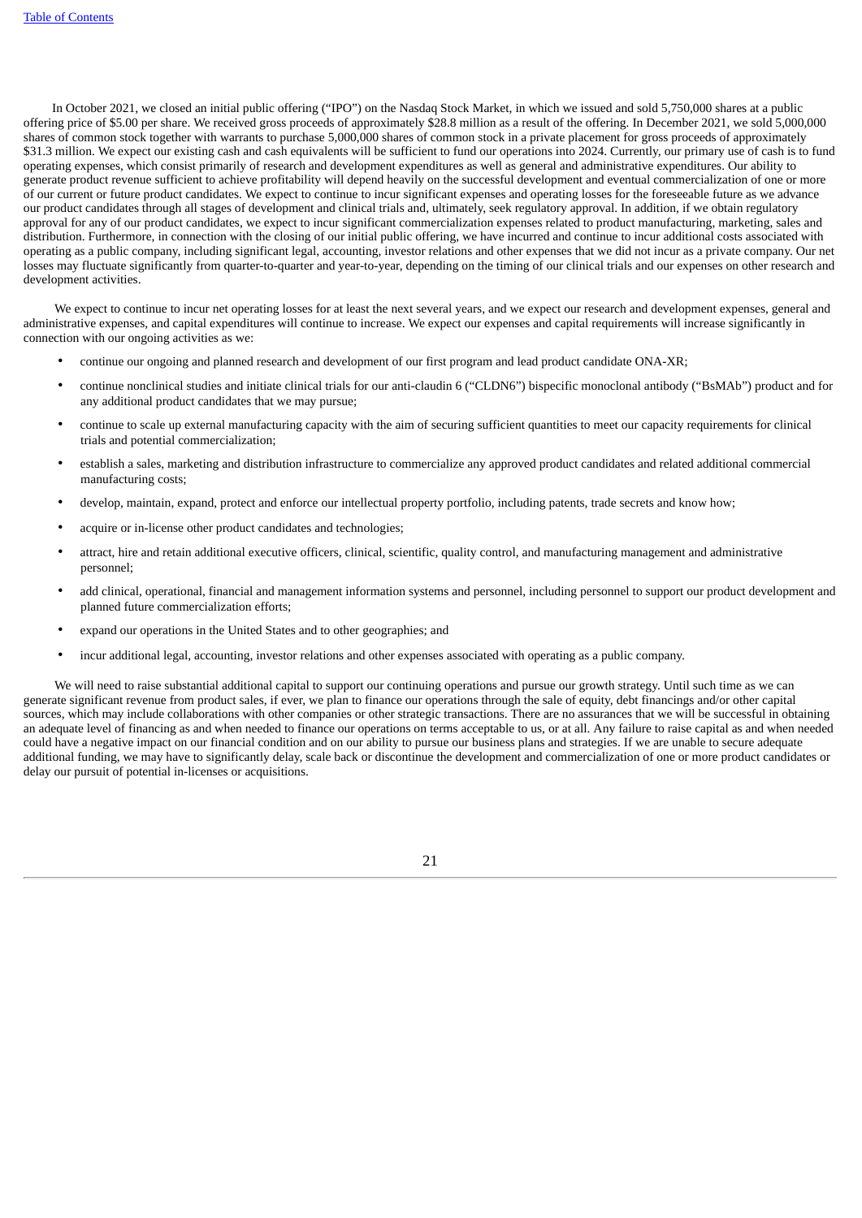In October 2021, we closed an initial public offering ("IPO") on the Nasdaq Stock Market, in which we issued and sold 5,750,000 shares at a public offering price of $5.00 per share. We received gross proceeds of approximately $28.8 million as a result of the offering. In December 2021, we sold 5,000,000 shares of common stock together with warrants to purchase 5,000,000 shares of common stock in a private placement for gross proceeds of approximately $31.3 million. We expect our existing cash and cash equivalents will be sufficient to fund our operations into 2024. Currently, our primary use of cash is to fund operating expenses, which consist primarily of research and development expenditures as well as general and administrative expenditures. Our ability to generate product revenue sufficient to achieve profitability will depend heavily on the successful development and eventual commercialization of one or more of our current or future product candidates. We expect to continue to incur significant expenses and operating losses for the foreseeable future as we advance our product candidates through all stages of development and clinical trials and, ultimately, seek regulatory approval. In addition, if we obtain regulatory approval for any of our product candidates, we expect to incur significant commercialization expenses related to product manufacturing, marketing, sales and distribution. Furthermore, in connection with the closing of our initial public offering, we have incurred and continue to incur additional costs associated with operating as a public company, including significant legal, accounting, investor relations and other expenses that we did not incur as a private company. Our net losses may fluctuate significantly from quarter-to-quarter and year-to-year, depending on the timing of our clinical trials and our expenses on other research and development activities.

We expect to continue to incur net operating losses for at least the next several years, and we expect our research and development expenses, general and administrative expenses, and capital expenditures will continue to increase. We expect our expenses and capital requirements will increase significantly in connection with our ongoing activities as we:

- continue our ongoing and planned research and development of our first program and lead product candidate ONA-XR;
- continue nonclinical studies and initiate clinical trials for our anti-claudin 6 ("CLDN6") bispecific monoclonal antibody ("BsMAb") product and for any additional product candidates that we may pursue;
- continue to scale up external manufacturing capacity with the aim of securing sufficient quantities to meet our capacity requirements for clinical trials and potential commercialization;
- establish a sales, marketing and distribution infrastructure to commercialize any approved product candidates and related additional commercial manufacturing costs;
- develop, maintain, expand, protect and enforce our intellectual property portfolio, including patents, trade secrets and know how;
- acquire or in-license other product candidates and technologies;
- attract, hire and retain additional executive officers, clinical, scientific, quality control, and manufacturing management and administrative personnel;
- add clinical, operational, financial and management information systems and personnel, including personnel to support our product development and planned future commercialization efforts;
- expand our operations in the United States and to other geographies; and
- incur additional legal, accounting, investor relations and other expenses associated with operating as a public company.

We will need to raise substantial additional capital to support our continuing operations and pursue our growth strategy. Until such time as we can generate significant revenue from product sales, if ever, we plan to finance our operations through the sale of equity, debt financings and/or other capital sources, which may include collaborations with other companies or other strategic transactions. There are no assurances that we will be successful in obtaining an adequate level of financing as and when needed to finance our operations on terms acceptable to us, or at all. Any failure to raise capital as and when needed could have a negative impact on our financial condition and on our ability to pursue our business plans and strategies. If we are unable to secure adequate additional funding, we may have to significantly delay, scale back or discontinue the development and commercialization of one or more product candidates or delay our pursuit of potential in-licenses or acquisitions.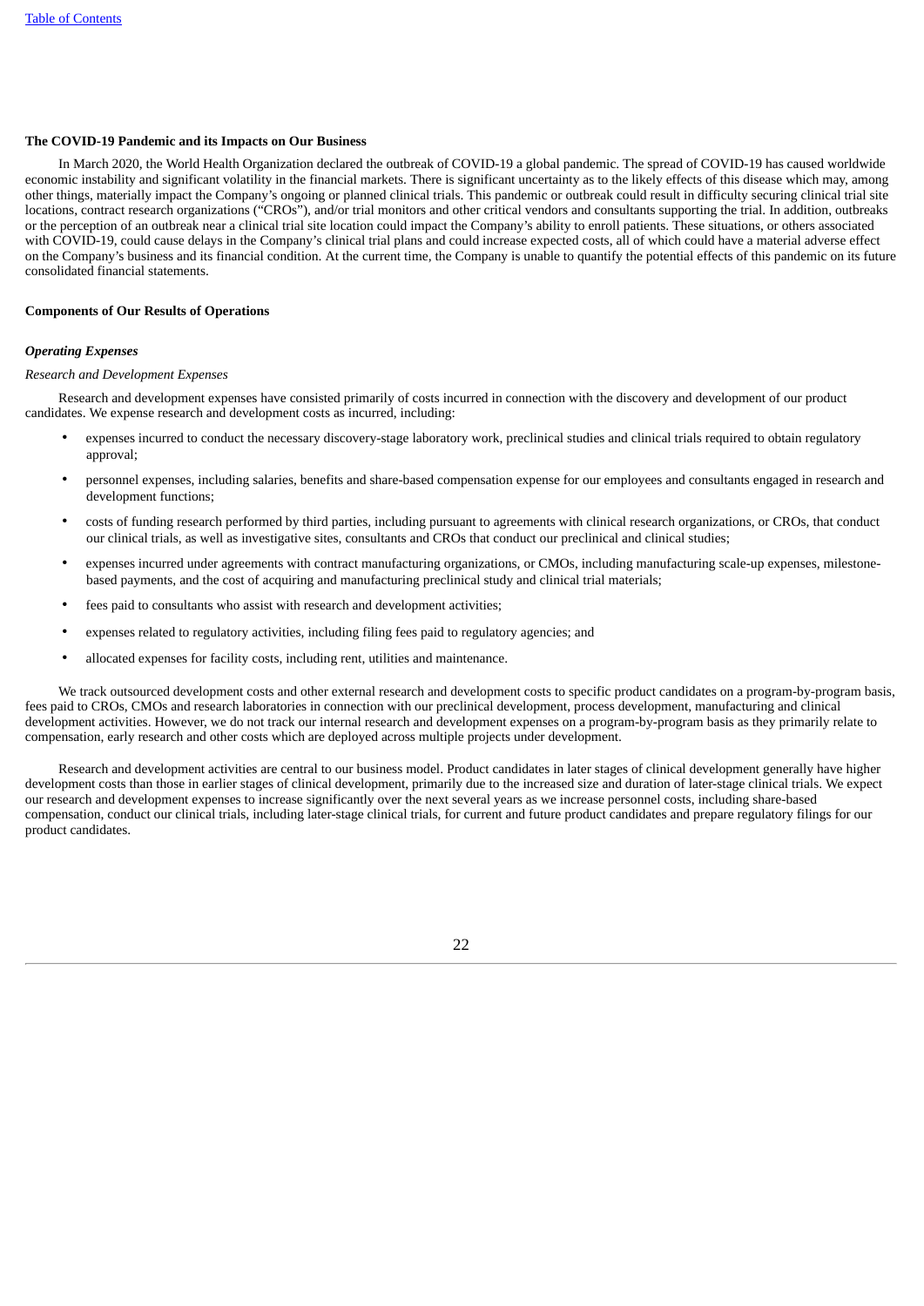**The COVID-19 Pandemic and its Impacts on Our Business**

In March 2020, the World Health Organization declared the outbreak of COVID-19 a global pandemic. The spread of COVID-19 has caused worldwide economic instability and significant volatility in the financial markets. There is significant uncertainty as to the likely effects of this disease which may, among other things, materially impact the Company's ongoing or planned clinical trials. This pandemic or outbreak could result in difficulty securing clinical trial site locations, contract research organizations ("CROs"), and/or trial monitors and other critical vendors and consultants supporting the trial. In addition, outbreaks or the perception of an outbreak near a clinical trial site location could impact the Company's ability to enroll patients. These situations, or others associated with COVID-19, could cause delays in the Company's clinical trial plans and could increase expected costs, all of which could have a material adverse effect on the Company's business and its financial condition. At the current time, the Company is unable to quantify the potential effects of this pandemic on its future consolidated financial statements.

**Components of Our Results of Operations**

***Operating Expenses***

*Research and Development Expenses*

Research and development expenses have consisted primarily of costs incurred in connection with the discovery and development of our product candidates. We expense research and development costs as incurred, including:

- expenses incurred to conduct the necessary discovery-stage laboratory work, preclinical studies and clinical trials required to obtain regulatory approval;
- personnel expenses, including salaries, benefits and share-based compensation expense for our employees and consultants engaged in research and development functions;
- costs of funding research performed by third parties, including pursuant to agreements with clinical research organizations, or CROs, that conduct our clinical trials, as well as investigative sites, consultants and CROs that conduct our preclinical and clinical studies;
- expenses incurred under agreements with contract manufacturing organizations, or CMOs, including manufacturing scale-up expenses, milestone-based payments, and the cost of acquiring and manufacturing preclinical study and clinical trial materials;
- fees paid to consultants who assist with research and development activities;
- expenses related to regulatory activities, including filing fees paid to regulatory agencies; and
- allocated expenses for facility costs, including rent, utilities and maintenance.

We track outsourced development costs and other external research and development costs to specific product candidates on a program-by-program basis, fees paid to CROs, CMOs and research laboratories in connection with our preclinical development, process development, manufacturing and clinical development activities. However, we do not track our internal research and development expenses on a program-by-program basis as they primarily relate to compensation, early research and other costs which are deployed across multiple projects under development.

Research and development activities are central to our business model. Product candidates in later stages of clinical development generally have higher development costs than those in earlier stages of clinical development, primarily due to the increased size and duration of later-stage clinical trials. We expect our research and development expenses to increase significantly over the next several years as we increase personnel costs, including share-based compensation, conduct our clinical trials, including later-stage clinical trials, for current and future product candidates and prepare regulatory filings for our product candidates.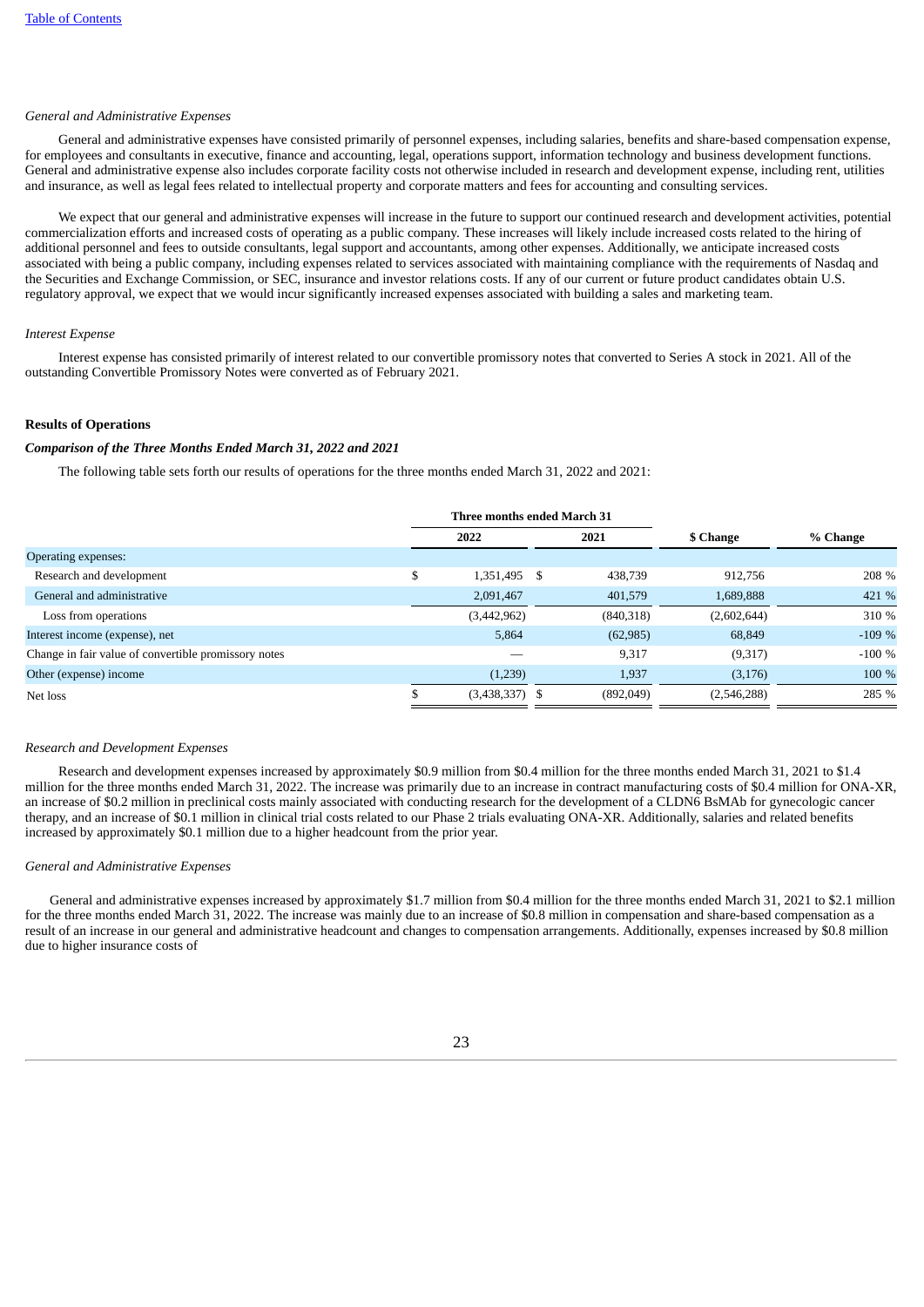*General and Administrative Expenses*

General and administrative expenses have consisted primarily of personnel expenses, including salaries, benefits and share-based compensation expense, for employees and consultants in executive, finance and accounting, legal, operations support, information technology and business development functions. General and administrative expense also includes corporate facility costs not otherwise included in research and development expense, including rent, utilities and insurance, as well as legal fees related to intellectual property and corporate matters and fees for accounting and consulting services.

We expect that our general and administrative expenses will increase in the future to support our continued research and development activities, potential commercialization efforts and increased costs of operating as a public company. These increases will likely include increased costs related to the hiring of additional personnel and fees to outside consultants, legal support and accountants, among other expenses. Additionally, we anticipate increased costs associated with being a public company, including expenses related to services associated with maintaining compliance with the requirements of Nasdaq and the Securities and Exchange Commission, or SEC, insurance and investor relations costs. If any of our current or future product candidates obtain U.S. regulatory approval, we expect that we would incur significantly increased expenses associated with building a sales and marketing team.

*Interest Expense*

Interest expense has consisted primarily of interest related to our convertible promissory notes that converted to Series A stock in 2021. All of the outstanding Convertible Promissory Notes were converted as of February 2021.

**Results of Operations**

***Comparison of the Three Months Ended March 31, 2022 and 2021***

The following table sets forth our results of operations for the three months ended March 31, 2022 and 2021:

| | Three months ended March 31 | | | |
|---|---|---|---|---|
| | 2022 | 2021 | $ Change | % Change |
| Operating expenses: | | | | |
| Research and development | $ 1,351,495 | $ 438,739 | 912,756 | 208 % |
| General and administrative | 2,091,467 | 401,579 | 1,689,888 | 421 % |
| Loss from operations | (3,442,962) | (840,318) | (2,602,644) | 310 % |
| Interest income (expense), net | 5,864 | (62,985) | 68,849 | -109 % |
| Change in fair value of convertible promissory notes | — | 9,317 | (9,317) | -100 % |
| Other (expense) income | (1,239) | 1,937 | (3,176) | 100 % |
| Net loss | $ (3,438,337) | $ (892,049) | (2,546,288) | 285 % |

*Research and Development Expenses*

Research and development expenses increased by approximately $0.9 million from $0.4 million for the three months ended March 31, 2021 to $1.4 million for the three months ended March 31, 2022. The increase was primarily due to an increase in contract manufacturing costs of $0.4 million for ONA-XR, an increase of $0.2 million in preclinical costs mainly associated with conducting research for the development of a CLDN6 BsMAb for gynecologic cancer therapy, and an increase of $0.1 million in clinical trial costs related to our Phase 2 trials evaluating ONA-XR. Additionally, salaries and related benefits increased by approximately $0.1 million due to a higher headcount from the prior year.

*General and Administrative Expenses*

General and administrative expenses increased by approximately $1.7 million from $0.4 million for the three months ended March 31, 2021 to $2.1 million for the three months ended March 31, 2022. The increase was mainly due to an increase of $0.8 million in compensation and share-based compensation as a result of an increase in our general and administrative headcount and changes to compensation arrangements. Additionally, expenses increased by $0.8 million due to higher insurance costs of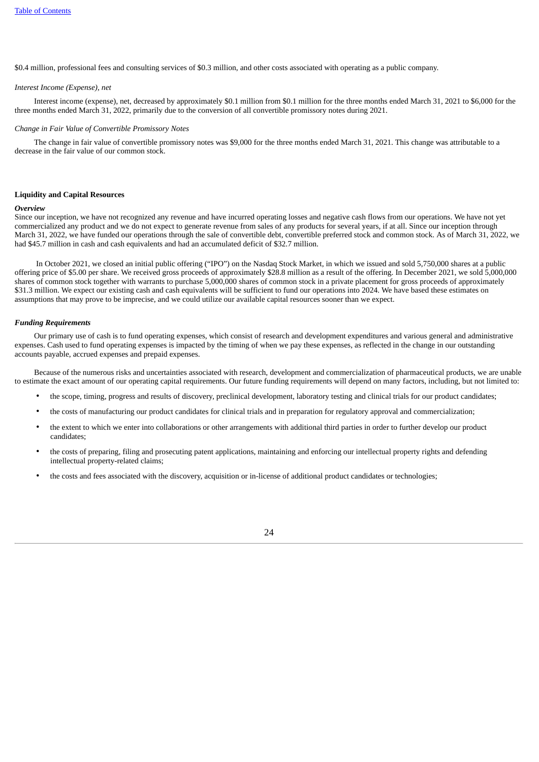$0.4 million, professional fees and consulting services of $0.3 million, and other costs associated with operating as a public company.

*Interest Income (Expense), net*

Interest income (expense), net, decreased by approximately $0.1 million from $0.1 million for the three months ended March 31, 2021 to $6,000 for the three months ended March 31, 2022, primarily due to the conversion of all convertible promissory notes during 2021.

*Change in Fair Value of Convertible Promissory Notes*

The change in fair value of convertible promissory notes was $9,000 for the three months ended March 31, 2021. This change was attributable to a decrease in the fair value of our common stock.

**Liquidity and Capital Resources**

***Overview***

Since our inception, we have not recognized any revenue and have incurred operating losses and negative cash flows from our operations. We have not yet commercialized any product and we do not expect to generate revenue from sales of any products for several years, if at all. Since our inception through March 31, 2022, we have funded our operations through the sale of convertible debt, convertible preferred stock and common stock. As of March 31, 2022, we had $45.7 million in cash and cash equivalents and had an accumulated deficit of $32.7 million.

In October 2021, we closed an initial public offering ("IPO") on the Nasdaq Stock Market, in which we issued and sold 5,750,000 shares at a public offering price of $5.00 per share. We received gross proceeds of approximately $28.8 million as a result of the offering. In December 2021, we sold 5,000,000 shares of common stock together with warrants to purchase 5,000,000 shares of common stock in a private placement for gross proceeds of approximately $31.3 million. We expect our existing cash and cash equivalents will be sufficient to fund our operations into 2024. We have based these estimates on assumptions that may prove to be imprecise, and we could utilize our available capital resources sooner than we expect.

***Funding Requirements***

Our primary use of cash is to fund operating expenses, which consist of research and development expenditures and various general and administrative expenses. Cash used to fund operating expenses is impacted by the timing of when we pay these expenses, as reflected in the change in our outstanding accounts payable, accrued expenses and prepaid expenses.

Because of the numerous risks and uncertainties associated with research, development and commercialization of pharmaceutical products, we are unable to estimate the exact amount of our operating capital requirements. Our future funding requirements will depend on many factors, including, but not limited to:

- the scope, timing, progress and results of discovery, preclinical development, laboratory testing and clinical trials for our product candidates;
- the costs of manufacturing our product candidates for clinical trials and in preparation for regulatory approval and commercialization;
- the extent to which we enter into collaborations or other arrangements with additional third parties in order to further develop our product candidates;
- the costs of preparing, filing and prosecuting patent applications, maintaining and enforcing our intellectual property rights and defending intellectual property-related claims;
- the costs and fees associated with the discovery, acquisition or in-license of additional product candidates or technologies;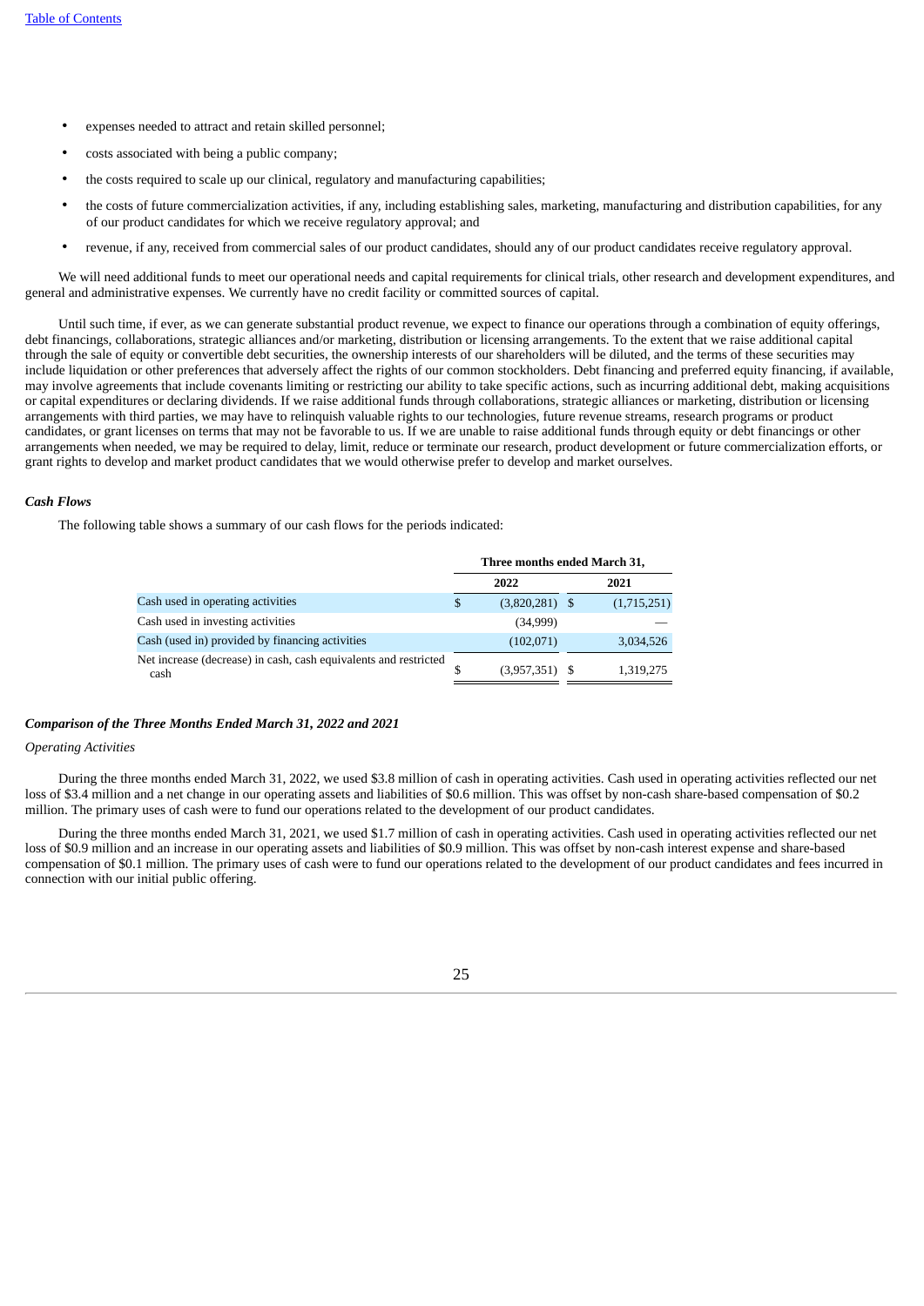- expenses needed to attract and retain skilled personnel;
- costs associated with being a public company;
- the costs required to scale up our clinical, regulatory and manufacturing capabilities;
- the costs of future commercialization activities, if any, including establishing sales, marketing, manufacturing and distribution capabilities, for any of our product candidates for which we receive regulatory approval; and
- revenue, if any, received from commercial sales of our product candidates, should any of our product candidates receive regulatory approval.

We will need additional funds to meet our operational needs and capital requirements for clinical trials, other research and development expenditures, and general and administrative expenses. We currently have no credit facility or committed sources of capital.

Until such time, if ever, as we can generate substantial product revenue, we expect to finance our operations through a combination of equity offerings, debt financings, collaborations, strategic alliances and/or marketing, distribution or licensing arrangements. To the extent that we raise additional capital through the sale of equity or convertible debt securities, the ownership interests of our shareholders will be diluted, and the terms of these securities may include liquidation or other preferences that adversely affect the rights of our common stockholders. Debt financing and preferred equity financing, if available, may involve agreements that include covenants limiting or restricting our ability to take specific actions, such as incurring additional debt, making acquisitions or capital expenditures or declaring dividends. If we raise additional funds through collaborations, strategic alliances or marketing, distribution or licensing arrangements with third parties, we may have to relinquish valuable rights to our technologies, future revenue streams, research programs or product candidates, or grant licenses on terms that may not be favorable to us. If we are unable to raise additional funds through equity or debt financings or other arrangements when needed, we may be required to delay, limit, reduce or terminate our research, product development or future commercialization efforts, or grant rights to develop and market product candidates that we would otherwise prefer to develop and market ourselves.

***Cash Flows***

The following table shows a summary of our cash flows for the periods indicated:

| | Three months ended March 31, | |
|---|---|---|
| | 2022 | 2021 |
| Cash used in operating activities | $ (3,820,281) | $ (1,715,251) |
| Cash used in investing activities | (34,999) | — |
| Cash (used in) provided by financing activities | (102,071) | 3,034,526 |
| Net increase (decrease) in cash, cash equivalents and restricted cash | $ (3,957,351) | $ 1,319,275 |

***Comparison of the Three Months Ended March 31, 2022 and 2021***

*Operating Activities*

During the three months ended March 31, 2022, we used $3.8 million of cash in operating activities. Cash used in operating activities reflected our net loss of $3.4 million and a net change in our operating assets and liabilities of $0.6 million. This was offset by non-cash share-based compensation of $0.2 million. The primary uses of cash were to fund our operations related to the development of our product candidates.

During the three months ended March 31, 2021, we used $1.7 million of cash in operating activities. Cash used in operating activities reflected our net loss of $0.9 million and an increase in our operating assets and liabilities of $0.9 million. This was offset by non-cash interest expense and share-based compensation of $0.1 million. The primary uses of cash were to fund our operations related to the development of our product candidates and fees incurred in connection with our initial public offering.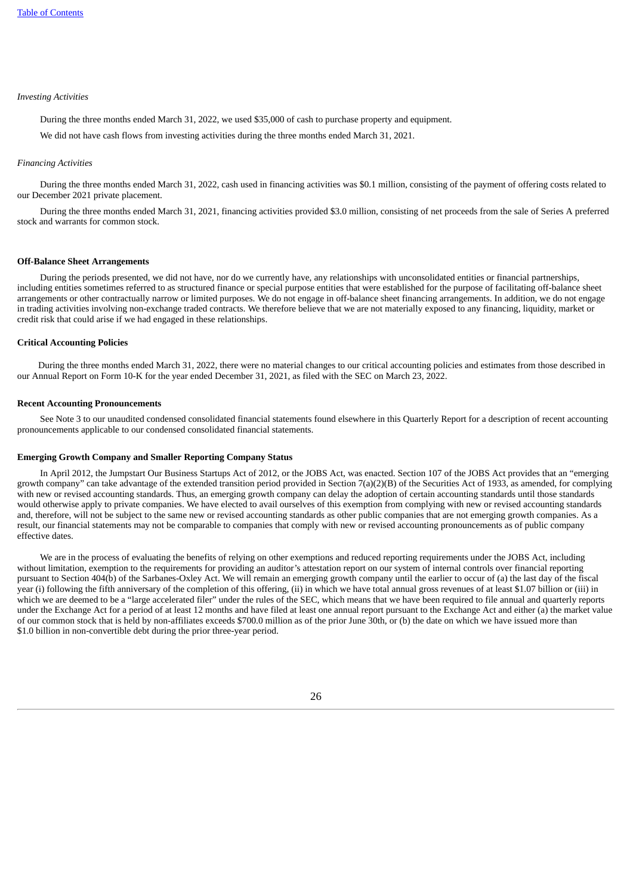*Investing Activities*

During the three months ended March 31, 2022, we used $35,000 of cash to purchase property and equipment.

We did not have cash flows from investing activities during the three months ended March 31, 2021.

*Financing Activities*

During the three months ended March 31, 2022, cash used in financing activities was $0.1 million, consisting of the payment of offering costs related to our December 2021 private placement.

During the three months ended March 31, 2021, financing activities provided $3.0 million, consisting of net proceeds from the sale of Series A preferred stock and warrants for common stock.

**Off-Balance Sheet Arrangements**

During the periods presented, we did not have, nor do we currently have, any relationships with unconsolidated entities or financial partnerships, including entities sometimes referred to as structured finance or special purpose entities that were established for the purpose of facilitating off-balance sheet arrangements or other contractually narrow or limited purposes. We do not engage in off-balance sheet financing arrangements. In addition, we do not engage in trading activities involving non-exchange traded contracts. We therefore believe that we are not materially exposed to any financing, liquidity, market or credit risk that could arise if we had engaged in these relationships.

**Critical Accounting Policies**

During the three months ended March 31, 2022, there were no material changes to our critical accounting policies and estimates from those described in our Annual Report on Form 10-K for the year ended December 31, 2021, as filed with the SEC on March 23, 2022.

**Recent Accounting Pronouncements**

See Note 3 to our unaudited condensed consolidated financial statements found elsewhere in this Quarterly Report for a description of recent accounting pronouncements applicable to our condensed consolidated financial statements.

**Emerging Growth Company and Smaller Reporting Company Status**

In April 2012, the Jumpstart Our Business Startups Act of 2012, or the JOBS Act, was enacted. Section 107 of the JOBS Act provides that an "emerging growth company" can take advantage of the extended transition period provided in Section 7(a)(2)(B) of the Securities Act of 1933, as amended, for complying with new or revised accounting standards. Thus, an emerging growth company can delay the adoption of certain accounting standards until those standards would otherwise apply to private companies. We have elected to avail ourselves of this exemption from complying with new or revised accounting standards and, therefore, will not be subject to the same new or revised accounting standards as other public companies that are not emerging growth companies. As a result, our financial statements may not be comparable to companies that comply with new or revised accounting pronouncements as of public company effective dates.

We are in the process of evaluating the benefits of relying on other exemptions and reduced reporting requirements under the JOBS Act, including without limitation, exemption to the requirements for providing an auditor's attestation report on our system of internal controls over financial reporting pursuant to Section 404(b) of the Sarbanes-Oxley Act. We will remain an emerging growth company until the earlier to occur of (a) the last day of the fiscal year (i) following the fifth anniversary of the completion of this offering, (ii) in which we have total annual gross revenues of at least $1.07 billion or (iii) in which we are deemed to be a "large accelerated filer" under the rules of the SEC, which means that we have been required to file annual and quarterly reports under the Exchange Act for a period of at least 12 months and have filed at least one annual report pursuant to the Exchange Act and either (a) the market value of our common stock that is held by non-affiliates exceeds $700.0 million as of the prior June 30th, or (b) the date on which we have issued more than $1.0 billion in non-convertible debt during the prior three-year period.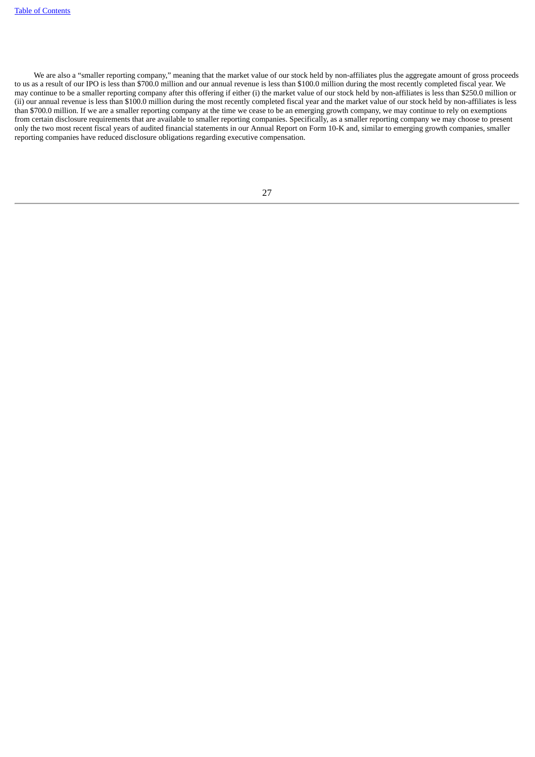We are also a "smaller reporting company," meaning that the market value of our stock held by non-affiliates plus the aggregate amount of gross proceeds to us as a result of our IPO is less than $700.0 million and our annual revenue is less than $100.0 million during the most recently completed fiscal year. We may continue to be a smaller reporting company after this offering if either (i) the market value of our stock held by non-affiliates is less than $250.0 million or (ii) our annual revenue is less than $100.0 million during the most recently completed fiscal year and the market value of our stock held by non-affiliates is less than $700.0 million. If we are a smaller reporting company at the time we cease to be an emerging growth company, we may continue to rely on exemptions from certain disclosure requirements that are available to smaller reporting companies. Specifically, as a smaller reporting company we may choose to present only the two most recent fiscal years of audited financial statements in our Annual Report on Form 10-K and, similar to emerging growth companies, smaller reporting companies have reduced disclosure obligations regarding executive compensation.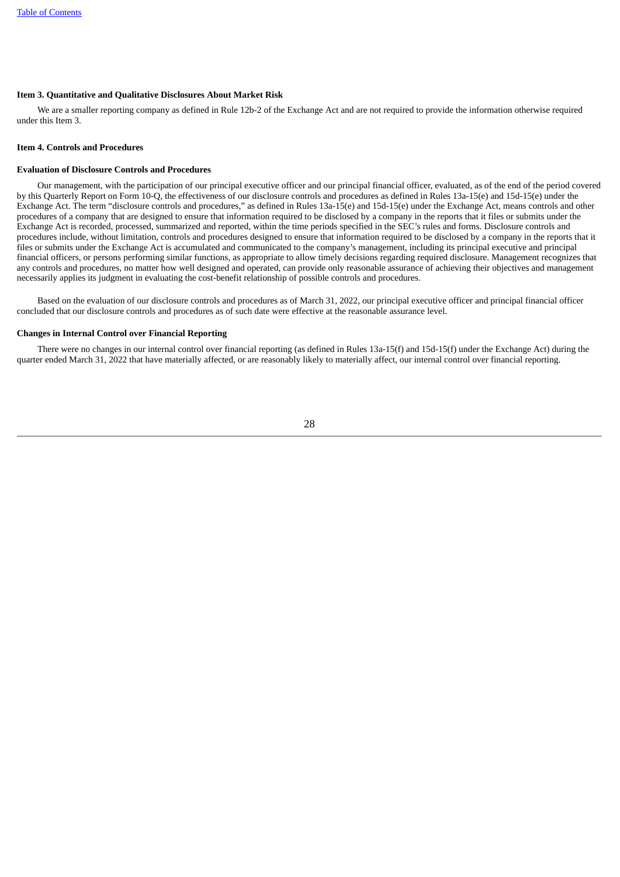### Item 3. Quantitative and Qualitative Disclosures About Market Risk

We are a smaller reporting company as defined in Rule 12b-2 of the Exchange Act and are not required to provide the information otherwise required under this Item 3.

### Item 4. Controls and Procedures

#### Evaluation of Disclosure Controls and Procedures

Our management, with the participation of our principal executive officer and our principal financial officer, evaluated, as of the end of the period covered by this Quarterly Report on Form 10-Q, the effectiveness of our disclosure controls and procedures as defined in Rules 13a-15(e) and 15d-15(e) under the Exchange Act. The term "disclosure controls and procedures," as defined in Rules 13a-15(e) and 15d-15(e) under the Exchange Act, means controls and other procedures of a company that are designed to ensure that information required to be disclosed by a company in the reports that it files or submits under the Exchange Act is recorded, processed, summarized and reported, within the time periods specified in the SEC's rules and forms. Disclosure controls and procedures include, without limitation, controls and procedures designed to ensure that information required to be disclosed by a company in the reports that it files or submits under the Exchange Act is accumulated and communicated to the company's management, including its principal executive and principal financial officers, or persons performing similar functions, as appropriate to allow timely decisions regarding required disclosure. Management recognizes that any controls and procedures, no matter how well designed and operated, can provide only reasonable assurance of achieving their objectives and management necessarily applies its judgment in evaluating the cost-benefit relationship of possible controls and procedures.

Based on the evaluation of our disclosure controls and procedures as of March 31, 2022, our principal executive officer and principal financial officer concluded that our disclosure controls and procedures as of such date were effective at the reasonable assurance level.

#### Changes in Internal Control over Financial Reporting

There were no changes in our internal control over financial reporting (as defined in Rules 13a-15(f) and 15d-15(f) under the Exchange Act) during the quarter ended March 31, 2022 that have materially affected, or are reasonably likely to materially affect, our internal control over financial reporting.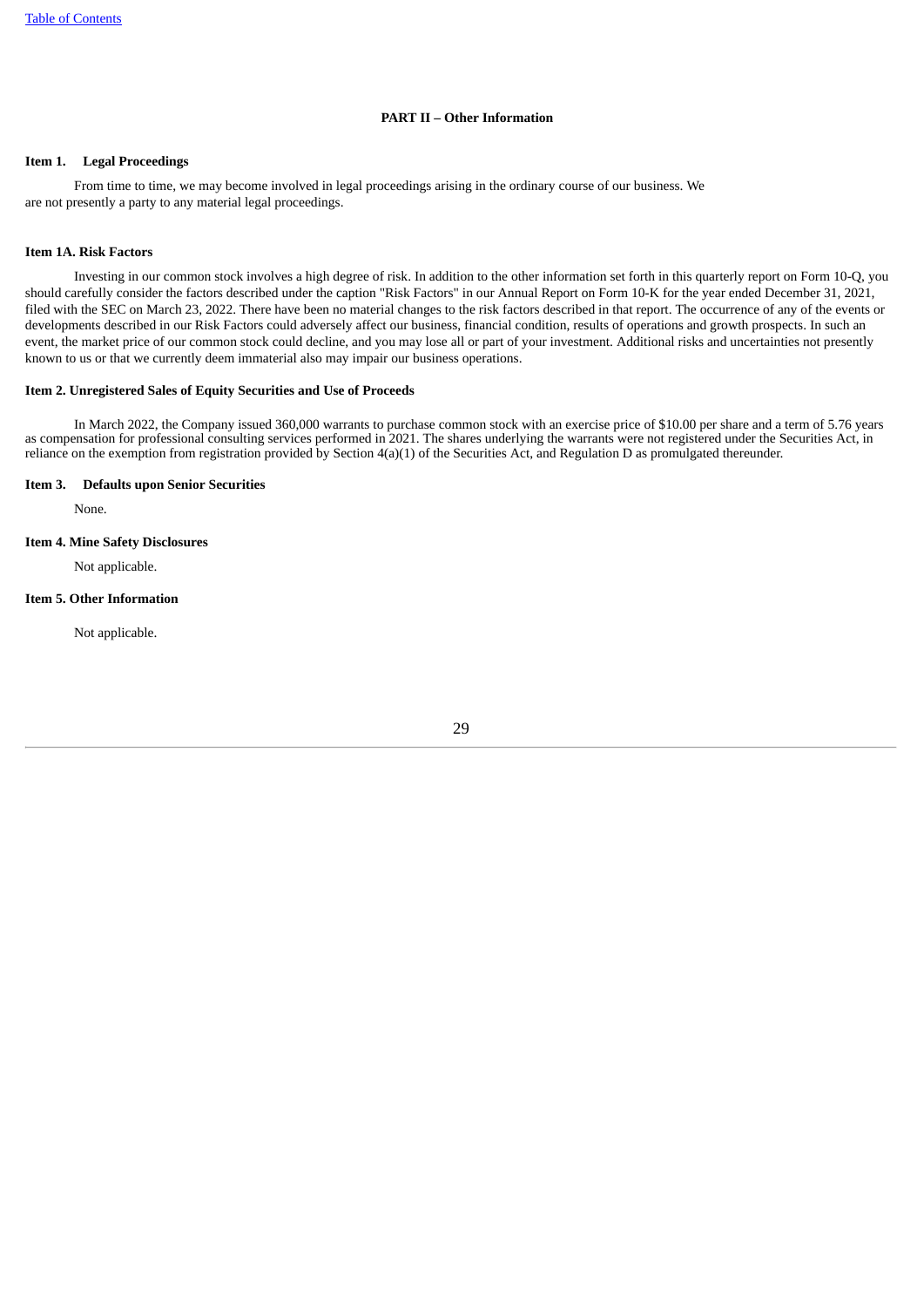## PART II – Other Information

### Item 1. Legal Proceedings

From time to time, we may become involved in legal proceedings arising in the ordinary course of our business. We are not presently a party to any material legal proceedings.

### Item 1A. Risk Factors

Investing in our common stock involves a high degree of risk. In addition to the other information set forth in this quarterly report on Form 10-Q, you should carefully consider the factors described under the caption "Risk Factors" in our Annual Report on Form 10-K for the year ended December 31, 2021, filed with the SEC on March 23, 2022. There have been no material changes to the risk factors described in that report. The occurrence of any of the events or developments described in our Risk Factors could adversely affect our business, financial condition, results of operations and growth prospects. In such an event, the market price of our common stock could decline, and you may lose all or part of your investment. Additional risks and uncertainties not presently known to us or that we currently deem immaterial also may impair our business operations.

### Item 2. Unregistered Sales of Equity Securities and Use of Proceeds

In March 2022, the Company issued 360,000 warrants to purchase common stock with an exercise price of $10.00 per share and a term of 5.76 years as compensation for professional consulting services performed in 2021. The shares underlying the warrants were not registered under the Securities Act, in reliance on the exemption from registration provided by Section 4(a)(1) of the Securities Act, and Regulation D as promulgated thereunder.

### Item 3. Defaults upon Senior Securities

None.

### Item 4. Mine Safety Disclosures

Not applicable.

### Item 5. Other Information

Not applicable.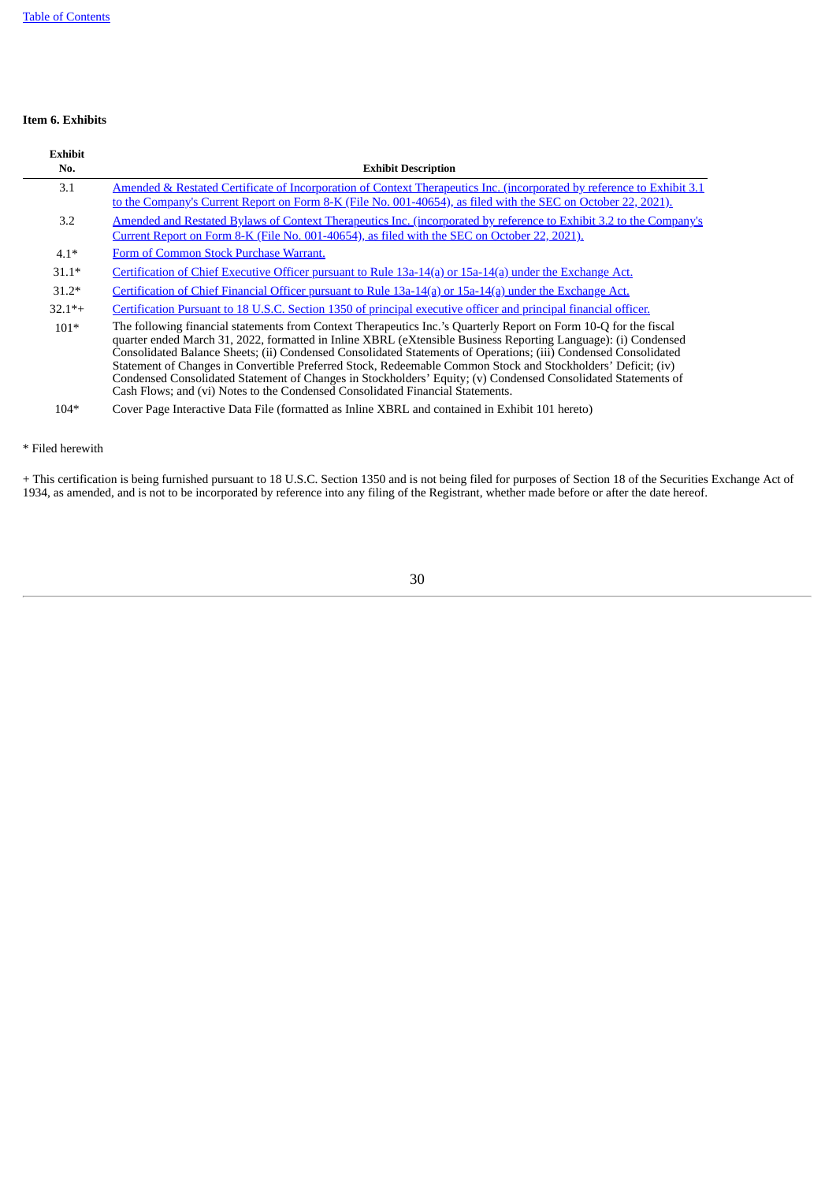### Item 6. Exhibits

| Exhibit No. | Exhibit Description |
|---|---|
| 3.1 | Amended & Restated Certificate of Incorporation of Context Therapeutics Inc. (incorporated by reference to Exhibit 3.1 to the Company's Current Report on Form 8-K (File No. 001-40654), as filed with the SEC on October 22, 2021). |
| 3.2 | Amended and Restated Bylaws of Context Therapeutics Inc. (incorporated by reference to Exhibit 3.2 to the Company's Current Report on Form 8-K (File No. 001-40654), as filed with the SEC on October 22, 2021). |
| 4.1* | Form of Common Stock Purchase Warrant. |
| 31.1* | Certification of Chief Executive Officer pursuant to Rule 13a-14(a) or 15a-14(a) under the Exchange Act. |
| 31.2* | Certification of Chief Financial Officer pursuant to Rule 13a-14(a) or 15a-14(a) under the Exchange Act. |
| 32.1*+ | Certification Pursuant to 18 U.S.C. Section 1350 of principal executive officer and principal financial officer. |
| 101* | The following financial statements from Context Therapeutics Inc.'s Quarterly Report on Form 10-Q for the fiscal quarter ended March 31, 2022, formatted in Inline XBRL (eXtensible Business Reporting Language): (i) Condensed Consolidated Balance Sheets; (ii) Condensed Consolidated Statements of Operations; (iii) Condensed Consolidated Statement of Changes in Convertible Preferred Stock, Redeemable Common Stock and Stockholders' Deficit; (iv) Condensed Consolidated Statement of Changes in Stockholders' Equity; (v) Condensed Consolidated Statements of Cash Flows; and (vi) Notes to the Condensed Consolidated Financial Statements. |
| 104* | Cover Page Interactive Data File (formatted as Inline XBRL and contained in Exhibit 101 hereto) |

\* Filed herewith

\+ This certification is being furnished pursuant to 18 U.S.C. Section 1350 and is not being filed for purposes of Section 18 of the Securities Exchange Act of 1934, as amended, and is not to be incorporated by reference into any filing of the Registrant, whether made before or after the date hereof.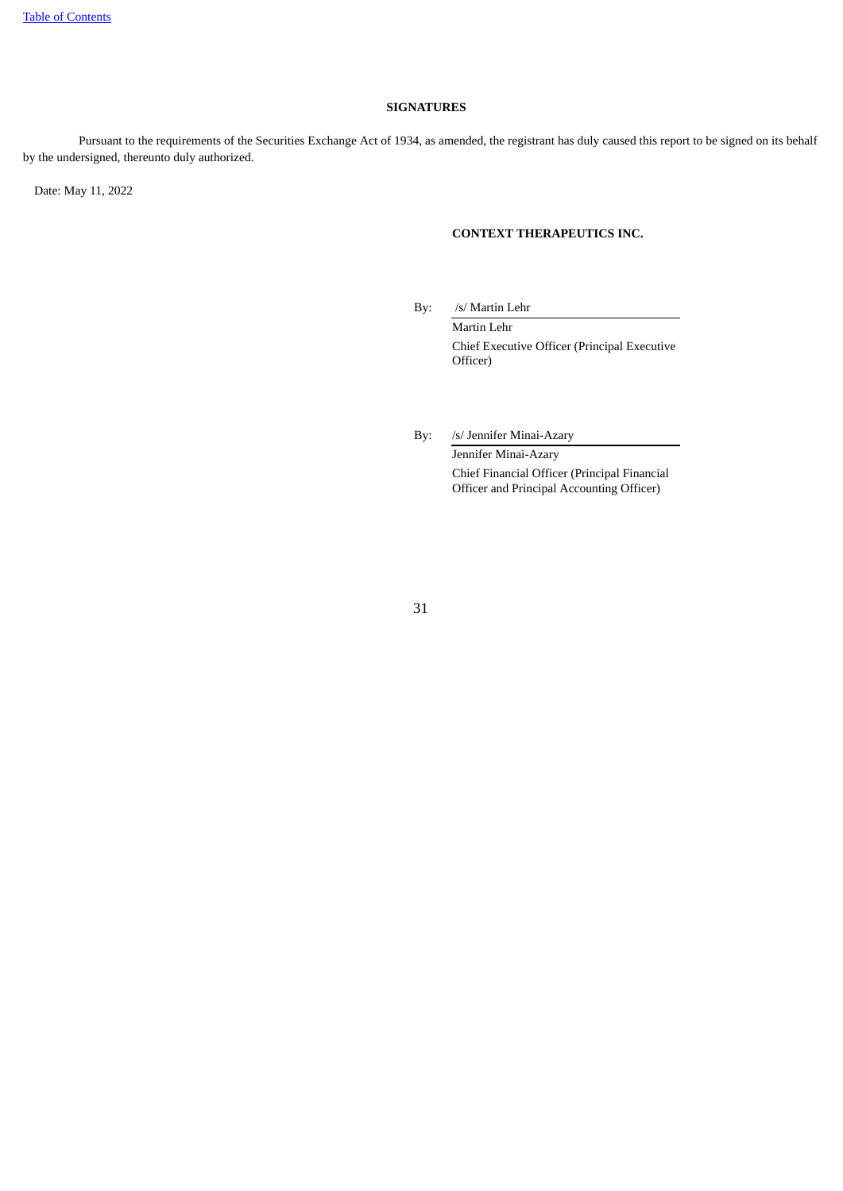## SIGNATURES

Pursuant to the requirements of the Securities Exchange Act of 1934, as amended, the registrant has duly caused this report to be signed on its behalf by the undersigned, thereunto duly authorized.

Date: May 11, 2022

**CONTEXT THERAPEUTICS INC.**

By: /s/ Martin Lehr

Martin Lehr

Chief Executive Officer (Principal Executive Officer)

By: /s/ Jennifer Minai-Azary

Jennifer Minai-Azary

Chief Financial Officer (Principal Financial Officer and Principal Accounting Officer)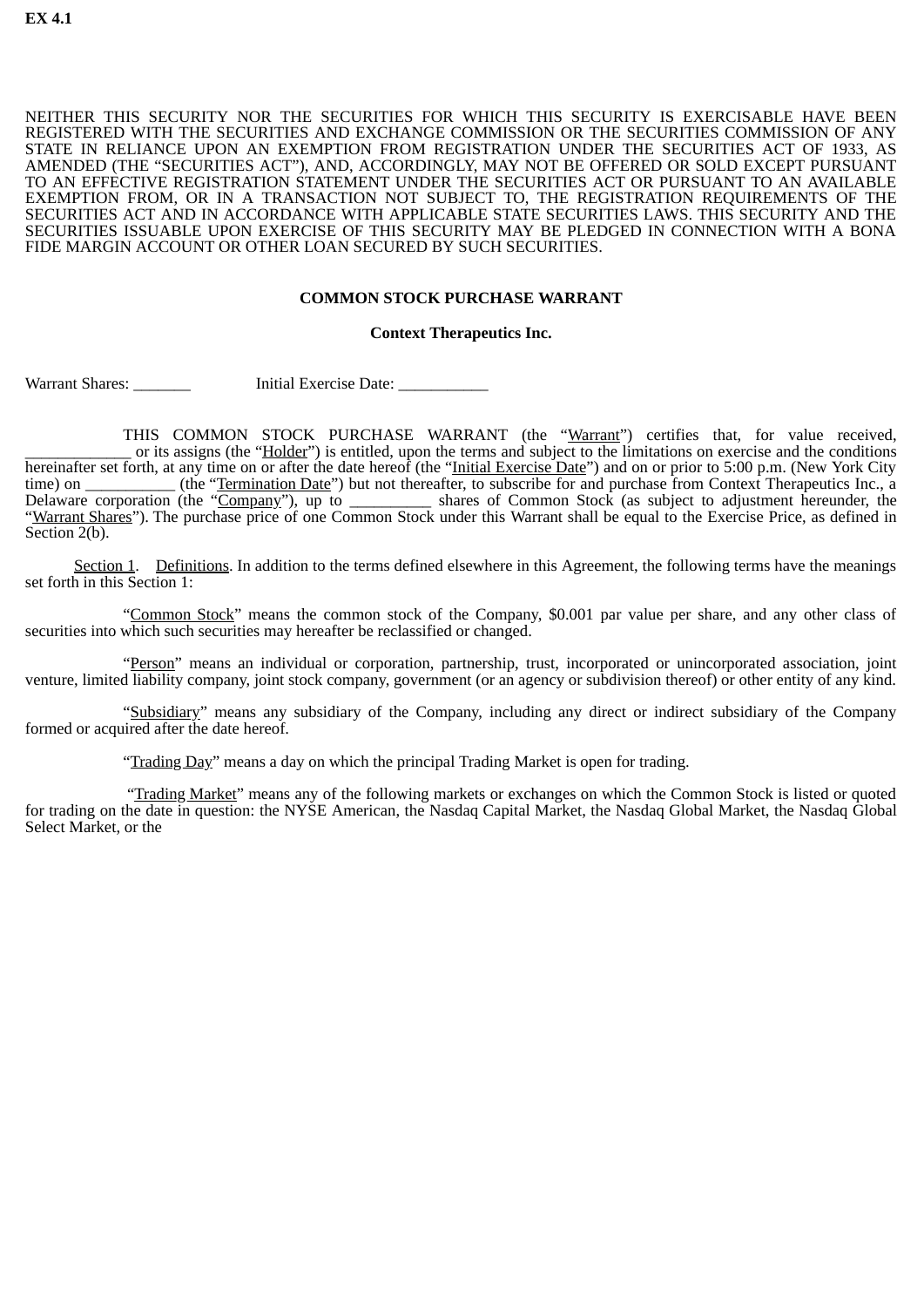**EX 4.1**

NEITHER THIS SECURITY NOR THE SECURITIES FOR WHICH THIS SECURITY IS EXERCISABLE HAVE BEEN REGISTERED WITH THE SECURITIES AND EXCHANGE COMMISSION OR THE SECURITIES COMMISSION OF ANY STATE IN RELIANCE UPON AN EXEMPTION FROM REGISTRATION UNDER THE SECURITIES ACT OF 1933, AS AMENDED (THE "SECURITIES ACT"), AND, ACCORDINGLY, MAY NOT BE OFFERED OR SOLD EXCEPT PURSUANT TO AN EFFECTIVE REGISTRATION STATEMENT UNDER THE SECURITIES ACT OR PURSUANT TO AN AVAILABLE EXEMPTION FROM, OR IN A TRANSACTION NOT SUBJECT TO, THE REGISTRATION REQUIREMENTS OF THE SECURITIES ACT AND IN ACCORDANCE WITH APPLICABLE STATE SECURITIES LAWS. THIS SECURITY AND THE SECURITIES ISSUABLE UPON EXERCISE OF THIS SECURITY MAY BE PLEDGED IN CONNECTION WITH A BONA FIDE MARGIN ACCOUNT OR OTHER LOAN SECURED BY SUCH SECURITIES.

**COMMON STOCK PURCHASE WARRANT**

**Context Therapeutics Inc.**

Warrant Shares: _______ Initial Exercise Date: ___________

THIS COMMON STOCK PURCHASE WARRANT (the "Warrant") certifies that, for value received, _____________ or its assigns (the "Holder") is entitled, upon the terms and subject to the limitations on exercise and the conditions hereinafter set forth, at any time on or after the date hereof (the "Initial Exercise Date") and on or prior to 5:00 p.m. (New York City time) on ___________ (the "Termination Date") but not thereafter, to subscribe for and purchase from Context Therapeutics Inc., a Delaware corporation (the "Company"), up to __________ shares of Common Stock (as subject to adjustment hereunder, the "Warrant Shares"). The purchase price of one Common Stock under this Warrant shall be equal to the Exercise Price, as defined in Section 2(b).

Section 1. Definitions. In addition to the terms defined elsewhere in this Agreement, the following terms have the meanings set forth in this Section 1:

"Common Stock" means the common stock of the Company, $0.001 par value per share, and any other class of securities into which such securities may hereafter be reclassified or changed.

"Person" means an individual or corporation, partnership, trust, incorporated or unincorporated association, joint venture, limited liability company, joint stock company, government (or an agency or subdivision thereof) or other entity of any kind.

"Subsidiary" means any subsidiary of the Company, including any direct or indirect subsidiary of the Company formed or acquired after the date hereof.

"Trading Day" means a day on which the principal Trading Market is open for trading.

"Trading Market" means any of the following markets or exchanges on which the Common Stock is listed or quoted for trading on the date in question: the NYSE American, the Nasdaq Capital Market, the Nasdaq Global Market, the Nasdaq Global Select Market, or the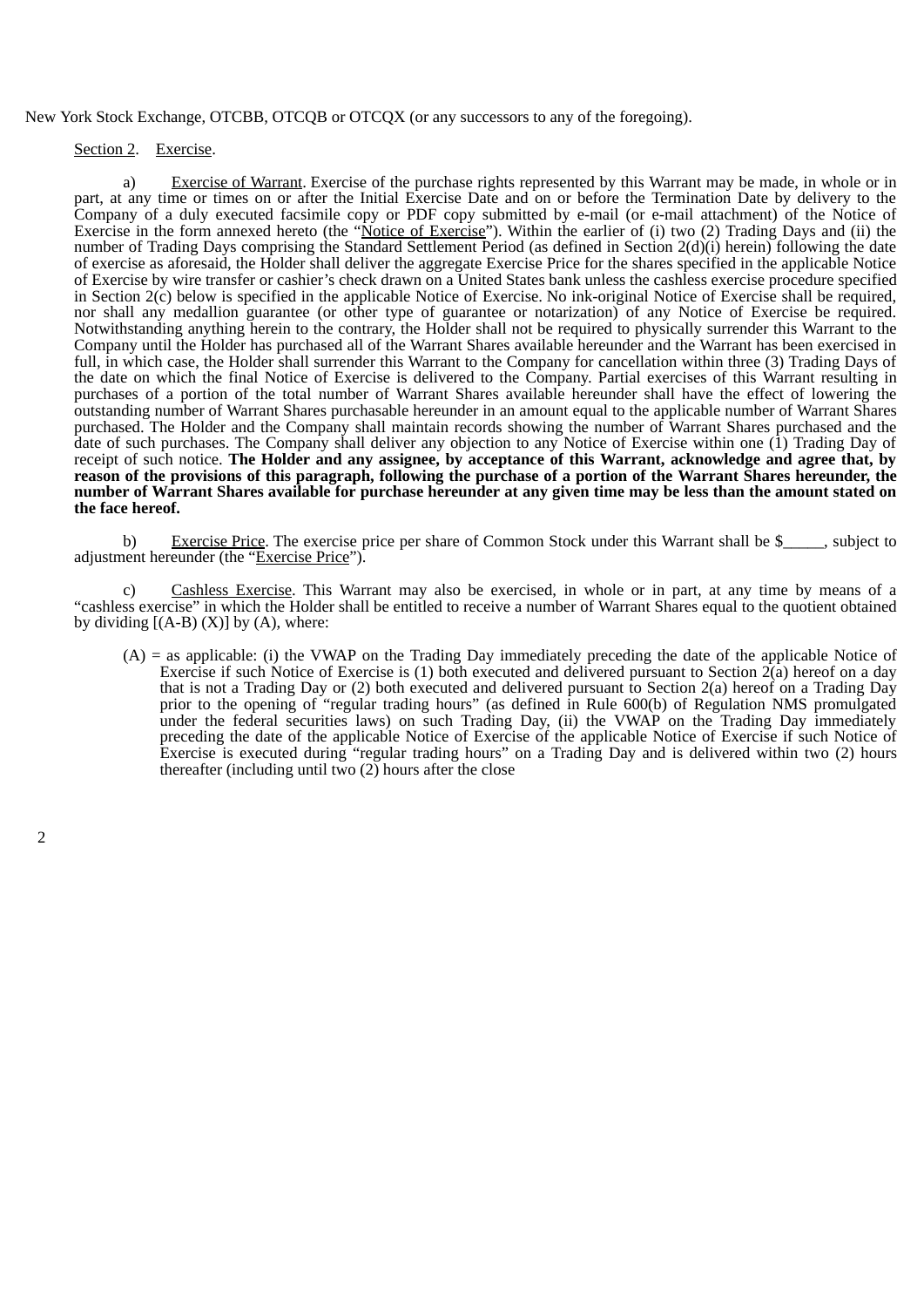New York Stock Exchange, OTCBB, OTCQB or OTCQX (or any successors to any of the foregoing).

Section 2. Exercise.

a) Exercise of Warrant. Exercise of the purchase rights represented by this Warrant may be made, in whole or in part, at any time or times on or after the Initial Exercise Date and on or before the Termination Date by delivery to the Company of a duly executed facsimile copy or PDF copy submitted by e-mail (or e-mail attachment) of the Notice of Exercise in the form annexed hereto (the "Notice of Exercise"). Within the earlier of (i) two (2) Trading Days and (ii) the number of Trading Days comprising the Standard Settlement Period (as defined in Section 2(d)(i) herein) following the date of exercise as aforesaid, the Holder shall deliver the aggregate Exercise Price for the shares specified in the applicable Notice of Exercise by wire transfer or cashier's check drawn on a United States bank unless the cashless exercise procedure specified in Section 2(c) below is specified in the applicable Notice of Exercise. No ink-original Notice of Exercise shall be required, nor shall any medallion guarantee (or other type of guarantee or notarization) of any Notice of Exercise be required. Notwithstanding anything herein to the contrary, the Holder shall not be required to physically surrender this Warrant to the Company until the Holder has purchased all of the Warrant Shares available hereunder and the Warrant has been exercised in full, in which case, the Holder shall surrender this Warrant to the Company for cancellation within three (3) Trading Days of the date on which the final Notice of Exercise is delivered to the Company. Partial exercises of this Warrant resulting in purchases of a portion of the total number of Warrant Shares available hereunder shall have the effect of lowering the outstanding number of Warrant Shares purchasable hereunder in an amount equal to the applicable number of Warrant Shares purchased. The Holder and the Company shall maintain records showing the number of Warrant Shares purchased and the date of such purchases. The Company shall deliver any objection to any Notice of Exercise within one (1) Trading Day of receipt of such notice. **The Holder and any assignee, by acceptance of this Warrant, acknowledge and agree that, by reason of the provisions of this paragraph, following the purchase of a portion of the Warrant Shares hereunder, the number of Warrant Shares available for purchase hereunder at any given time may be less than the amount stated on the face hereof.**

b) Exercise Price. The exercise price per share of Common Stock under this Warrant shall be $_____, subject to adjustment hereunder (the "Exercise Price").

c) Cashless Exercise. This Warrant may also be exercised, in whole or in part, at any time by means of a "cashless exercise" in which the Holder shall be entitled to receive a number of Warrant Shares equal to the quotient obtained by dividing [(A-B) (X)] by (A), where:

(A) = as applicable: (i) the VWAP on the Trading Day immediately preceding the date of the applicable Notice of Exercise if such Notice of Exercise is (1) both executed and delivered pursuant to Section 2(a) hereof on a day that is not a Trading Day or (2) both executed and delivered pursuant to Section 2(a) hereof on a Trading Day prior to the opening of "regular trading hours" (as defined in Rule 600(b) of Regulation NMS promulgated under the federal securities laws) on such Trading Day, (ii) the VWAP on the Trading Day immediately preceding the date of the applicable Notice of Exercise of the applicable Notice of Exercise if such Notice of Exercise is executed during "regular trading hours" on a Trading Day and is delivered within two (2) hours thereafter (including until two (2) hours after the close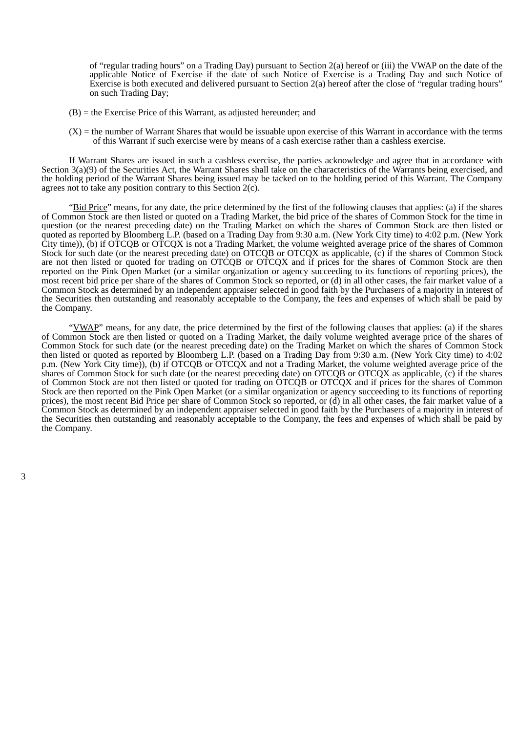of "regular trading hours" on a Trading Day) pursuant to Section 2(a) hereof or (iii) the VWAP on the date of the applicable Notice of Exercise if the date of such Notice of Exercise is a Trading Day and such Notice of Exercise is both executed and delivered pursuant to Section 2(a) hereof after the close of "regular trading hours" on such Trading Day;

(B) = the Exercise Price of this Warrant, as adjusted hereunder; and

(X) = the number of Warrant Shares that would be issuable upon exercise of this Warrant in accordance with the terms of this Warrant if such exercise were by means of a cash exercise rather than a cashless exercise.

If Warrant Shares are issued in such a cashless exercise, the parties acknowledge and agree that in accordance with Section 3(a)(9) of the Securities Act, the Warrant Shares shall take on the characteristics of the Warrants being exercised, and the holding period of the Warrant Shares being issued may be tacked on to the holding period of this Warrant. The Company agrees not to take any position contrary to this Section 2(c).

"Bid Price" means, for any date, the price determined by the first of the following clauses that applies: (a) if the shares of Common Stock are then listed or quoted on a Trading Market, the bid price of the shares of Common Stock for the time in question (or the nearest preceding date) on the Trading Market on which the shares of Common Stock are then listed or quoted as reported by Bloomberg L.P. (based on a Trading Day from 9:30 a.m. (New York City time) to 4:02 p.m. (New York City time)), (b) if OTCQB or OTCQX is not a Trading Market, the volume weighted average price of the shares of Common Stock for such date (or the nearest preceding date) on OTCQB or OTCQX as applicable, (c) if the shares of Common Stock are not then listed or quoted for trading on OTCQB or OTCQX and if prices for the shares of Common Stock are then reported on the Pink Open Market (or a similar organization or agency succeeding to its functions of reporting prices), the most recent bid price per share of the shares of Common Stock so reported, or (d) in all other cases, the fair market value of a Common Stock as determined by an independent appraiser selected in good faith by the Purchasers of a majority in interest of the Securities then outstanding and reasonably acceptable to the Company, the fees and expenses of which shall be paid by the Company.

"VWAP" means, for any date, the price determined by the first of the following clauses that applies: (a) if the shares of Common Stock are then listed or quoted on a Trading Market, the daily volume weighted average price of the shares of Common Stock for such date (or the nearest preceding date) on the Trading Market on which the shares of Common Stock then listed or quoted as reported by Bloomberg L.P. (based on a Trading Day from 9:30 a.m. (New York City time) to 4:02 p.m. (New York City time)), (b) if OTCQB or OTCQX and not a Trading Market, the volume weighted average price of the shares of Common Stock for such date (or the nearest preceding date) on OTCQB or OTCQX as applicable, (c) if the shares of Common Stock are not then listed or quoted for trading on OTCQB or OTCQX and if prices for the shares of Common Stock are then reported on the Pink Open Market (or a similar organization or agency succeeding to its functions of reporting prices), the most recent Bid Price per share of Common Stock so reported, or (d) in all other cases, the fair market value of a Common Stock as determined by an independent appraiser selected in good faith by the Purchasers of a majority in interest of the Securities then outstanding and reasonably acceptable to the Company, the fees and expenses of which shall be paid by the Company.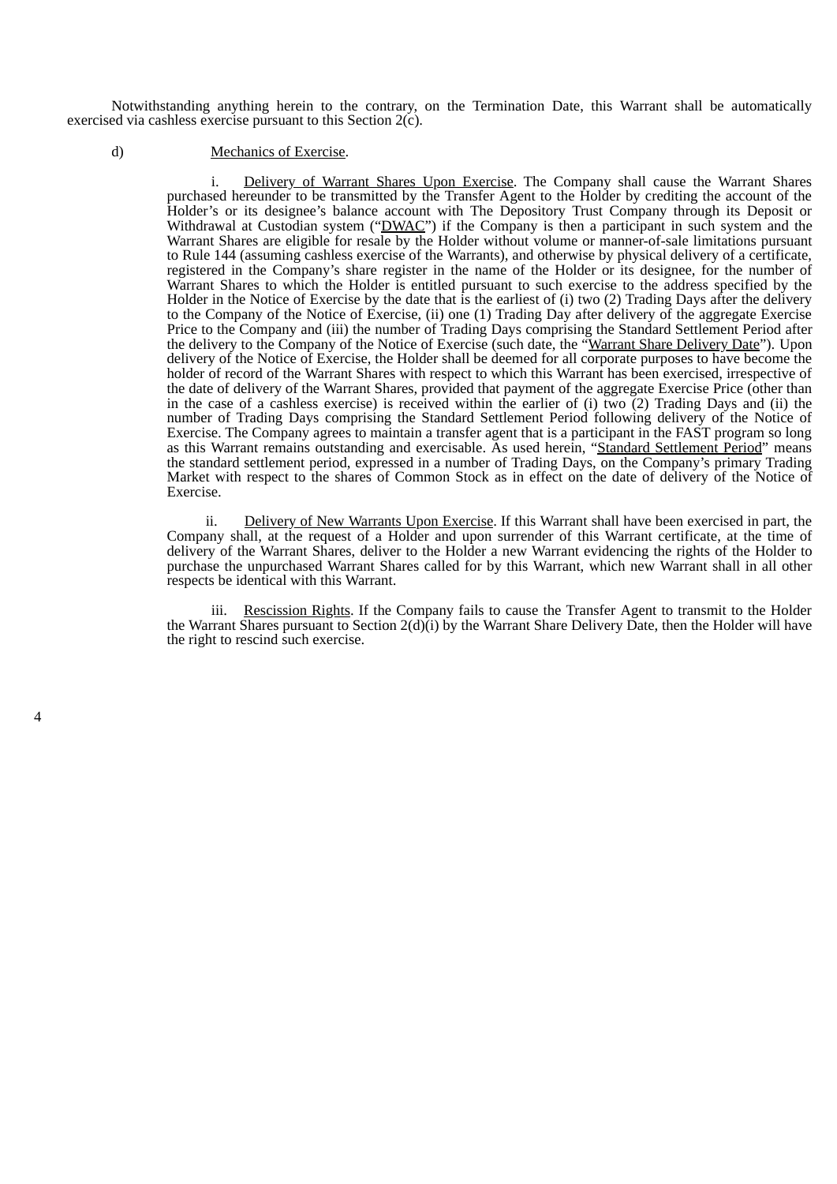Notwithstanding anything herein to the contrary, on the Termination Date, this Warrant shall be automatically exercised via cashless exercise pursuant to this Section 2(c).

d) Mechanics of Exercise.

i. Delivery of Warrant Shares Upon Exercise. The Company shall cause the Warrant Shares purchased hereunder to be transmitted by the Transfer Agent to the Holder by crediting the account of the Holder's or its designee's balance account with The Depository Trust Company through its Deposit or Withdrawal at Custodian system ("DWAC") if the Company is then a participant in such system and the Warrant Shares are eligible for resale by the Holder without volume or manner-of-sale limitations pursuant to Rule 144 (assuming cashless exercise of the Warrants), and otherwise by physical delivery of a certificate, registered in the Company's share register in the name of the Holder or its designee, for the number of Warrant Shares to which the Holder is entitled pursuant to such exercise to the address specified by the Holder in the Notice of Exercise by the date that is the earliest of (i) two (2) Trading Days after the delivery to the Company of the Notice of Exercise, (ii) one (1) Trading Day after delivery of the aggregate Exercise Price to the Company and (iii) the number of Trading Days comprising the Standard Settlement Period after the delivery to the Company of the Notice of Exercise (such date, the "Warrant Share Delivery Date"). Upon delivery of the Notice of Exercise, the Holder shall be deemed for all corporate purposes to have become the holder of record of the Warrant Shares with respect to which this Warrant has been exercised, irrespective of the date of delivery of the Warrant Shares, provided that payment of the aggregate Exercise Price (other than in the case of a cashless exercise) is received within the earlier of (i) two (2) Trading Days and (ii) the number of Trading Days comprising the Standard Settlement Period following delivery of the Notice of Exercise. The Company agrees to maintain a transfer agent that is a participant in the FAST program so long as this Warrant remains outstanding and exercisable. As used herein, "Standard Settlement Period" means the standard settlement period, expressed in a number of Trading Days, on the Company's primary Trading Market with respect to the shares of Common Stock as in effect on the date of delivery of the Notice of Exercise.

ii. Delivery of New Warrants Upon Exercise. If this Warrant shall have been exercised in part, the Company shall, at the request of a Holder and upon surrender of this Warrant certificate, at the time of delivery of the Warrant Shares, deliver to the Holder a new Warrant evidencing the rights of the Holder to purchase the unpurchased Warrant Shares called for by this Warrant, which new Warrant shall in all other respects be identical with this Warrant.

iii. Rescission Rights. If the Company fails to cause the Transfer Agent to transmit to the Holder the Warrant Shares pursuant to Section 2(d)(i) by the Warrant Share Delivery Date, then the Holder will have the right to rescind such exercise.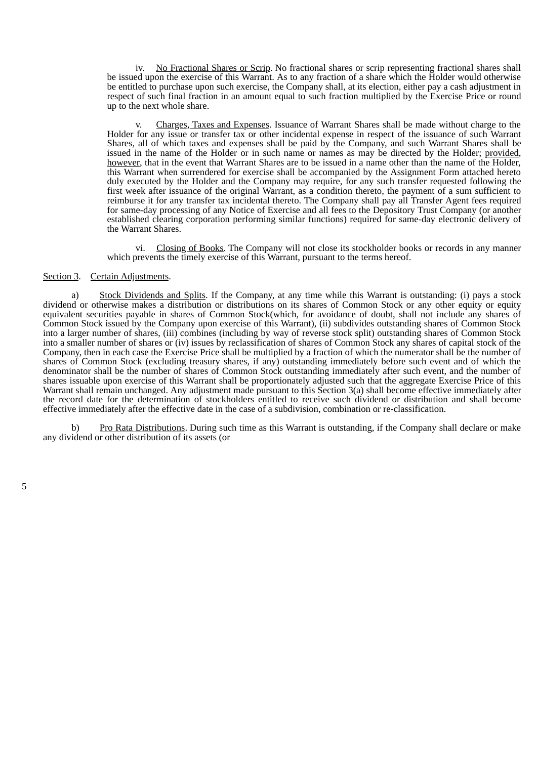iv. No Fractional Shares or Scrip. No fractional shares or scrip representing fractional shares shall be issued upon the exercise of this Warrant. As to any fraction of a share which the Holder would otherwise be entitled to purchase upon such exercise, the Company shall, at its election, either pay a cash adjustment in respect of such final fraction in an amount equal to such fraction multiplied by the Exercise Price or round up to the next whole share.

v. Charges, Taxes and Expenses. Issuance of Warrant Shares shall be made without charge to the Holder for any issue or transfer tax or other incidental expense in respect of the issuance of such Warrant Shares, all of which taxes and expenses shall be paid by the Company, and such Warrant Shares shall be issued in the name of the Holder or in such name or names as may be directed by the Holder; provided, however, that in the event that Warrant Shares are to be issued in a name other than the name of the Holder, this Warrant when surrendered for exercise shall be accompanied by the Assignment Form attached hereto duly executed by the Holder and the Company may require, for any such transfer requested following the first week after issuance of the original Warrant, as a condition thereto, the payment of a sum sufficient to reimburse it for any transfer tax incidental thereto. The Company shall pay all Transfer Agent fees required for same-day processing of any Notice of Exercise and all fees to the Depository Trust Company (or another established clearing corporation performing similar functions) required for same-day electronic delivery of the Warrant Shares.

vi. Closing of Books. The Company will not close its stockholder books or records in any manner which prevents the timely exercise of this Warrant, pursuant to the terms hereof.

Section 3. Certain Adjustments.

a) Stock Dividends and Splits. If the Company, at any time while this Warrant is outstanding: (i) pays a stock dividend or otherwise makes a distribution or distributions on its shares of Common Stock or any other equity or equity equivalent securities payable in shares of Common Stock(which, for avoidance of doubt, shall not include any shares of Common Stock issued by the Company upon exercise of this Warrant), (ii) subdivides outstanding shares of Common Stock into a larger number of shares, (iii) combines (including by way of reverse stock split) outstanding shares of Common Stock into a smaller number of shares or (iv) issues by reclassification of shares of Common Stock any shares of capital stock of the Company, then in each case the Exercise Price shall be multiplied by a fraction of which the numerator shall be the number of shares of Common Stock (excluding treasury shares, if any) outstanding immediately before such event and of which the denominator shall be the number of shares of Common Stock outstanding immediately after such event, and the number of shares issuable upon exercise of this Warrant shall be proportionately adjusted such that the aggregate Exercise Price of this Warrant shall remain unchanged. Any adjustment made pursuant to this Section 3(a) shall become effective immediately after the record date for the determination of stockholders entitled to receive such dividend or distribution and shall become effective immediately after the effective date in the case of a subdivision, combination or re-classification.

b) Pro Rata Distributions. During such time as this Warrant is outstanding, if the Company shall declare or make any dividend or other distribution of its assets (or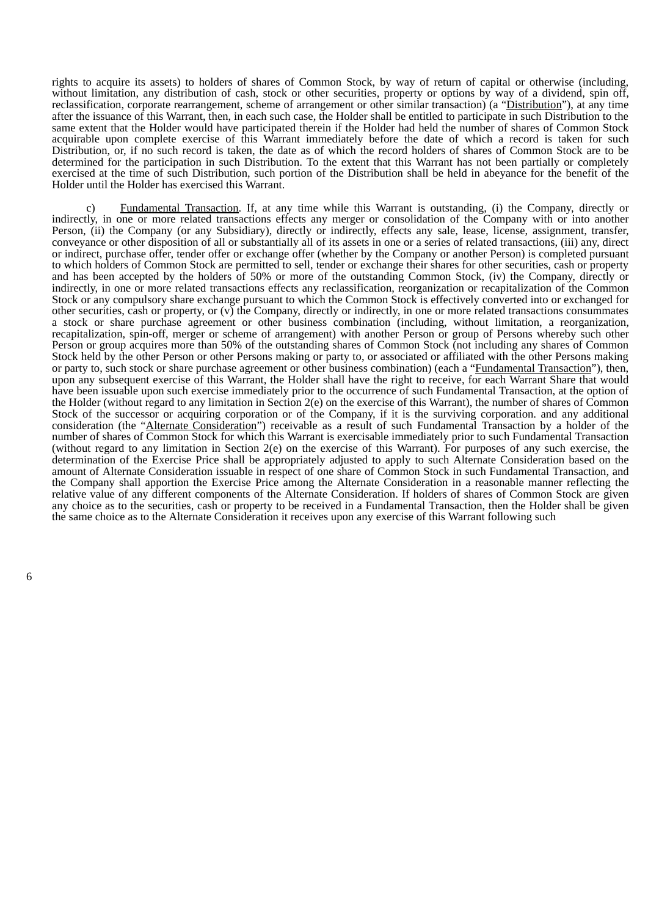rights to acquire its assets) to holders of shares of Common Stock, by way of return of capital or otherwise (including, without limitation, any distribution of cash, stock or other securities, property or options by way of a dividend, spin off, reclassification, corporate rearrangement, scheme of arrangement or other similar transaction) (a "Distribution"), at any time after the issuance of this Warrant, then, in each such case, the Holder shall be entitled to participate in such Distribution to the same extent that the Holder would have participated therein if the Holder had held the number of shares of Common Stock acquirable upon complete exercise of this Warrant immediately before the date of which a record is taken for such Distribution, or, if no such record is taken, the date as of which the record holders of shares of Common Stock are to be determined for the participation in such Distribution. To the extent that this Warrant has not been partially or completely exercised at the time of such Distribution, such portion of the Distribution shall be held in abeyance for the benefit of the Holder until the Holder has exercised this Warrant.

c) Fundamental Transaction. If, at any time while this Warrant is outstanding, (i) the Company, directly or indirectly, in one or more related transactions effects any merger or consolidation of the Company with or into another Person, (ii) the Company (or any Subsidiary), directly or indirectly, effects any sale, lease, license, assignment, transfer, conveyance or other disposition of all or substantially all of its assets in one or a series of related transactions, (iii) any, direct or indirect, purchase offer, tender offer or exchange offer (whether by the Company or another Person) is completed pursuant to which holders of Common Stock are permitted to sell, tender or exchange their shares for other securities, cash or property and has been accepted by the holders of 50% or more of the outstanding Common Stock, (iv) the Company, directly or indirectly, in one or more related transactions effects any reclassification, reorganization or recapitalization of the Common Stock or any compulsory share exchange pursuant to which the Common Stock is effectively converted into or exchanged for other securities, cash or property, or (v) the Company, directly or indirectly, in one or more related transactions consummates a stock or share purchase agreement or other business combination (including, without limitation, a reorganization, recapitalization, spin-off, merger or scheme of arrangement) with another Person or group of Persons whereby such other Person or group acquires more than 50% of the outstanding shares of Common Stock (not including any shares of Common Stock held by the other Person or other Persons making or party to, or associated or affiliated with the other Persons making or party to, such stock or share purchase agreement or other business combination) (each a "Fundamental Transaction"), then, upon any subsequent exercise of this Warrant, the Holder shall have the right to receive, for each Warrant Share that would have been issuable upon such exercise immediately prior to the occurrence of such Fundamental Transaction, at the option of the Holder (without regard to any limitation in Section 2(e) on the exercise of this Warrant), the number of shares of Common Stock of the successor or acquiring corporation or of the Company, if it is the surviving corporation. and any additional consideration (the "Alternate Consideration") receivable as a result of such Fundamental Transaction by a holder of the number of shares of Common Stock for which this Warrant is exercisable immediately prior to such Fundamental Transaction (without regard to any limitation in Section 2(e) on the exercise of this Warrant). For purposes of any such exercise, the determination of the Exercise Price shall be appropriately adjusted to apply to such Alternate Consideration based on the amount of Alternate Consideration issuable in respect of one share of Common Stock in such Fundamental Transaction, and the Company shall apportion the Exercise Price among the Alternate Consideration in a reasonable manner reflecting the relative value of any different components of the Alternate Consideration. If holders of shares of Common Stock are given any choice as to the securities, cash or property to be received in a Fundamental Transaction, then the Holder shall be given the same choice as to the Alternate Consideration it receives upon any exercise of this Warrant following such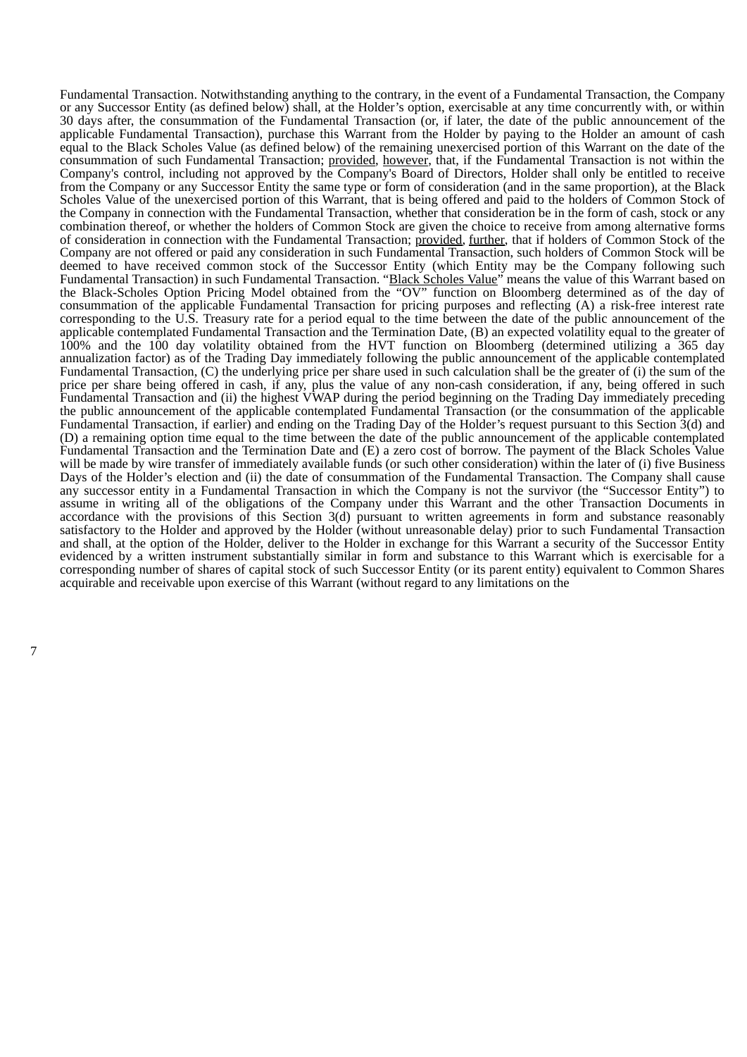Fundamental Transaction. Notwithstanding anything to the contrary, in the event of a Fundamental Transaction, the Company or any Successor Entity (as defined below) shall, at the Holder's option, exercisable at any time concurrently with, or within 30 days after, the consummation of the Fundamental Transaction (or, if later, the date of the public announcement of the applicable Fundamental Transaction), purchase this Warrant from the Holder by paying to the Holder an amount of cash equal to the Black Scholes Value (as defined below) of the remaining unexercised portion of this Warrant on the date of the consummation of such Fundamental Transaction; provided, however, that, if the Fundamental Transaction is not within the Company's control, including not approved by the Company's Board of Directors, Holder shall only be entitled to receive from the Company or any Successor Entity the same type or form of consideration (and in the same proportion), at the Black Scholes Value of the unexercised portion of this Warrant, that is being offered and paid to the holders of Common Stock of the Company in connection with the Fundamental Transaction, whether that consideration be in the form of cash, stock or any combination thereof, or whether the holders of Common Stock are given the choice to receive from among alternative forms of consideration in connection with the Fundamental Transaction; provided, further, that if holders of Common Stock of the Company are not offered or paid any consideration in such Fundamental Transaction, such holders of Common Stock will be deemed to have received common stock of the Successor Entity (which Entity may be the Company following such Fundamental Transaction) in such Fundamental Transaction. "Black Scholes Value" means the value of this Warrant based on the Black-Scholes Option Pricing Model obtained from the "OV" function on Bloomberg determined as of the day of consummation of the applicable Fundamental Transaction for pricing purposes and reflecting (A) a risk-free interest rate corresponding to the U.S. Treasury rate for a period equal to the time between the date of the public announcement of the applicable contemplated Fundamental Transaction and the Termination Date, (B) an expected volatility equal to the greater of 100% and the 100 day volatility obtained from the HVT function on Bloomberg (determined utilizing a 365 day annualization factor) as of the Trading Day immediately following the public announcement of the applicable contemplated Fundamental Transaction, (C) the underlying price per share used in such calculation shall be the greater of (i) the sum of the price per share being offered in cash, if any, plus the value of any non-cash consideration, if any, being offered in such Fundamental Transaction and (ii) the highest VWAP during the period beginning on the Trading Day immediately preceding the public announcement of the applicable contemplated Fundamental Transaction (or the consummation of the applicable Fundamental Transaction, if earlier) and ending on the Trading Day of the Holder's request pursuant to this Section 3(d) and (D) a remaining option time equal to the time between the date of the public announcement of the applicable contemplated Fundamental Transaction and the Termination Date and (E) a zero cost of borrow. The payment of the Black Scholes Value will be made by wire transfer of immediately available funds (or such other consideration) within the later of (i) five Business Days of the Holder's election and (ii) the date of consummation of the Fundamental Transaction. The Company shall cause any successor entity in a Fundamental Transaction in which the Company is not the survivor (the "Successor Entity") to assume in writing all of the obligations of the Company under this Warrant and the other Transaction Documents in accordance with the provisions of this Section 3(d) pursuant to written agreements in form and substance reasonably satisfactory to the Holder and approved by the Holder (without unreasonable delay) prior to such Fundamental Transaction and shall, at the option of the Holder, deliver to the Holder in exchange for this Warrant a security of the Successor Entity evidenced by a written instrument substantially similar in form and substance to this Warrant which is exercisable for a corresponding number of shares of capital stock of such Successor Entity (or its parent entity) equivalent to Common Shares acquirable and receivable upon exercise of this Warrant (without regard to any limitations on the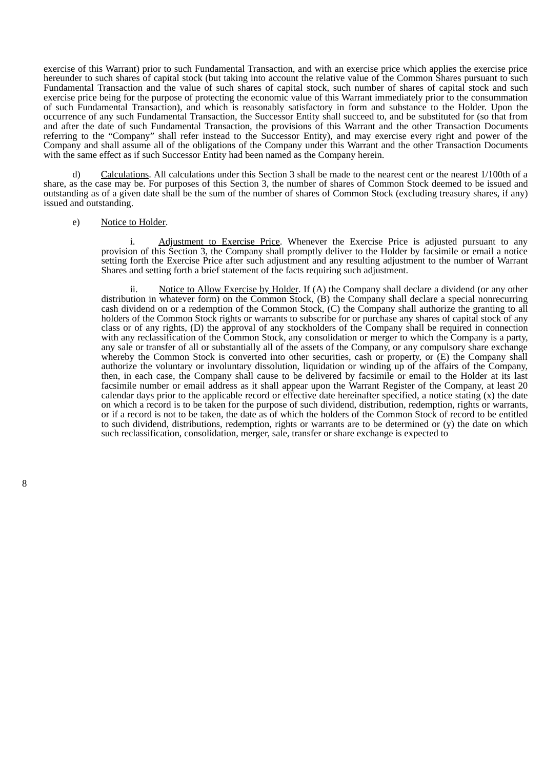exercise of this Warrant) prior to such Fundamental Transaction, and with an exercise price which applies the exercise price hereunder to such shares of capital stock (but taking into account the relative value of the Common Shares pursuant to such Fundamental Transaction and the value of such shares of capital stock, such number of shares of capital stock and such exercise price being for the purpose of protecting the economic value of this Warrant immediately prior to the consummation of such Fundamental Transaction), and which is reasonably satisfactory in form and substance to the Holder. Upon the occurrence of any such Fundamental Transaction, the Successor Entity shall succeed to, and be substituted for (so that from and after the date of such Fundamental Transaction, the provisions of this Warrant and the other Transaction Documents referring to the "Company" shall refer instead to the Successor Entity), and may exercise every right and power of the Company and shall assume all of the obligations of the Company under this Warrant and the other Transaction Documents with the same effect as if such Successor Entity had been named as the Company herein.

d) Calculations. All calculations under this Section 3 shall be made to the nearest cent or the nearest 1/100th of a share, as the case may be. For purposes of this Section 3, the number of shares of Common Stock deemed to be issued and outstanding as of a given date shall be the sum of the number of shares of Common Stock (excluding treasury shares, if any) issued and outstanding.

e) Notice to Holder.

i. Adjustment to Exercise Price. Whenever the Exercise Price is adjusted pursuant to any provision of this Section 3, the Company shall promptly deliver to the Holder by facsimile or email a notice setting forth the Exercise Price after such adjustment and any resulting adjustment to the number of Warrant Shares and setting forth a brief statement of the facts requiring such adjustment.

ii. Notice to Allow Exercise by Holder. If (A) the Company shall declare a dividend (or any other distribution in whatever form) on the Common Stock, (B) the Company shall declare a special nonrecurring cash dividend on or a redemption of the Common Stock, (C) the Company shall authorize the granting to all holders of the Common Stock rights or warrants to subscribe for or purchase any shares of capital stock of any class or of any rights, (D) the approval of any stockholders of the Company shall be required in connection with any reclassification of the Common Stock, any consolidation or merger to which the Company is a party, any sale or transfer of all or substantially all of the assets of the Company, or any compulsory share exchange whereby the Common Stock is converted into other securities, cash or property, or (E) the Company shall authorize the voluntary or involuntary dissolution, liquidation or winding up of the affairs of the Company, then, in each case, the Company shall cause to be delivered by facsimile or email to the Holder at its last facsimile number or email address as it shall appear upon the Warrant Register of the Company, at least 20 calendar days prior to the applicable record or effective date hereinafter specified, a notice stating (x) the date on which a record is to be taken for the purpose of such dividend, distribution, redemption, rights or warrants, or if a record is not to be taken, the date as of which the holders of the Common Stock of record to be entitled to such dividend, distributions, redemption, rights or warrants are to be determined or (y) the date on which such reclassification, consolidation, merger, sale, transfer or share exchange is expected to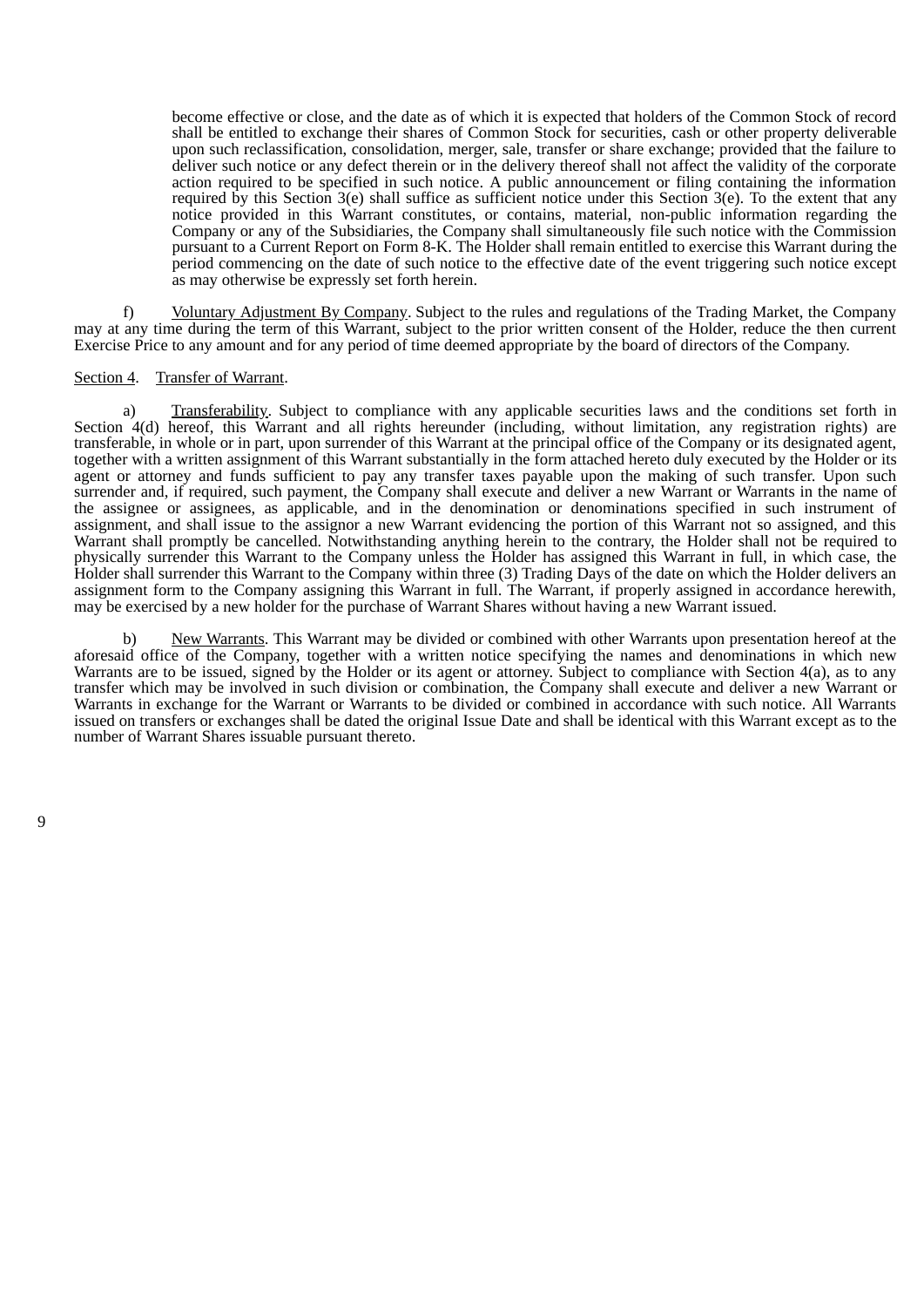become effective or close, and the date as of which it is expected that holders of the Common Stock of record shall be entitled to exchange their shares of Common Stock for securities, cash or other property deliverable upon such reclassification, consolidation, merger, sale, transfer or share exchange; provided that the failure to deliver such notice or any defect therein or in the delivery thereof shall not affect the validity of the corporate action required to be specified in such notice. A public announcement or filing containing the information required by this Section 3(e) shall suffice as sufficient notice under this Section 3(e). To the extent that any notice provided in this Warrant constitutes, or contains, material, non-public information regarding the Company or any of the Subsidiaries, the Company shall simultaneously file such notice with the Commission pursuant to a Current Report on Form 8-K. The Holder shall remain entitled to exercise this Warrant during the period commencing on the date of such notice to the effective date of the event triggering such notice except as may otherwise be expressly set forth herein.

f) Voluntary Adjustment By Company. Subject to the rules and regulations of the Trading Market, the Company may at any time during the term of this Warrant, subject to the prior written consent of the Holder, reduce the then current Exercise Price to any amount and for any period of time deemed appropriate by the board of directors of the Company.

Section 4. Transfer of Warrant.

a) Transferability. Subject to compliance with any applicable securities laws and the conditions set forth in Section 4(d) hereof, this Warrant and all rights hereunder (including, without limitation, any registration rights) are transferable, in whole or in part, upon surrender of this Warrant at the principal office of the Company or its designated agent, together with a written assignment of this Warrant substantially in the form attached hereto duly executed by the Holder or its agent or attorney and funds sufficient to pay any transfer taxes payable upon the making of such transfer. Upon such surrender and, if required, such payment, the Company shall execute and deliver a new Warrant or Warrants in the name of the assignee or assignees, as applicable, and in the denomination or denominations specified in such instrument of assignment, and shall issue to the assignor a new Warrant evidencing the portion of this Warrant not so assigned, and this Warrant shall promptly be cancelled. Notwithstanding anything herein to the contrary, the Holder shall not be required to physically surrender this Warrant to the Company unless the Holder has assigned this Warrant in full, in which case, the Holder shall surrender this Warrant to the Company within three (3) Trading Days of the date on which the Holder delivers an assignment form to the Company assigning this Warrant in full. The Warrant, if properly assigned in accordance herewith, may be exercised by a new holder for the purchase of Warrant Shares without having a new Warrant issued.

b) New Warrants. This Warrant may be divided or combined with other Warrants upon presentation hereof at the aforesaid office of the Company, together with a written notice specifying the names and denominations in which new Warrants are to be issued, signed by the Holder or its agent or attorney. Subject to compliance with Section 4(a), as to any transfer which may be involved in such division or combination, the Company shall execute and deliver a new Warrant or Warrants in exchange for the Warrant or Warrants to be divided or combined in accordance with such notice. All Warrants issued on transfers or exchanges shall be dated the original Issue Date and shall be identical with this Warrant except as to the number of Warrant Shares issuable pursuant thereto.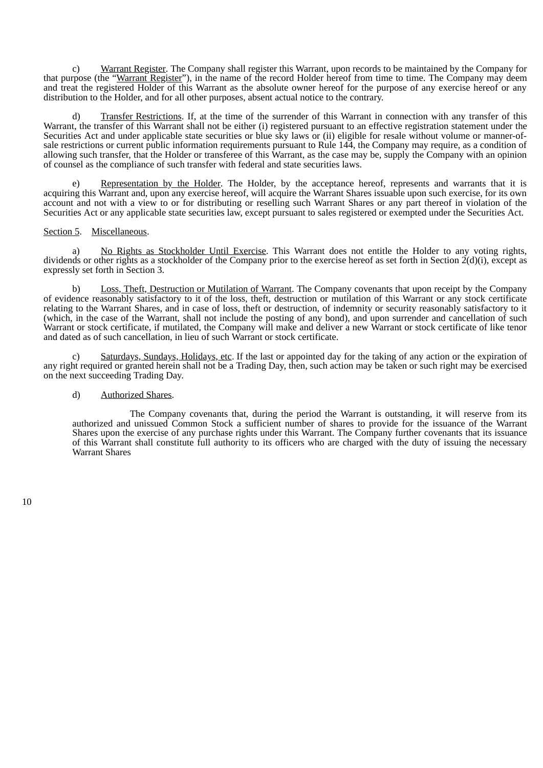c) Warrant Register. The Company shall register this Warrant, upon records to be maintained by the Company for that purpose (the "Warrant Register"), in the name of the record Holder hereof from time to time. The Company may deem and treat the registered Holder of this Warrant as the absolute owner hereof for the purpose of any exercise hereof or any distribution to the Holder, and for all other purposes, absent actual notice to the contrary.

d) Transfer Restrictions. If, at the time of the surrender of this Warrant in connection with any transfer of this Warrant, the transfer of this Warrant shall not be either (i) registered pursuant to an effective registration statement under the Securities Act and under applicable state securities or blue sky laws or (ii) eligible for resale without volume or manner-of-sale restrictions or current public information requirements pursuant to Rule 144, the Company may require, as a condition of allowing such transfer, that the Holder or transferee of this Warrant, as the case may be, supply the Company with an opinion of counsel as the compliance of such transfer with federal and state securities laws.

e) Representation by the Holder. The Holder, by the acceptance hereof, represents and warrants that it is acquiring this Warrant and, upon any exercise hereof, will acquire the Warrant Shares issuable upon such exercise, for its own account and not with a view to or for distributing or reselling such Warrant Shares or any part thereof in violation of the Securities Act or any applicable state securities law, except pursuant to sales registered or exempted under the Securities Act.

Section 5. Miscellaneous.

a) No Rights as Stockholder Until Exercise. This Warrant does not entitle the Holder to any voting rights, dividends or other rights as a stockholder of the Company prior to the exercise hereof as set forth in Section 2(d)(i), except as expressly set forth in Section 3.

b) Loss, Theft, Destruction or Mutilation of Warrant. The Company covenants that upon receipt by the Company of evidence reasonably satisfactory to it of the loss, theft, destruction or mutilation of this Warrant or any stock certificate relating to the Warrant Shares, and in case of loss, theft or destruction, of indemnity or security reasonably satisfactory to it (which, in the case of the Warrant, shall not include the posting of any bond), and upon surrender and cancellation of such Warrant or stock certificate, if mutilated, the Company will make and deliver a new Warrant or stock certificate of like tenor and dated as of such cancellation, in lieu of such Warrant or stock certificate.

c) Saturdays, Sundays, Holidays, etc. If the last or appointed day for the taking of any action or the expiration of any right required or granted herein shall not be a Trading Day, then, such action may be taken or such right may be exercised on the next succeeding Trading Day.

d) Authorized Shares.

The Company covenants that, during the period the Warrant is outstanding, it will reserve from its authorized and unissued Common Stock a sufficient number of shares to provide for the issuance of the Warrant Shares upon the exercise of any purchase rights under this Warrant. The Company further covenants that its issuance of this Warrant shall constitute full authority to its officers who are charged with the duty of issuing the necessary Warrant Shares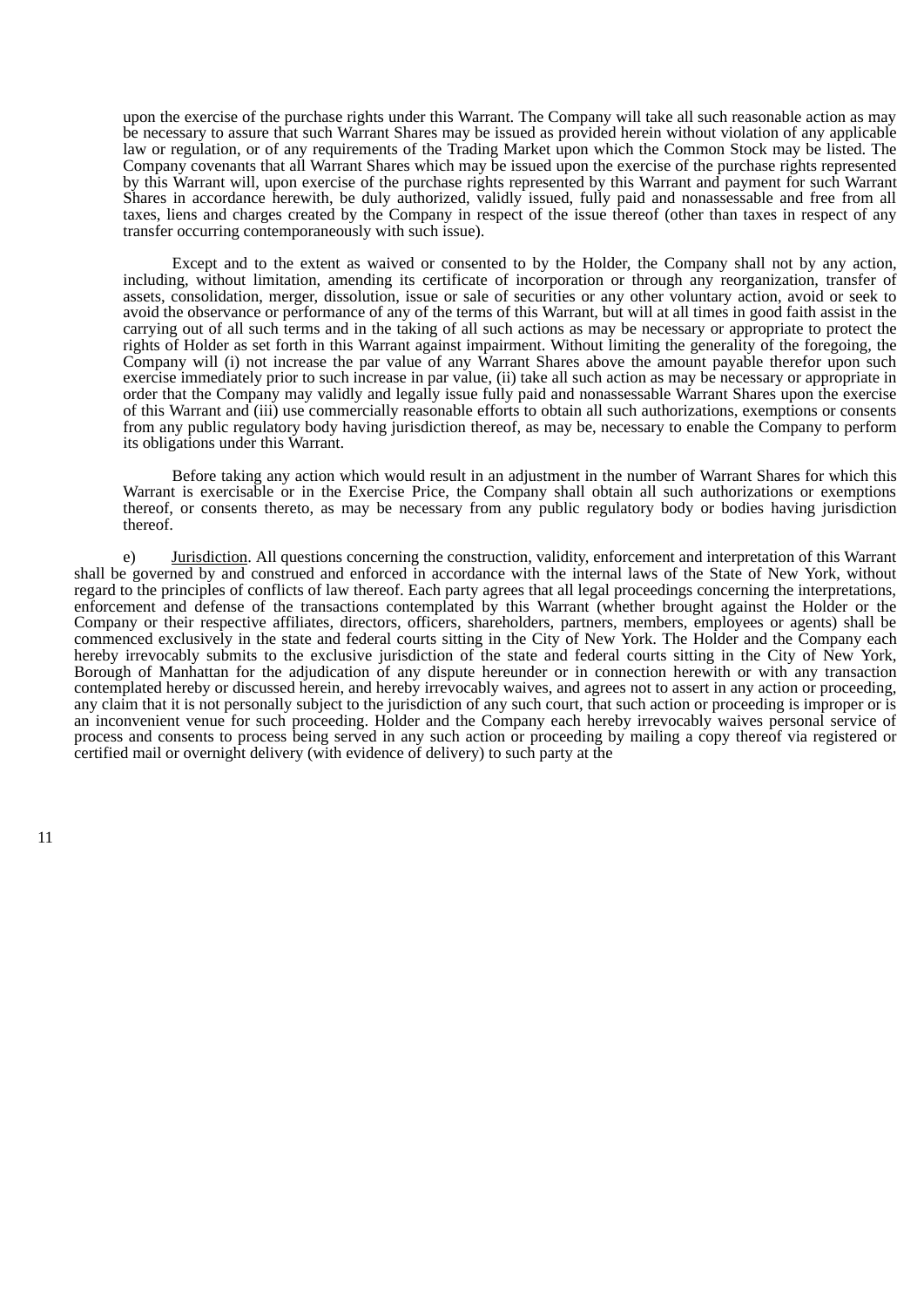upon the exercise of the purchase rights under this Warrant. The Company will take all such reasonable action as may be necessary to assure that such Warrant Shares may be issued as provided herein without violation of any applicable law or regulation, or of any requirements of the Trading Market upon which the Common Stock may be listed. The Company covenants that all Warrant Shares which may be issued upon the exercise of the purchase rights represented by this Warrant will, upon exercise of the purchase rights represented by this Warrant and payment for such Warrant Shares in accordance herewith, be duly authorized, validly issued, fully paid and nonassessable and free from all taxes, liens and charges created by the Company in respect of the issue thereof (other than taxes in respect of any transfer occurring contemporaneously with such issue).

Except and to the extent as waived or consented to by the Holder, the Company shall not by any action, including, without limitation, amending its certificate of incorporation or through any reorganization, transfer of assets, consolidation, merger, dissolution, issue or sale of securities or any other voluntary action, avoid or seek to avoid the observance or performance of any of the terms of this Warrant, but will at all times in good faith assist in the carrying out of all such terms and in the taking of all such actions as may be necessary or appropriate to protect the rights of Holder as set forth in this Warrant against impairment. Without limiting the generality of the foregoing, the Company will (i) not increase the par value of any Warrant Shares above the amount payable therefor upon such exercise immediately prior to such increase in par value, (ii) take all such action as may be necessary or appropriate in order that the Company may validly and legally issue fully paid and nonassessable Warrant Shares upon the exercise of this Warrant and (iii) use commercially reasonable efforts to obtain all such authorizations, exemptions or consents from any public regulatory body having jurisdiction thereof, as may be, necessary to enable the Company to perform its obligations under this Warrant.

Before taking any action which would result in an adjustment in the number of Warrant Shares for which this Warrant is exercisable or in the Exercise Price, the Company shall obtain all such authorizations or exemptions thereof, or consents thereto, as may be necessary from any public regulatory body or bodies having jurisdiction thereof.

e) Jurisdiction. All questions concerning the construction, validity, enforcement and interpretation of this Warrant shall be governed by and construed and enforced in accordance with the internal laws of the State of New York, without regard to the principles of conflicts of law thereof. Each party agrees that all legal proceedings concerning the interpretations, enforcement and defense of the transactions contemplated by this Warrant (whether brought against the Holder or the Company or their respective affiliates, directors, officers, shareholders, partners, members, employees or agents) shall be commenced exclusively in the state and federal courts sitting in the City of New York. The Holder and the Company each hereby irrevocably submits to the exclusive jurisdiction of the state and federal courts sitting in the City of New York, Borough of Manhattan for the adjudication of any dispute hereunder or in connection herewith or with any transaction contemplated hereby or discussed herein, and hereby irrevocably waives, and agrees not to assert in any action or proceeding, any claim that it is not personally subject to the jurisdiction of any such court, that such action or proceeding is improper or is an inconvenient venue for such proceeding. Holder and the Company each hereby irrevocably waives personal service of process and consents to process being served in any such action or proceeding by mailing a copy thereof via registered or certified mail or overnight delivery (with evidence of delivery) to such party at the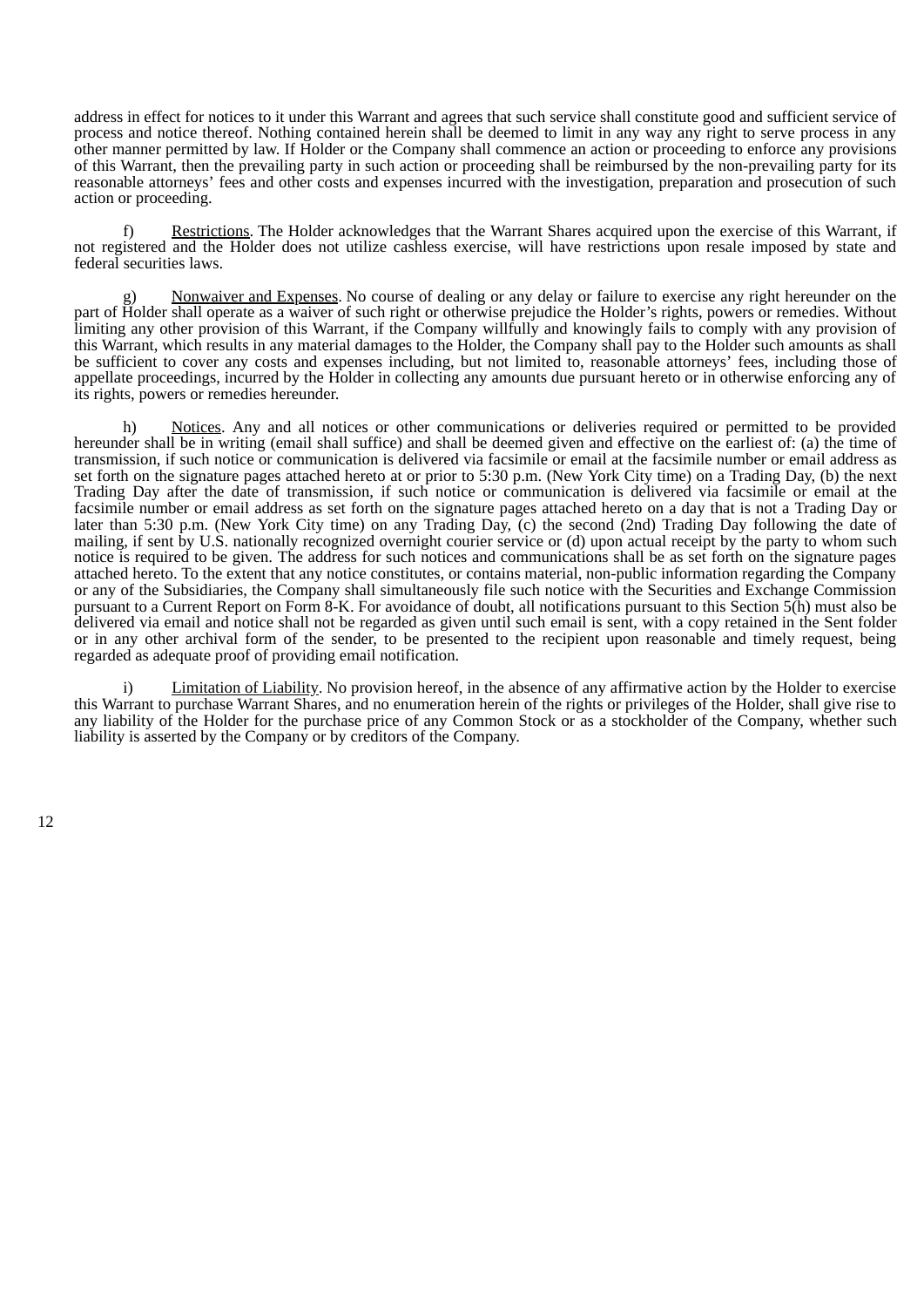address in effect for notices to it under this Warrant and agrees that such service shall constitute good and sufficient service of process and notice thereof. Nothing contained herein shall be deemed to limit in any way any right to serve process in any other manner permitted by law. If Holder or the Company shall commence an action or proceeding to enforce any provisions of this Warrant, then the prevailing party in such action or proceeding shall be reimbursed by the non-prevailing party for its reasonable attorneys' fees and other costs and expenses incurred with the investigation, preparation and prosecution of such action or proceeding.

f) Restrictions. The Holder acknowledges that the Warrant Shares acquired upon the exercise of this Warrant, if not registered and the Holder does not utilize cashless exercise, will have restrictions upon resale imposed by state and federal securities laws.

g) Nonwaiver and Expenses. No course of dealing or any delay or failure to exercise any right hereunder on the part of Holder shall operate as a waiver of such right or otherwise prejudice the Holder's rights, powers or remedies. Without limiting any other provision of this Warrant, if the Company willfully and knowingly fails to comply with any provision of this Warrant, which results in any material damages to the Holder, the Company shall pay to the Holder such amounts as shall be sufficient to cover any costs and expenses including, but not limited to, reasonable attorneys' fees, including those of appellate proceedings, incurred by the Holder in collecting any amounts due pursuant hereto or in otherwise enforcing any of its rights, powers or remedies hereunder.

h) Notices. Any and all notices or other communications or deliveries required or permitted to be provided hereunder shall be in writing (email shall suffice) and shall be deemed given and effective on the earliest of: (a) the time of transmission, if such notice or communication is delivered via facsimile or email at the facsimile number or email address as set forth on the signature pages attached hereto at or prior to 5:30 p.m. (New York City time) on a Trading Day, (b) the next Trading Day after the date of transmission, if such notice or communication is delivered via facsimile or email at the facsimile number or email address as set forth on the signature pages attached hereto on a day that is not a Trading Day or later than 5:30 p.m. (New York City time) on any Trading Day, (c) the second (2nd) Trading Day following the date of mailing, if sent by U.S. nationally recognized overnight courier service or (d) upon actual receipt by the party to whom such notice is required to be given. The address for such notices and communications shall be as set forth on the signature pages attached hereto. To the extent that any notice constitutes, or contains material, non-public information regarding the Company or any of the Subsidiaries, the Company shall simultaneously file such notice with the Securities and Exchange Commission pursuant to a Current Report on Form 8-K. For avoidance of doubt, all notifications pursuant to this Section 5(h) must also be delivered via email and notice shall not be regarded as given until such email is sent, with a copy retained in the Sent folder or in any other archival form of the sender, to be presented to the recipient upon reasonable and timely request, being regarded as adequate proof of providing email notification.

i) Limitation of Liability. No provision hereof, in the absence of any affirmative action by the Holder to exercise this Warrant to purchase Warrant Shares, and no enumeration herein of the rights or privileges of the Holder, shall give rise to any liability of the Holder for the purchase price of any Common Stock or as a stockholder of the Company, whether such liability is asserted by the Company or by creditors of the Company.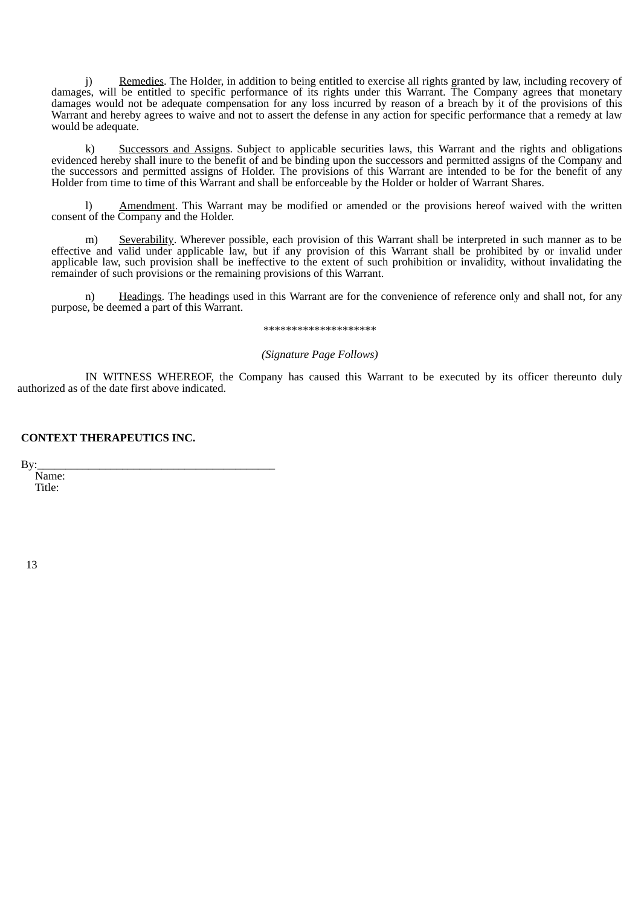j) Remedies. The Holder, in addition to being entitled to exercise all rights granted by law, including recovery of damages, will be entitled to specific performance of its rights under this Warrant. The Company agrees that monetary damages would not be adequate compensation for any loss incurred by reason of a breach by it of the provisions of this Warrant and hereby agrees to waive and not to assert the defense in any action for specific performance that a remedy at law would be adequate.

k) Successors and Assigns. Subject to applicable securities laws, this Warrant and the rights and obligations evidenced hereby shall inure to the benefit of and be binding upon the successors and permitted assigns of the Company and the successors and permitted assigns of Holder. The provisions of this Warrant are intended to be for the benefit of any Holder from time to time of this Warrant and shall be enforceable by the Holder or holder of Warrant Shares.

l) Amendment. This Warrant may be modified or amended or the provisions hereof waived with the written consent of the Company and the Holder.

m) Severability. Wherever possible, each provision of this Warrant shall be interpreted in such manner as to be effective and valid under applicable law, but if any provision of this Warrant shall be prohibited by or invalid under applicable law, such provision shall be ineffective to the extent of such prohibition or invalidity, without invalidating the remainder of such provisions or the remaining provisions of this Warrant.

n) Headings. The headings used in this Warrant are for the convenience of reference only and shall not, for any purpose, be deemed a part of this Warrant.

********************

*(Signature Page Follows)*

IN WITNESS WHEREOF, the Company has caused this Warrant to be executed by its officer thereunto duly authorized as of the date first above indicated.

**CONTEXT THERAPEUTICS INC.**

By:\_\_\_\_\_\_\_\_\_\_\_\_\_\_\_\_\_\_\_\_\_\_\_\_\_\_\_\_\_\_\_\_\_\_\_\_\_\_\_\_\_\_
Name:
Title: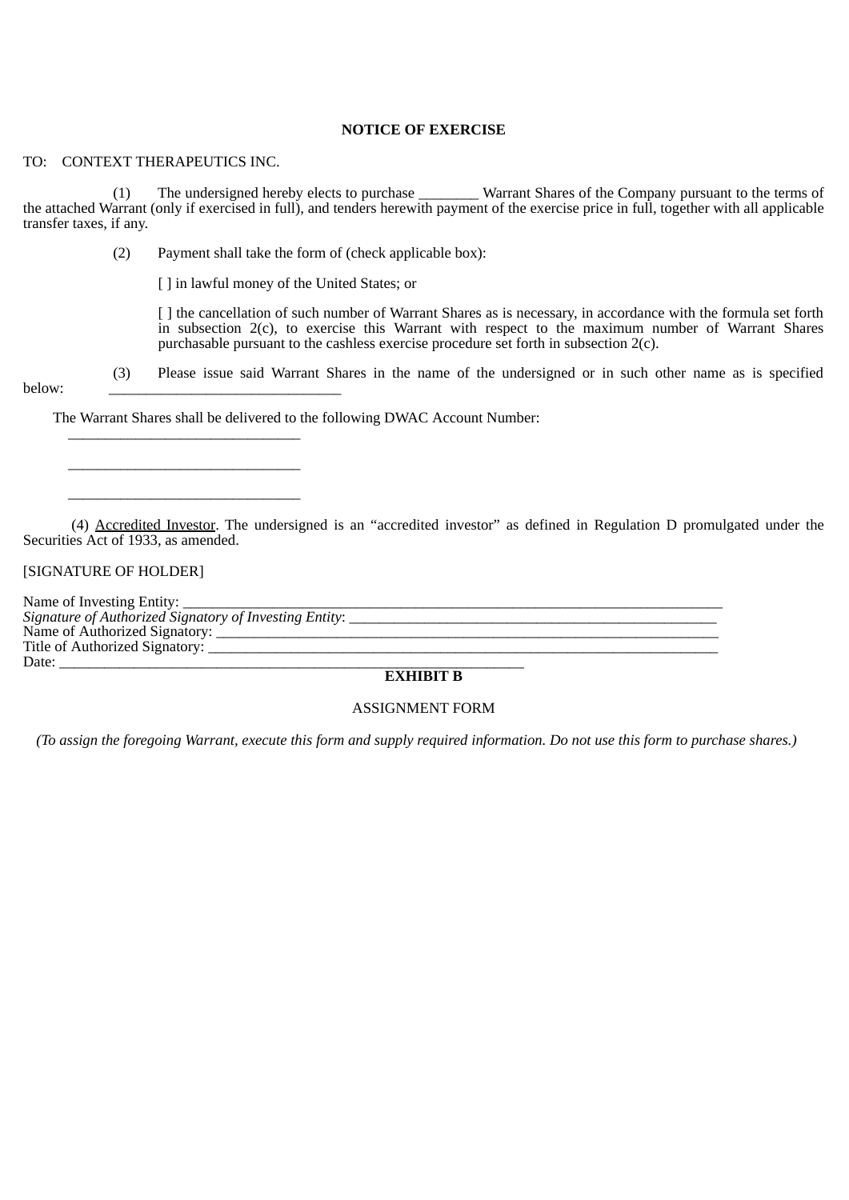**NOTICE OF EXERCISE**

TO: CONTEXT THERAPEUTICS INC.

(1) The undersigned hereby elects to purchase ________ Warrant Shares of the Company pursuant to the terms of the attached Warrant (only if exercised in full), and tenders herewith payment of the exercise price in full, together with all applicable transfer taxes, if any.

(2) Payment shall take the form of (check applicable box):

[ ] in lawful money of the United States; or

[ ] the cancellation of such number of Warrant Shares as is necessary, in accordance with the formula set forth in subsection 2(c), to exercise this Warrant with respect to the maximum number of Warrant Shares purchasable pursuant to the cashless exercise procedure set forth in subsection 2(c).

(3) Please issue said Warrant Shares in the name of the undersigned or in such other name as is specified below: _______________________________

The Warrant Shares shall be delivered to the following DWAC Account Number:

_______________________________

_______________________________

_______________________________

(4) Accredited Investor. The undersigned is an "accredited investor" as defined in Regulation D promulgated under the Securities Act of 1933, as amended.

[SIGNATURE OF HOLDER]

Name of Investing Entity: ____________________________________________________________________________
*Signature of Authorized Signatory of Investing Entity*: ___________________________________________________
Name of Authorized Signatory: _______________________________________________________________________
Title of Authorized Signatory: ________________________________________________________________________
Date: _________________________________________________________________

**EXHIBIT B**

ASSIGNMENT FORM

*(To assign the foregoing Warrant, execute this form and supply required information. Do not use this form to purchase shares.)*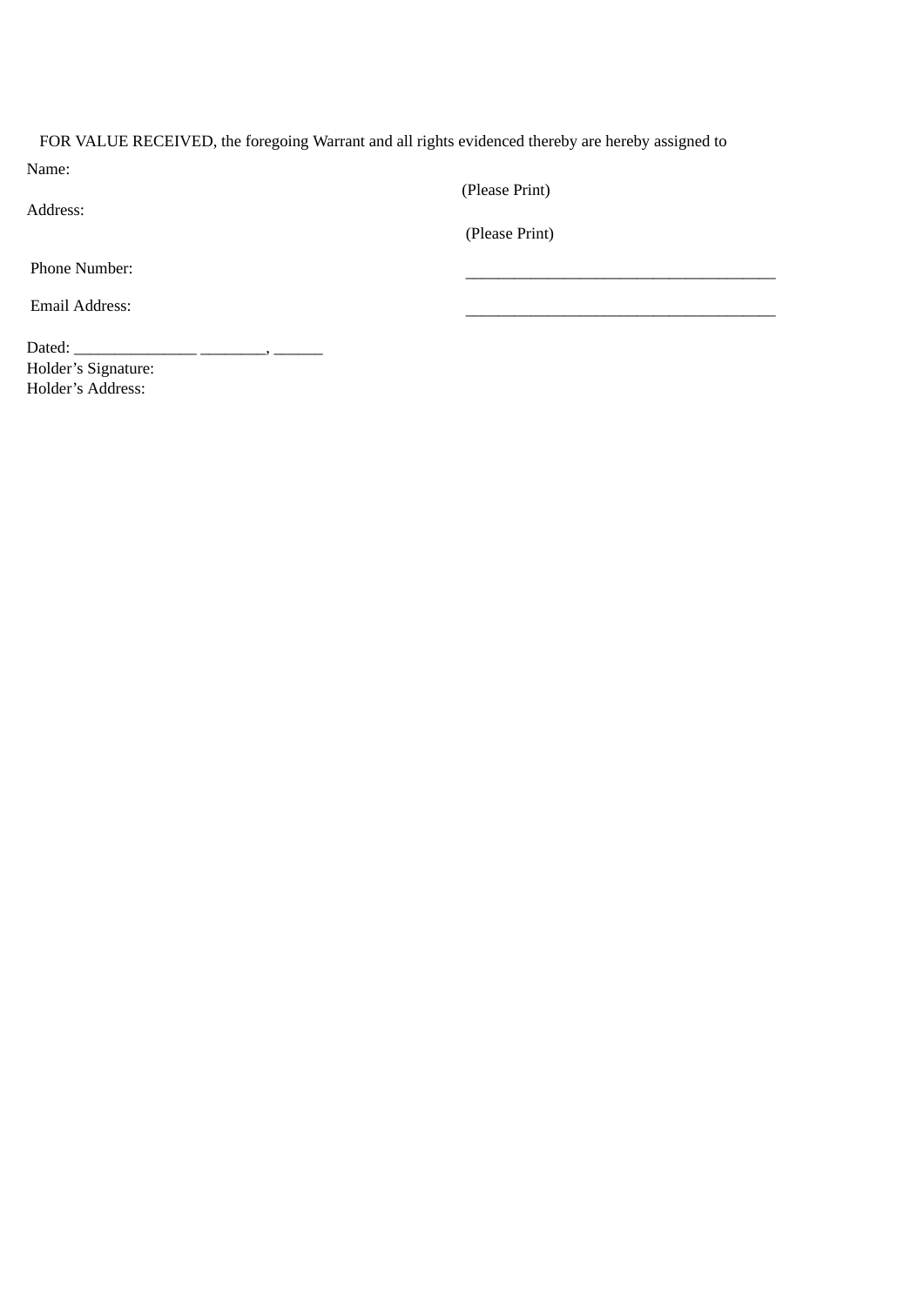FOR VALUE RECEIVED, the foregoing Warrant and all rights evidenced thereby are hereby assigned to

Name:

(Please Print)

Address:

(Please Print)

Phone Number: ______________________________________

Email Address: ______________________________________

Dated: _______________ ________, ______

Holder’s Signature:

Holder’s Address: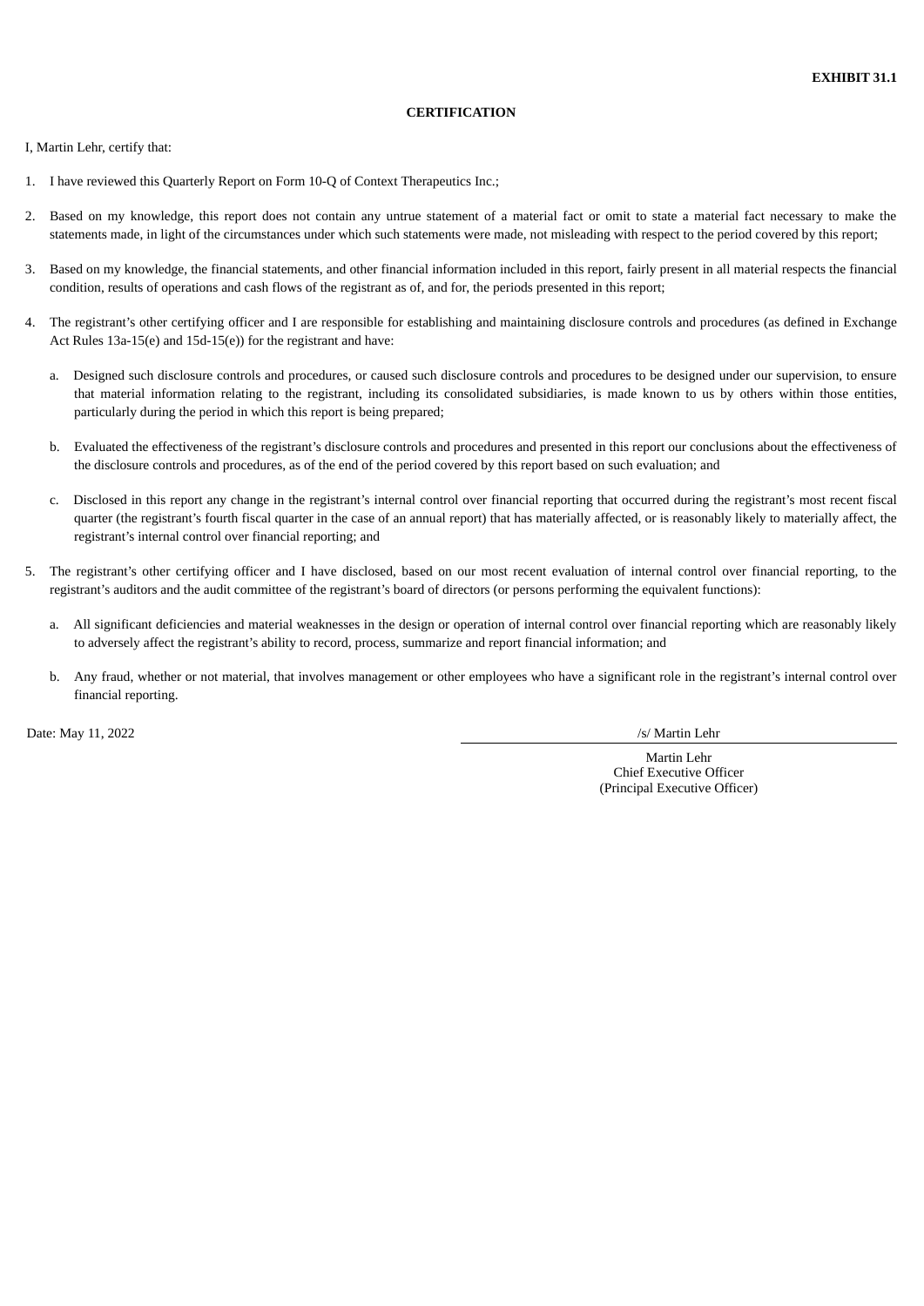**EXHIBIT 31.1**

**CERTIFICATION**

I, Martin Lehr, certify that:

1. I have reviewed this Quarterly Report on Form 10-Q of Context Therapeutics Inc.;

2. Based on my knowledge, this report does not contain any untrue statement of a material fact or omit to state a material fact necessary to make the statements made, in light of the circumstances under which such statements were made, not misleading with respect to the period covered by this report;

3. Based on my knowledge, the financial statements, and other financial information included in this report, fairly present in all material respects the financial condition, results of operations and cash flows of the registrant as of, and for, the periods presented in this report;

4. The registrant's other certifying officer and I are responsible for establishing and maintaining disclosure controls and procedures (as defined in Exchange Act Rules 13a-15(e) and 15d-15(e)) for the registrant and have:

   a. Designed such disclosure controls and procedures, or caused such disclosure controls and procedures to be designed under our supervision, to ensure that material information relating to the registrant, including its consolidated subsidiaries, is made known to us by others within those entities, particularly during the period in which this report is being prepared;

   b. Evaluated the effectiveness of the registrant's disclosure controls and procedures and presented in this report our conclusions about the effectiveness of the disclosure controls and procedures, as of the end of the period covered by this report based on such evaluation; and

   c. Disclosed in this report any change in the registrant's internal control over financial reporting that occurred during the registrant's most recent fiscal quarter (the registrant's fourth fiscal quarter in the case of an annual report) that has materially affected, or is reasonably likely to materially affect, the registrant's internal control over financial reporting; and

5. The registrant's other certifying officer and I have disclosed, based on our most recent evaluation of internal control over financial reporting, to the registrant's auditors and the audit committee of the registrant's board of directors (or persons performing the equivalent functions):

   a. All significant deficiencies and material weaknesses in the design or operation of internal control over financial reporting which are reasonably likely to adversely affect the registrant's ability to record, process, summarize and report financial information; and

   b. Any fraud, whether or not material, that involves management or other employees who have a significant role in the registrant's internal control over financial reporting.

Date: May 11, 2022

/s/ Martin Lehr

Martin Lehr
Chief Executive Officer
(Principal Executive Officer)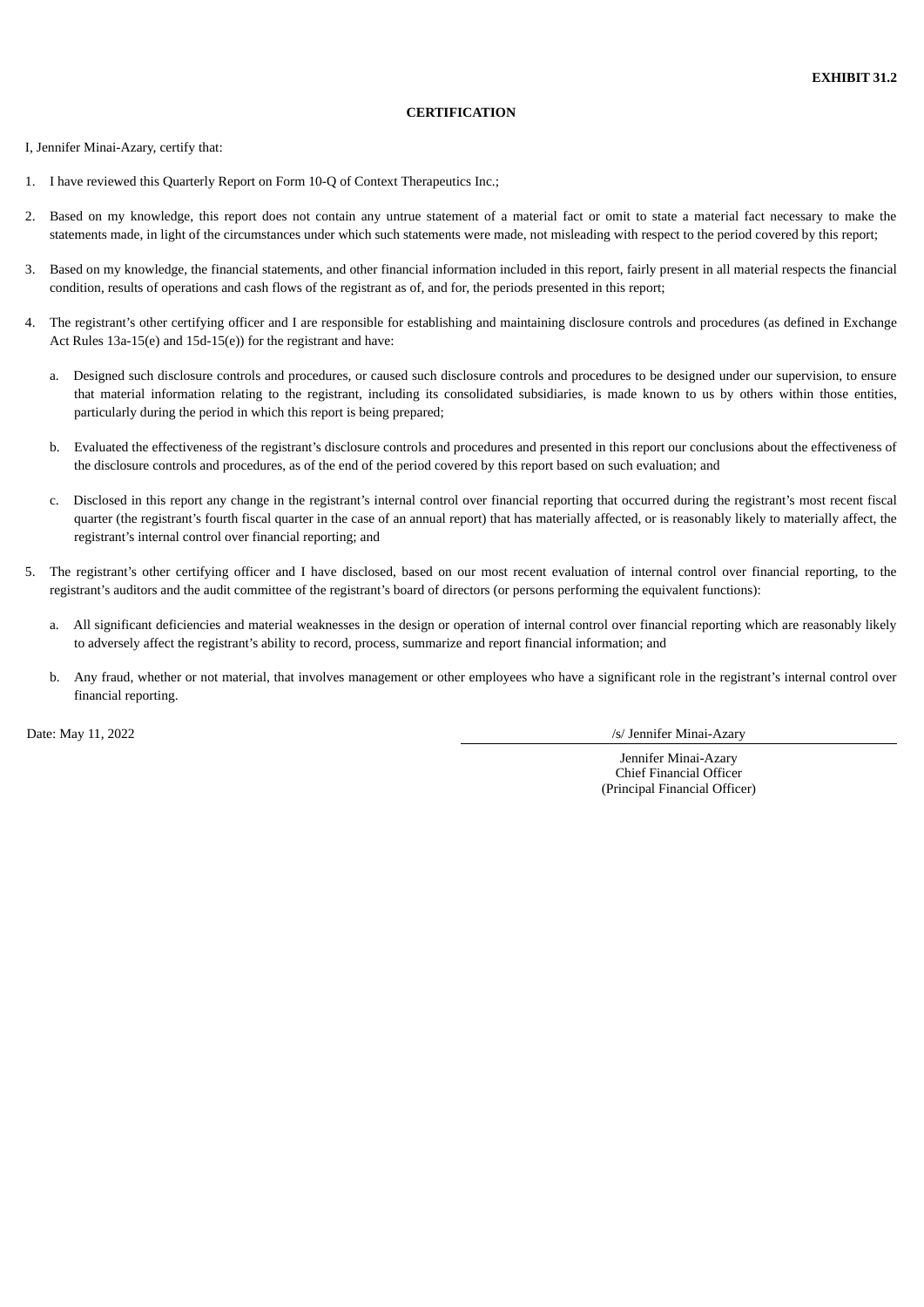**EXHIBIT 31.2**

**CERTIFICATION**

I, Jennifer Minai-Azary, certify that:

1. I have reviewed this Quarterly Report on Form 10-Q of Context Therapeutics Inc.;

2. Based on my knowledge, this report does not contain any untrue statement of a material fact or omit to state a material fact necessary to make the statements made, in light of the circumstances under which such statements were made, not misleading with respect to the period covered by this report;

3. Based on my knowledge, the financial statements, and other financial information included in this report, fairly present in all material respects the financial condition, results of operations and cash flows of the registrant as of, and for, the periods presented in this report;

4. The registrant's other certifying officer and I are responsible for establishing and maintaining disclosure controls and procedures (as defined in Exchange Act Rules 13a-15(e) and 15d-15(e)) for the registrant and have:

   a. Designed such disclosure controls and procedures, or caused such disclosure controls and procedures to be designed under our supervision, to ensure that material information relating to the registrant, including its consolidated subsidiaries, is made known to us by others within those entities, particularly during the period in which this report is being prepared;

   b. Evaluated the effectiveness of the registrant's disclosure controls and procedures and presented in this report our conclusions about the effectiveness of the disclosure controls and procedures, as of the end of the period covered by this report based on such evaluation; and

   c. Disclosed in this report any change in the registrant's internal control over financial reporting that occurred during the registrant's most recent fiscal quarter (the registrant's fourth fiscal quarter in the case of an annual report) that has materially affected, or is reasonably likely to materially affect, the registrant's internal control over financial reporting; and

5. The registrant's other certifying officer and I have disclosed, based on our most recent evaluation of internal control over financial reporting, to the registrant's auditors and the audit committee of the registrant's board of directors (or persons performing the equivalent functions):

   a. All significant deficiencies and material weaknesses in the design or operation of internal control over financial reporting which are reasonably likely to adversely affect the registrant's ability to record, process, summarize and report financial information; and

   b. Any fraud, whether or not material, that involves management or other employees who have a significant role in the registrant's internal control over financial reporting.

Date: May 11, 2022

/s/ Jennifer Minai-Azary

Jennifer Minai-Azary
Chief Financial Officer
(Principal Financial Officer)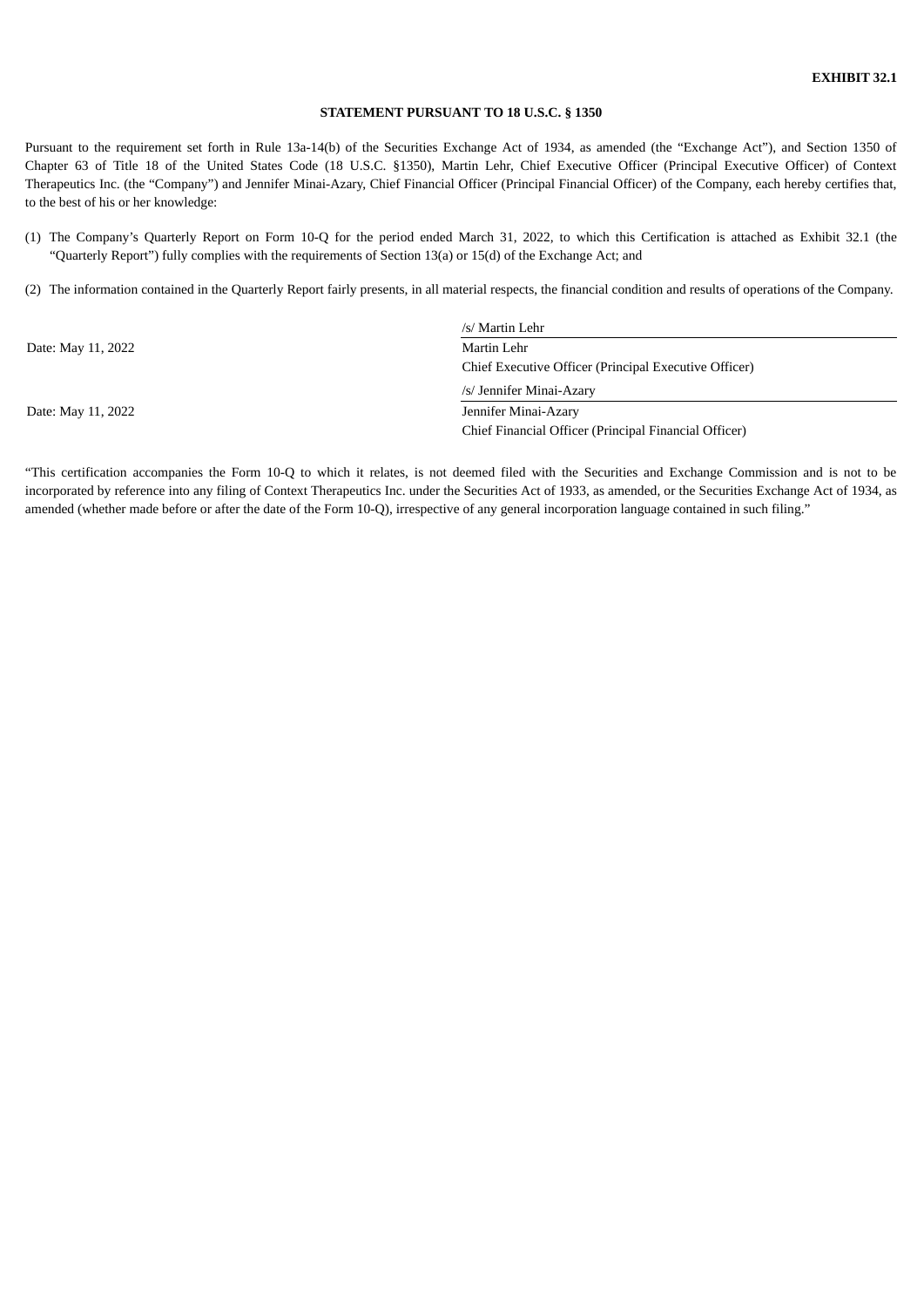**EXHIBIT 32.1**

**STATEMENT PURSUANT TO 18 U.S.C. § 1350**

Pursuant to the requirement set forth in Rule 13a-14(b) of the Securities Exchange Act of 1934, as amended (the "Exchange Act"), and Section 1350 of Chapter 63 of Title 18 of the United States Code (18 U.S.C. §1350), Martin Lehr, Chief Executive Officer (Principal Executive Officer) of Context Therapeutics Inc. (the "Company") and Jennifer Minai-Azary, Chief Financial Officer (Principal Financial Officer) of the Company, each hereby certifies that, to the best of his or her knowledge:

(1) The Company's Quarterly Report on Form 10-Q for the period ended March 31, 2022, to which this Certification is attached as Exhibit 32.1 (the "Quarterly Report") fully complies with the requirements of Section 13(a) or 15(d) of the Exchange Act; and

(2) The information contained in the Quarterly Report fairly presents, in all material respects, the financial condition and results of operations of the Company.

| | |
|---|---|
| | /s/ Martin Lehr |
| Date: May 11, 2022 | Martin Lehr |
| | Chief Executive Officer (Principal Executive Officer) |
| | /s/ Jennifer Minai-Azary |
| Date: May 11, 2022 | Jennifer Minai-Azary |
| | Chief Financial Officer (Principal Financial Officer) |

"This certification accompanies the Form 10-Q to which it relates, is not deemed filed with the Securities and Exchange Commission and is not to be incorporated by reference into any filing of Context Therapeutics Inc. under the Securities Act of 1933, as amended, or the Securities Exchange Act of 1934, as amended (whether made before or after the date of the Form 10-Q), irrespective of any general incorporation language contained in such filing."